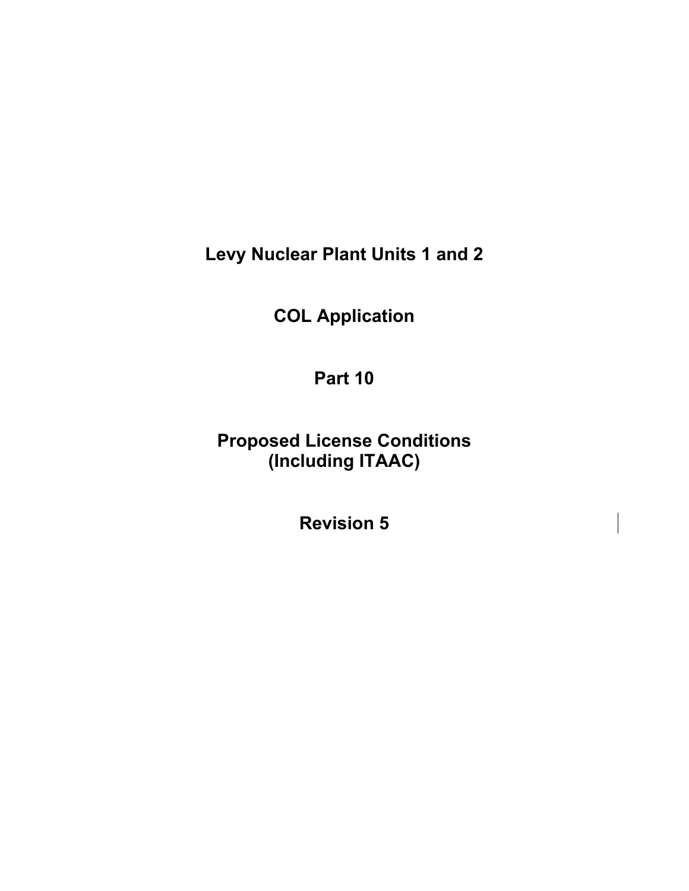# Levy Nuclear Plant Units 1 and 2

# COL Application

# Part 10

# Proposed License Conditions (Including ITAAC)

# Revision 5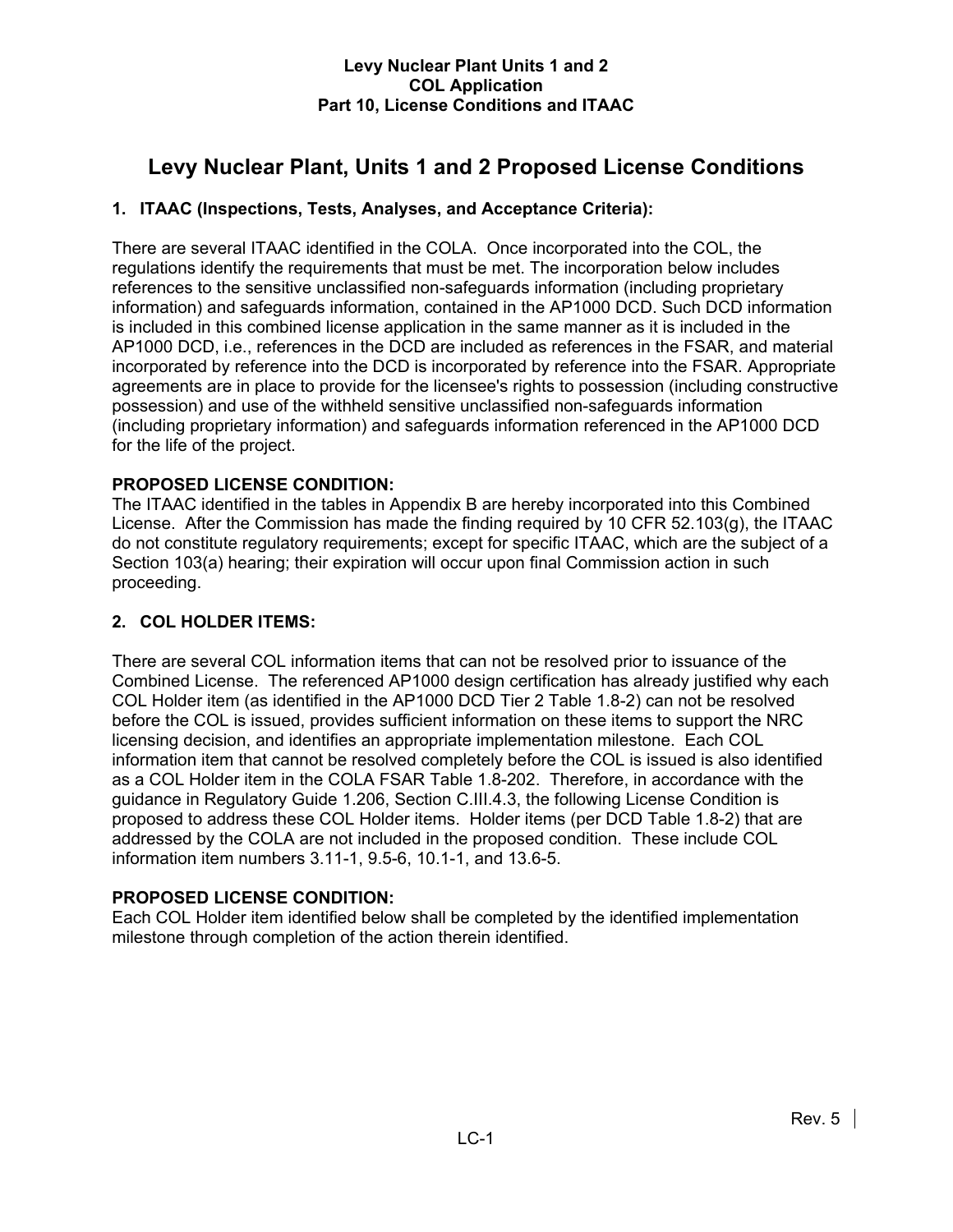# Levy Nuclear Plant, Units 1 and 2 Proposed License Conditions

## 1. ITAAC (Inspections, Tests, Analyses, and Acceptance Criteria):

There are several ITAAC identified in the COLA. Once incorporated into the COL, the regulations identify the requirements that must be met. The incorporation below includes references to the sensitive unclassified non-safeguards information (including proprietary information) and safeguards information, contained in the AP1000 DCD. Such DCD information is included in this combined license application in the same manner as it is included in the AP1000 DCD, i.e., references in the DCD are included as references in the FSAR, and material incorporated by reference into the DCD is incorporated by reference into the FSAR. Appropriate agreements are in place to provide for the licensee's rights to possession (including constructive possession) and use of the withheld sensitive unclassified non-safeguards information (including proprietary information) and safeguards information referenced in the AP1000 DCD for the life of the project.

**PROPOSED LICENSE CONDITION:**
The ITAAC identified in the tables in Appendix B are hereby incorporated into this Combined License. After the Commission has made the finding required by 10 CFR 52.103(g), the ITAAC do not constitute regulatory requirements; except for specific ITAAC, which are the subject of a Section 103(a) hearing; their expiration will occur upon final Commission action in such proceeding.

## 2. COL HOLDER ITEMS:

There are several COL information items that can not be resolved prior to issuance of the Combined License. The referenced AP1000 design certification has already justified why each COL Holder item (as identified in the AP1000 DCD Tier 2 Table 1.8-2) can not be resolved before the COL is issued, provides sufficient information on these items to support the NRC licensing decision, and identifies an appropriate implementation milestone. Each COL information item that cannot be resolved completely before the COL is issued is also identified as a COL Holder item in the COLA FSAR Table 1.8-202. Therefore, in accordance with the guidance in Regulatory Guide 1.206, Section C.III.4.3, the following License Condition is proposed to address these COL Holder items. Holder items (per DCD Table 1.8-2) that are addressed by the COLA are not included in the proposed condition. These include COL information item numbers 3.11-1, 9.5-6, 10.1-1, and 13.6-5.

**PROPOSED LICENSE CONDITION:**
Each COL Holder item identified below shall be completed by the identified implementation milestone through completion of the action therein identified.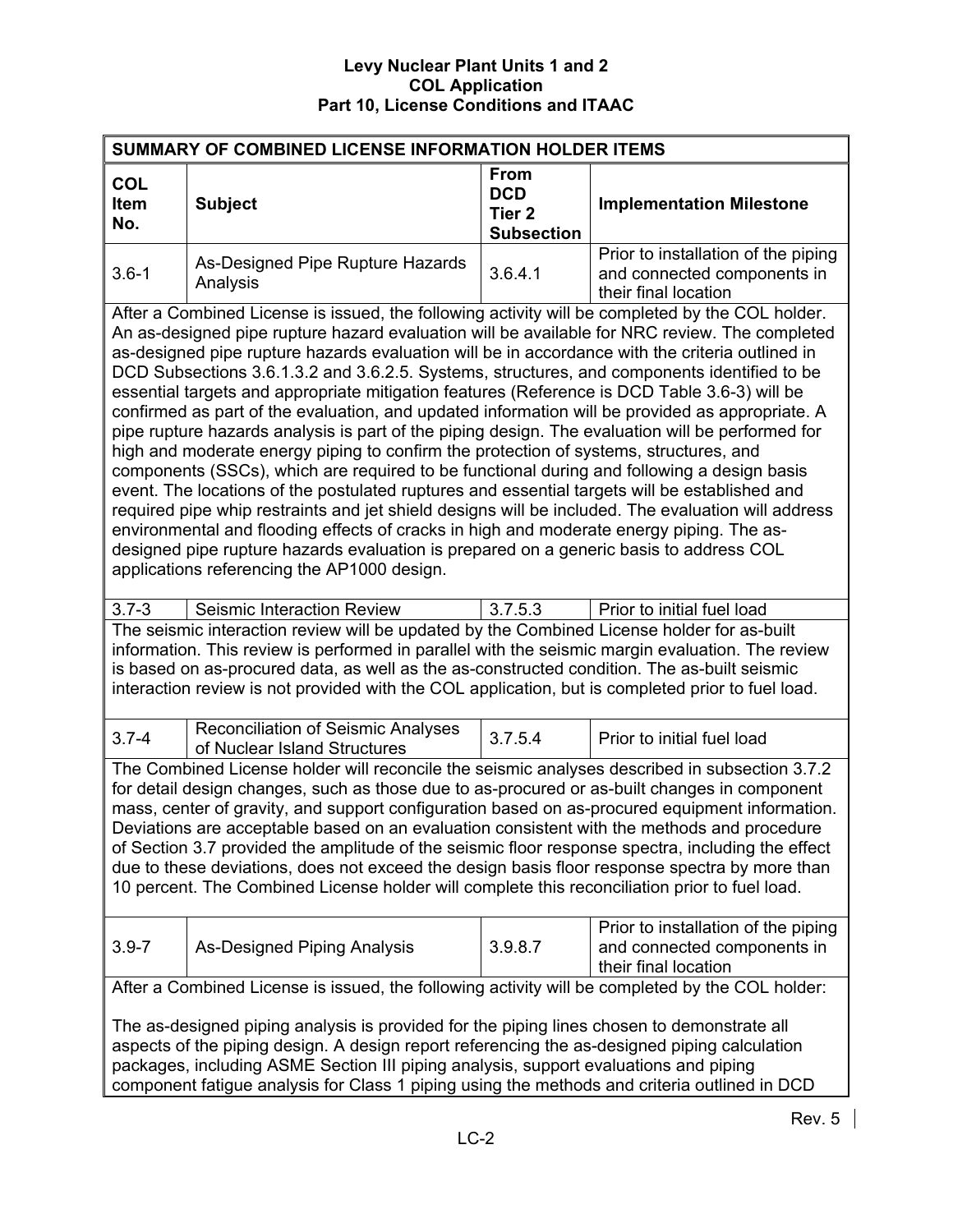| SUMMARY OF COMBINED LICENSE INFORMATION HOLDER ITEMS | | | |
|---|---|---|---|
| **COL Item No.** | **Subject** | **From DCD Tier 2 Subsection** | **Implementation Milestone** |
| 3.6-1 | As-Designed Pipe Rupture Hazards Analysis | 3.6.4.1 | Prior to installation of the piping and connected components in their final location |
| After a Combined License is issued, the following activity will be completed by the COL holder. An as-designed pipe rupture hazard evaluation will be available for NRC review. The completed as-designed pipe rupture hazards evaluation will be in accordance with the criteria outlined in DCD Subsections 3.6.1.3.2 and 3.6.2.5. Systems, structures, and components identified to be essential targets and appropriate mitigation features (Reference is DCD Table 3.6-3) will be confirmed as part of the evaluation, and updated information will be provided as appropriate. A pipe rupture hazards analysis is part of the piping design. The evaluation will be performed for high and moderate energy piping to confirm the protection of systems, structures, and components (SSCs), which are required to be functional during and following a design basis event. The locations of the postulated ruptures and essential targets will be established and required pipe whip restraints and jet shield designs will be included. The evaluation will address environmental and flooding effects of cracks in high and moderate energy piping. The as-designed pipe rupture hazards evaluation is prepared on a generic basis to address COL applications referencing the AP1000 design. | | | |
| 3.7-3 | Seismic Interaction Review | 3.7.5.3 | Prior to initial fuel load |
| The seismic interaction review will be updated by the Combined License holder for as-built information. This review is performed in parallel with the seismic margin evaluation. The review is based on as-procured data, as well as the as-constructed condition. The as-built seismic interaction review is not provided with the COL application, but is completed prior to fuel load. | | | |
| 3.7-4 | Reconciliation of Seismic Analyses of Nuclear Island Structures | 3.7.5.4 | Prior to initial fuel load |
| The Combined License holder will reconcile the seismic analyses described in subsection 3.7.2 for detail design changes, such as those due to as-procured or as-built changes in component mass, center of gravity, and support configuration based on as-procured equipment information. Deviations are acceptable based on an evaluation consistent with the methods and procedure of Section 3.7 provided the amplitude of the seismic floor response spectra, including the effect due to these deviations, does not exceed the design basis floor response spectra by more than 10 percent. The Combined License holder will complete this reconciliation prior to fuel load. | | | |
| 3.9-7 | As-Designed Piping Analysis | 3.9.8.7 | Prior to installation of the piping and connected components in their final location |
| After a Combined License is issued, the following activity will be completed by the COL holder: The as-designed piping analysis is provided for the piping lines chosen to demonstrate all aspects of the piping design. A design report referencing the as-designed piping calculation packages, including ASME Section III piping analysis, support evaluations and piping component fatigue analysis for Class 1 piping using the methods and criteria outlined in DCD | | | |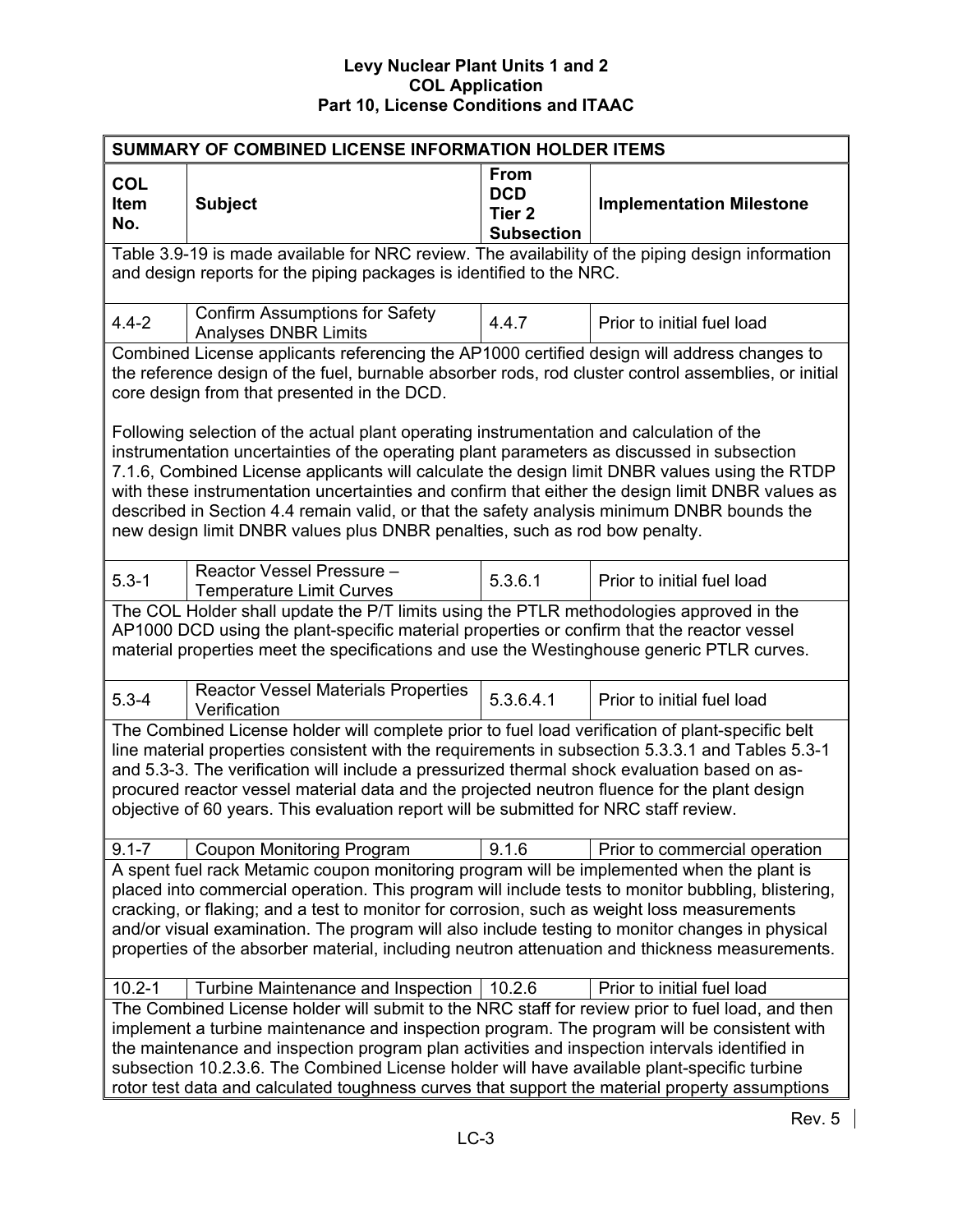| SUMMARY OF COMBINED LICENSE INFORMATION HOLDER ITEMS | | | |
|---|---|---|---|
| **COL Item No.** | **Subject** | **From DCD Tier 2 Subsection** | **Implementation Milestone** |
| Table 3.9-19 is made available for NRC review. The availability of the piping design information and design reports for the piping packages is identified to the NRC. | | | |
| 4.4-2 | Confirm Assumptions for Safety Analyses DNBR Limits | 4.4.7 | Prior to initial fuel load |
| Combined License applicants referencing the AP1000 certified design will address changes to the reference design of the fuel, burnable absorber rods, rod cluster control assemblies, or initial core design from that presented in the DCD.<br><br>Following selection of the actual plant operating instrumentation and calculation of the instrumentation uncertainties of the operating plant parameters as discussed in subsection 7.1.6, Combined License applicants will calculate the design limit DNBR values using the RTDP with these instrumentation uncertainties and confirm that either the design limit DNBR values as described in Section 4.4 remain valid, or that the safety analysis minimum DNBR bounds the new design limit DNBR values plus DNBR penalties, such as rod bow penalty. | | | |
| 5.3-1 | Reactor Vessel Pressure – Temperature Limit Curves | 5.3.6.1 | Prior to initial fuel load |
| The COL Holder shall update the P/T limits using the PTLR methodologies approved in the AP1000 DCD using the plant-specific material properties or confirm that the reactor vessel material properties meet the specifications and use the Westinghouse generic PTLR curves. | | | |
| 5.3-4 | Reactor Vessel Materials Properties Verification | 5.3.6.4.1 | Prior to initial fuel load |
| The Combined License holder will complete prior to fuel load verification of plant-specific belt line material properties consistent with the requirements in subsection 5.3.3.1 and Tables 5.3-1 and 5.3-3. The verification will include a pressurized thermal shock evaluation based on as-procured reactor vessel material data and the projected neutron fluence for the plant design objective of 60 years. This evaluation report will be submitted for NRC staff review. | | | |
| 9.1-7 | Coupon Monitoring Program | 9.1.6 | Prior to commercial operation |
| A spent fuel rack Metamic coupon monitoring program will be implemented when the plant is placed into commercial operation. This program will include tests to monitor bubbling, blistering, cracking, or flaking; and a test to monitor for corrosion, such as weight loss measurements and/or visual examination. The program will also include testing to monitor changes in physical properties of the absorber material, including neutron attenuation and thickness measurements. | | | |
| 10.2-1 | Turbine Maintenance and Inspection | 10.2.6 | Prior to initial fuel load |
| The Combined License holder will submit to the NRC staff for review prior to fuel load, and then implement a turbine maintenance and inspection program. The program will be consistent with the maintenance and inspection program plan activities and inspection intervals identified in subsection 10.2.3.6. The Combined License holder will have available plant-specific turbine rotor test data and calculated toughness curves that support the material property assumptions | | | |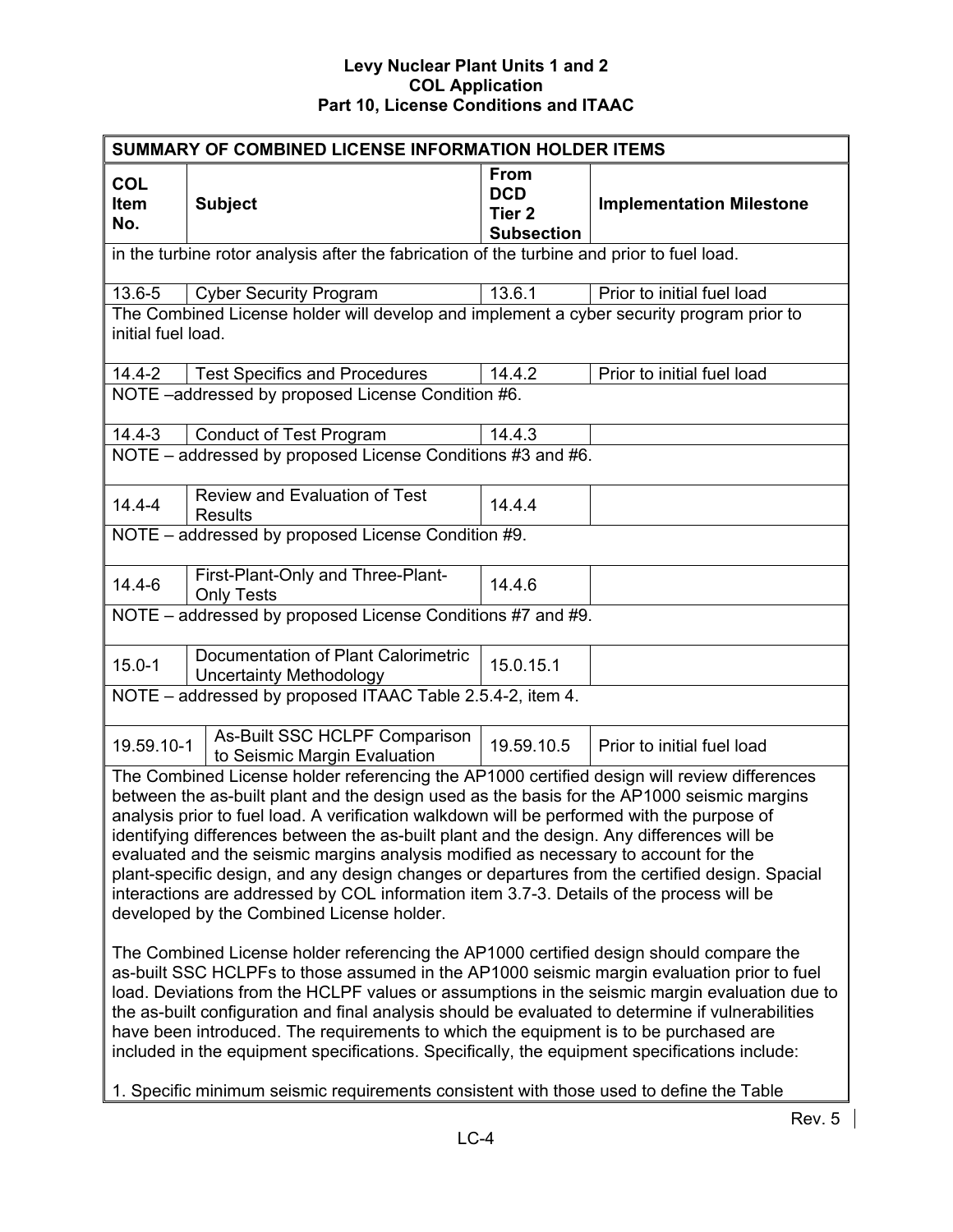| SUMMARY OF COMBINED LICENSE INFORMATION HOLDER ITEMS | | | |
|---|---|---|---|
| **COL Item No.** | **Subject** | **From DCD Tier 2 Subsection** | **Implementation Milestone** |
| in the turbine rotor analysis after the fabrication of the turbine and prior to fuel load. | | | |
| 13.6-5 | Cyber Security Program | 13.6.1 | Prior to initial fuel load |
| The Combined License holder will develop and implement a cyber security program prior to initial fuel load. | | | |
| 14.4-2 | Test Specifics and Procedures | 14.4.2 | Prior to initial fuel load |
| NOTE –addressed by proposed License Condition #6. | | | |
| 14.4-3 | Conduct of Test Program | 14.4.3 | |
| NOTE – addressed by proposed License Conditions #3 and #6. | | | |
| 14.4-4 | Review and Evaluation of Test Results | 14.4.4 | |
| NOTE – addressed by proposed License Condition #9. | | | |
| 14.4-6 | First-Plant-Only and Three-Plant-Only Tests | 14.4.6 | |
| NOTE – addressed by proposed License Conditions #7 and #9. | | | |
| 15.0-1 | Documentation of Plant Calorimetric Uncertainty Methodology | 15.0.15.1 | |
| NOTE – addressed by proposed ITAAC Table 2.5.4-2, item 4. | | | |
| 19.59.10-1 | As-Built SSC HCLPF Comparison to Seismic Margin Evaluation | 19.59.10.5 | Prior to initial fuel load |
| The Combined License holder referencing the AP1000 certified design will review differences between the as-built plant and the design used as the basis for the AP1000 seismic margins analysis prior to fuel load. A verification walkdown will be performed with the purpose of identifying differences between the as-built plant and the design. Any differences will be evaluated and the seismic margins analysis modified as necessary to account for the plant-specific design, and any design changes or departures from the certified design. Spacial interactions are addressed by COL information item 3.7-3. Details of the process will be developed by the Combined License holder.<br><br>The Combined License holder referencing the AP1000 certified design should compare the as-built SSC HCLPFs to those assumed in the AP1000 seismic margin evaluation prior to fuel load. Deviations from the HCLPF values or assumptions in the seismic margin evaluation due to the as-built configuration and final analysis should be evaluated to determine if vulnerabilities have been introduced. The requirements to which the equipment is to be purchased are included in the equipment specifications. Specifically, the equipment specifications include:<br><br>1. Specific minimum seismic requirements consistent with those used to define the Table | | | |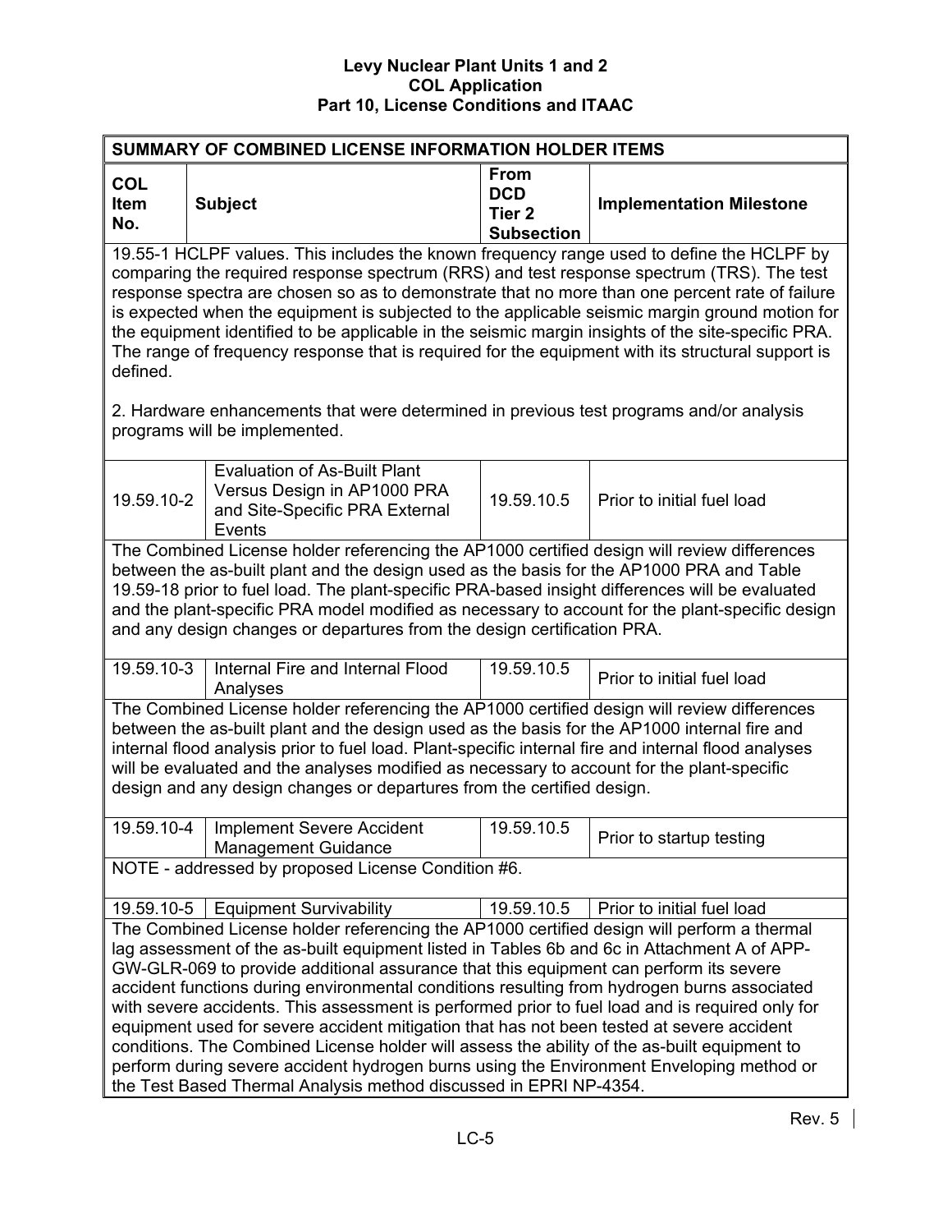## SUMMARY OF COMBINED LICENSE INFORMATION HOLDER ITEMS

| COL Item No. | Subject | From DCD Tier 2 Subsection | Implementation Milestone |
|---|---|---|---|
| 19.55-1 HCLPF values. This includes the known frequency range used to define the HCLPF by comparing the required response spectrum (RRS) and test response spectrum (TRS). The test response spectra are chosen so as to demonstrate that no more than one percent rate of failure is expected when the equipment is subjected to the applicable seismic margin ground motion for the equipment identified to be applicable in the seismic margin insights of the site-specific PRA. The range of frequency response that is required for the equipment with its structural support is defined.<br><br>2. Hardware enhancements that were determined in previous test programs and/or analysis programs will be implemented. | | | |
| 19.59.10-2 | Evaluation of As-Built Plant Versus Design in AP1000 PRA and Site-Specific PRA External Events | 19.59.10.5 | Prior to initial fuel load |
| The Combined License holder referencing the AP1000 certified design will review differences between the as-built plant and the design used as the basis for the AP1000 PRA and Table 19.59-18 prior to fuel load. The plant-specific PRA-based insight differences will be evaluated and the plant-specific PRA model modified as necessary to account for the plant-specific design and any design changes or departures from the design certification PRA. | | | |
| 19.59.10-3 | Internal Fire and Internal Flood Analyses | 19.59.10.5 | Prior to initial fuel load |
| The Combined License holder referencing the AP1000 certified design will review differences between the as-built plant and the design used as the basis for the AP1000 internal fire and internal flood analysis prior to fuel load. Plant-specific internal fire and internal flood analyses will be evaluated and the analyses modified as necessary to account for the plant-specific design and any design changes or departures from the certified design. | | | |
| 19.59.10-4 | Implement Severe Accident Management Guidance | 19.59.10.5 | Prior to startup testing |
| NOTE - addressed by proposed License Condition #6. | | | |
| 19.59.10-5 | Equipment Survivability | 19.59.10.5 | Prior to initial fuel load |
| The Combined License holder referencing the AP1000 certified design will perform a thermal lag assessment of the as-built equipment listed in Tables 6b and 6c in Attachment A of APP-GW-GLR-069 to provide additional assurance that this equipment can perform its severe accident functions during environmental conditions resulting from hydrogen burns associated with severe accidents. This assessment is performed prior to fuel load and is required only for equipment used for severe accident mitigation that has not been tested at severe accident conditions. The Combined License holder will assess the ability of the as-built equipment to perform during severe accident hydrogen burns using the Environment Enveloping method or the Test Based Thermal Analysis method discussed in EPRI NP-4354. | | | |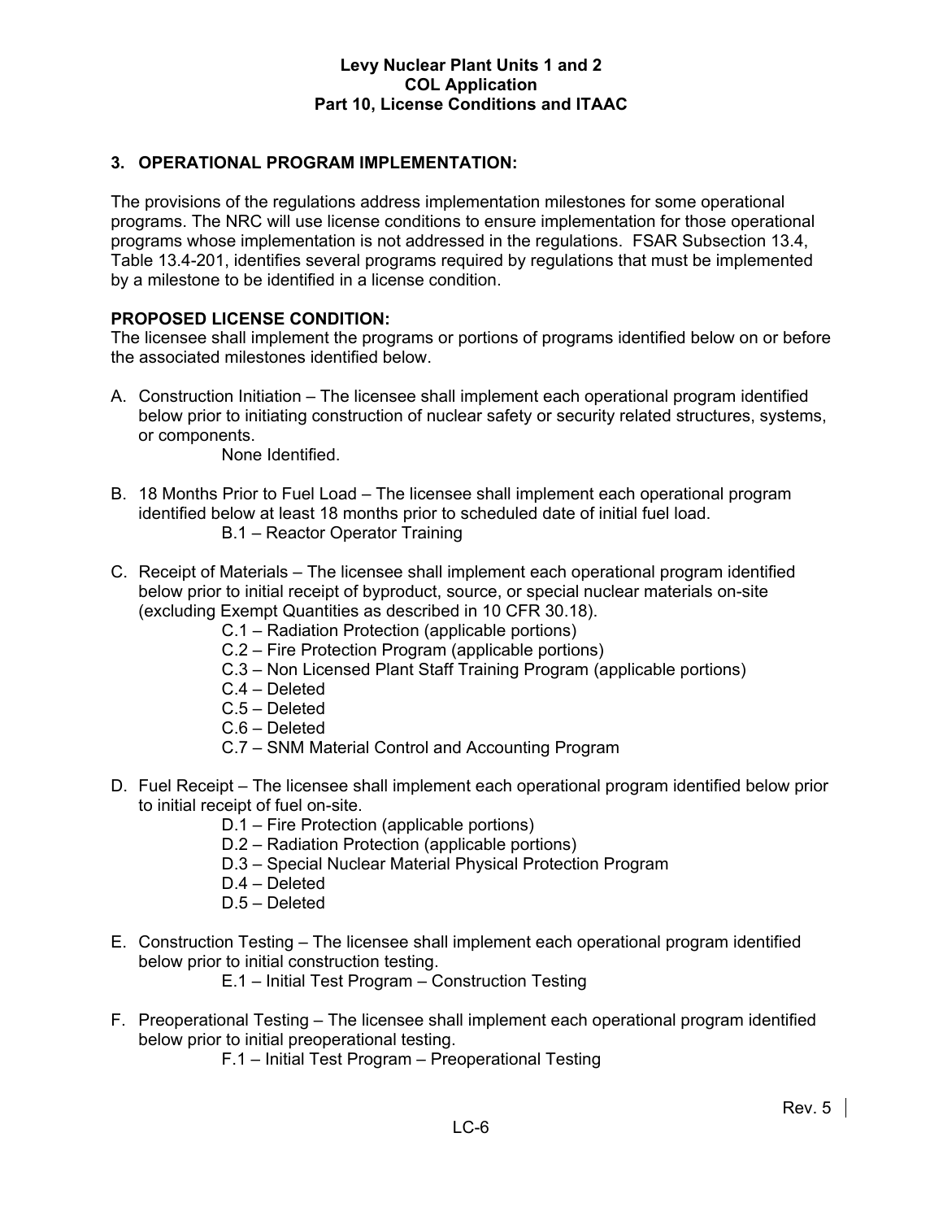## 3. OPERATIONAL PROGRAM IMPLEMENTATION:

The provisions of the regulations address implementation milestones for some operational programs. The NRC will use license conditions to ensure implementation for those operational programs whose implementation is not addressed in the regulations. FSAR Subsection 13.4, Table 13.4-201, identifies several programs required by regulations that must be implemented by a milestone to be identified in a license condition.

**PROPOSED LICENSE CONDITION:**
The licensee shall implement the programs or portions of programs identified below on or before the associated milestones identified below.

A. Construction Initiation – The licensee shall implement each operational program identified below prior to initiating construction of nuclear safety or security related structures, systems, or components.
   None Identified.

B. 18 Months Prior to Fuel Load – The licensee shall implement each operational program identified below at least 18 months prior to scheduled date of initial fuel load.
   B.1 – Reactor Operator Training

C. Receipt of Materials – The licensee shall implement each operational program identified below prior to initial receipt of byproduct, source, or special nuclear materials on-site (excluding Exempt Quantities as described in 10 CFR 30.18).
   C.1 – Radiation Protection (applicable portions)
   C.2 – Fire Protection Program (applicable portions)
   C.3 – Non Licensed Plant Staff Training Program (applicable portions)
   C.4 – Deleted
   C.5 – Deleted
   C.6 – Deleted
   C.7 – SNM Material Control and Accounting Program

D. Fuel Receipt – The licensee shall implement each operational program identified below prior to initial receipt of fuel on-site.
   D.1 – Fire Protection (applicable portions)
   D.2 – Radiation Protection (applicable portions)
   D.3 – Special Nuclear Material Physical Protection Program
   D.4 – Deleted
   D.5 – Deleted

E. Construction Testing – The licensee shall implement each operational program identified below prior to initial construction testing.
   E.1 – Initial Test Program – Construction Testing

F. Preoperational Testing – The licensee shall implement each operational program identified below prior to initial preoperational testing.
   F.1 – Initial Test Program – Preoperational Testing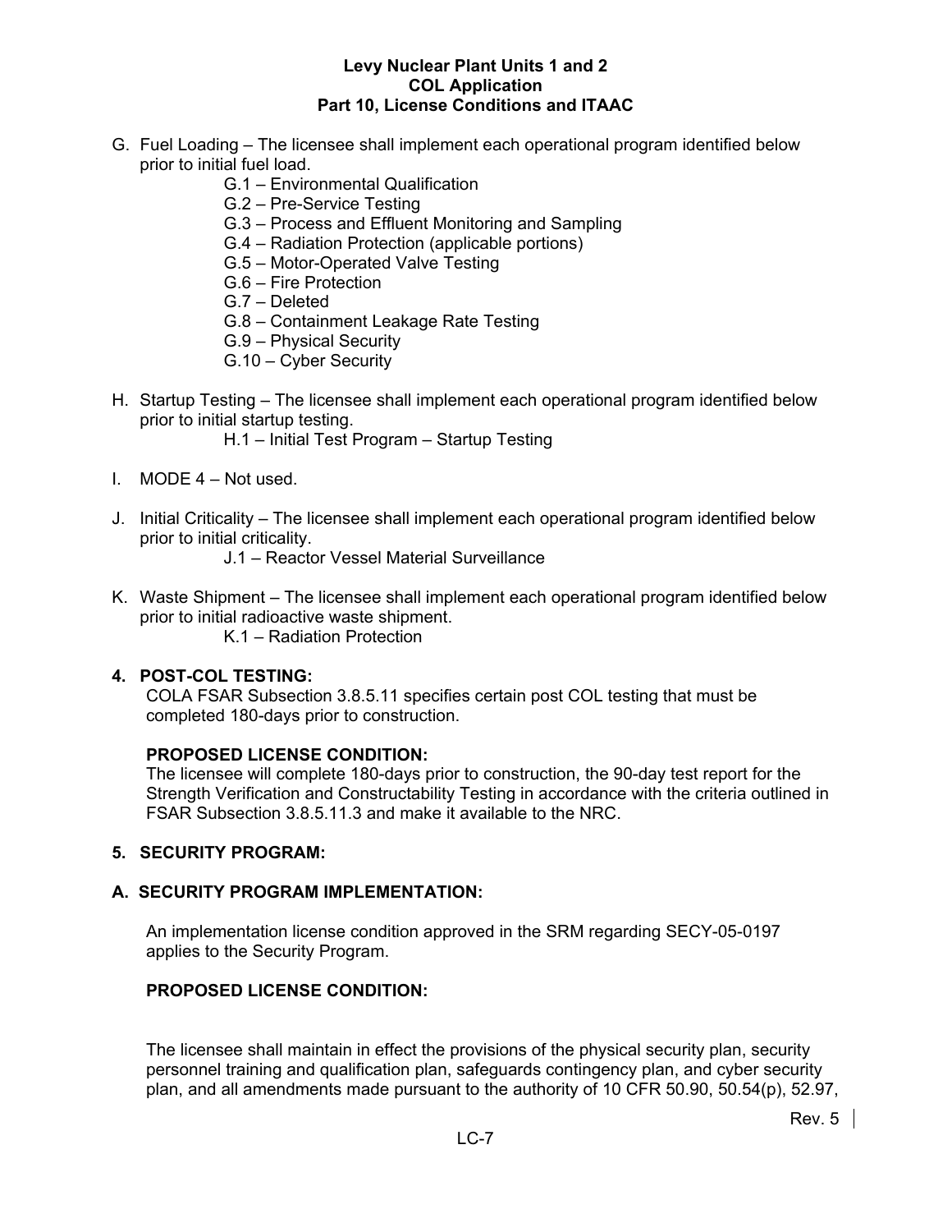G. Fuel Loading – The licensee shall implement each operational program identified below prior to initial fuel load.
    - G.1 – Environmental Qualification
    - G.2 – Pre-Service Testing
    - G.3 – Process and Effluent Monitoring and Sampling
    - G.4 – Radiation Protection (applicable portions)
    - G.5 – Motor-Operated Valve Testing
    - G.6 – Fire Protection
    - G.7 – Deleted
    - G.8 – Containment Leakage Rate Testing
    - G.9 – Physical Security
    - G.10 – Cyber Security

H. Startup Testing – The licensee shall implement each operational program identified below prior to initial startup testing.
    - H.1 – Initial Test Program – Startup Testing

I. MODE 4 – Not used.

J. Initial Criticality – The licensee shall implement each operational program identified below prior to initial criticality.
    - J.1 – Reactor Vessel Material Surveillance

K. Waste Shipment – The licensee shall implement each operational program identified below prior to initial radioactive waste shipment.
    - K.1 – Radiation Protection

**4. POST-COL TESTING:**

COLA FSAR Subsection 3.8.5.11 specifies certain post COL testing that must be completed 180-days prior to construction.

**PROPOSED LICENSE CONDITION:**

The licensee will complete 180-days prior to construction, the 90-day test report for the Strength Verification and Constructability Testing in accordance with the criteria outlined in FSAR Subsection 3.8.5.11.3 and make it available to the NRC.

**5. SECURITY PROGRAM:**

**A. SECURITY PROGRAM IMPLEMENTATION:**

An implementation license condition approved in the SRM regarding SECY-05-0197 applies to the Security Program.

**PROPOSED LICENSE CONDITION:**

The licensee shall maintain in effect the provisions of the physical security plan, security personnel training and qualification plan, safeguards contingency plan, and cyber security plan, and all amendments made pursuant to the authority of 10 CFR 50.90, 50.54(p), 52.97,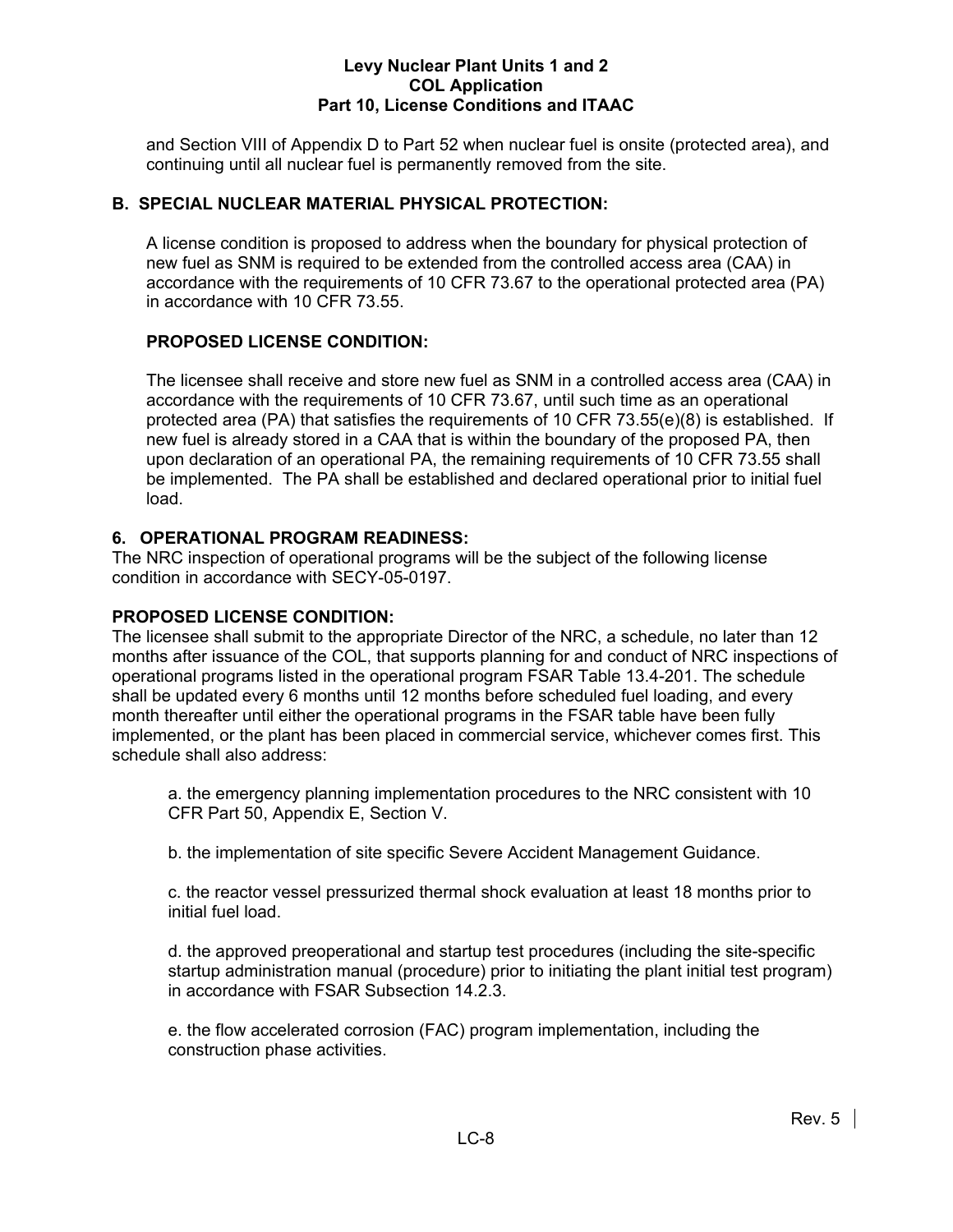and Section VIII of Appendix D to Part 52 when nuclear fuel is onsite (protected area), and continuing until all nuclear fuel is permanently removed from the site.

### B. SPECIAL NUCLEAR MATERIAL PHYSICAL PROTECTION:

A license condition is proposed to address when the boundary for physical protection of new fuel as SNM is required to be extended from the controlled access area (CAA) in accordance with the requirements of 10 CFR 73.67 to the operational protected area (PA) in accordance with 10 CFR 73.55.

**PROPOSED LICENSE CONDITION:**

The licensee shall receive and store new fuel as SNM in a controlled access area (CAA) in accordance with the requirements of 10 CFR 73.67, until such time as an operational protected area (PA) that satisfies the requirements of 10 CFR 73.55(e)(8) is established. If new fuel is already stored in a CAA that is within the boundary of the proposed PA, then upon declaration of an operational PA, the remaining requirements of 10 CFR 73.55 shall be implemented. The PA shall be established and declared operational prior to initial fuel load.

## 6. OPERATIONAL PROGRAM READINESS:

The NRC inspection of operational programs will be the subject of the following license condition in accordance with SECY-05-0197.

**PROPOSED LICENSE CONDITION:**

The licensee shall submit to the appropriate Director of the NRC, a schedule, no later than 12 months after issuance of the COL, that supports planning for and conduct of NRC inspections of operational programs listed in the operational program FSAR Table 13.4-201. The schedule shall be updated every 6 months until 12 months before scheduled fuel loading, and every month thereafter until either the operational programs in the FSAR table have been fully implemented, or the plant has been placed in commercial service, whichever comes first. This schedule shall also address:

a. the emergency planning implementation procedures to the NRC consistent with 10 CFR Part 50, Appendix E, Section V.

b. the implementation of site specific Severe Accident Management Guidance.

c. the reactor vessel pressurized thermal shock evaluation at least 18 months prior to initial fuel load.

d. the approved preoperational and startup test procedures (including the site-specific startup administration manual (procedure) prior to initiating the plant initial test program) in accordance with FSAR Subsection 14.2.3.

e. the flow accelerated corrosion (FAC) program implementation, including the construction phase activities.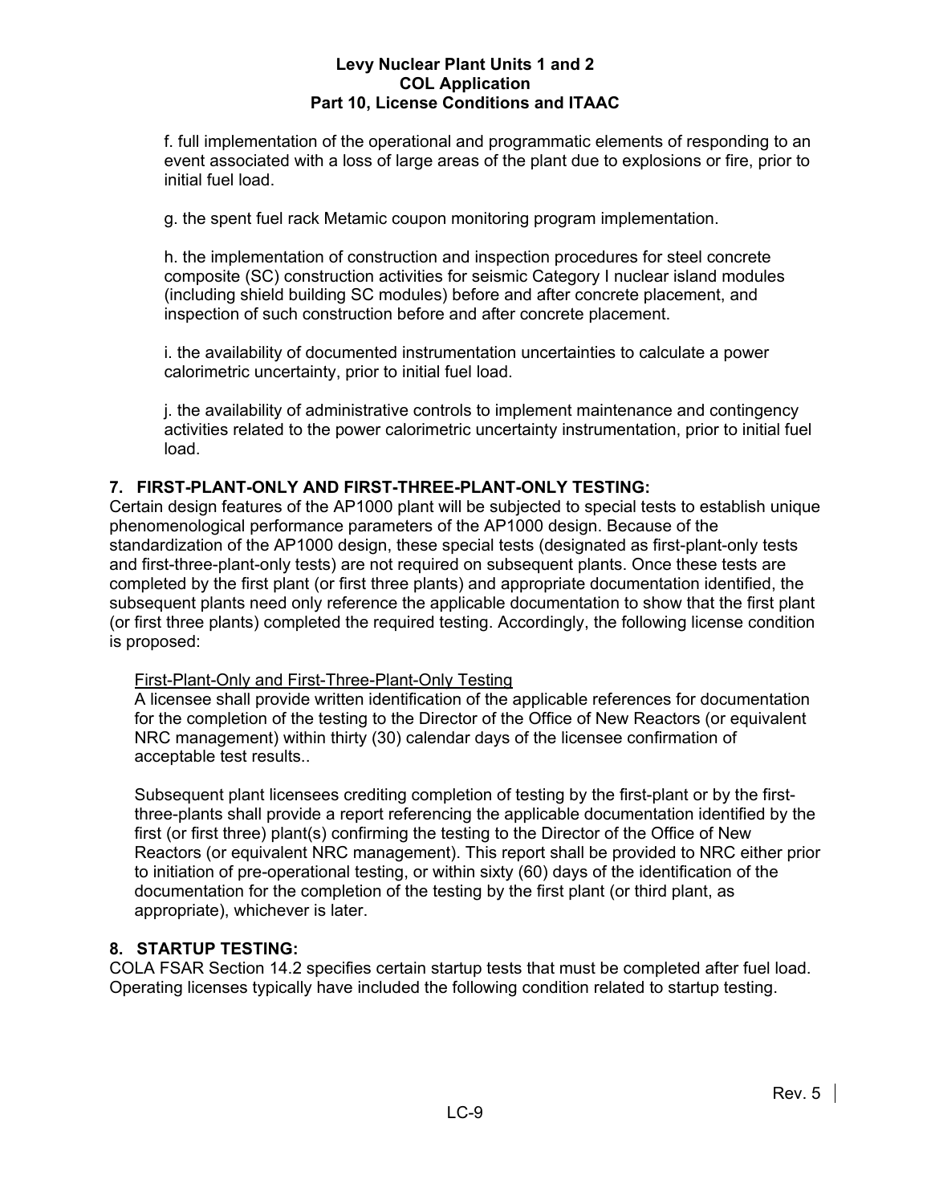f. full implementation of the operational and programmatic elements of responding to an event associated with a loss of large areas of the plant due to explosions or fire, prior to initial fuel load.

g. the spent fuel rack Metamic coupon monitoring program implementation.

h. the implementation of construction and inspection procedures for steel concrete composite (SC) construction activities for seismic Category I nuclear island modules (including shield building SC modules) before and after concrete placement, and inspection of such construction before and after concrete placement.

i. the availability of documented instrumentation uncertainties to calculate a power calorimetric uncertainty, prior to initial fuel load.

j. the availability of administrative controls to implement maintenance and contingency activities related to the power calorimetric uncertainty instrumentation, prior to initial fuel load.

## 7. FIRST-PLANT-ONLY AND FIRST-THREE-PLANT-ONLY TESTING:

Certain design features of the AP1000 plant will be subjected to special tests to establish unique phenomenological performance parameters of the AP1000 design. Because of the standardization of the AP1000 design, these special tests (designated as first-plant-only tests and first-three-plant-only tests) are not required on subsequent plants. Once these tests are completed by the first plant (or first three plants) and appropriate documentation identified, the subsequent plants need only reference the applicable documentation to show that the first plant (or first three plants) completed the required testing. Accordingly, the following license condition is proposed:

First-Plant-Only and First-Three-Plant-Only Testing
A licensee shall provide written identification of the applicable references for documentation for the completion of the testing to the Director of the Office of New Reactors (or equivalent NRC management) within thirty (30) calendar days of the licensee confirmation of acceptable test results..

Subsequent plant licensees crediting completion of testing by the first-plant or by the first-three-plants shall provide a report referencing the applicable documentation identified by the first (or first three) plant(s) confirming the testing to the Director of the Office of New Reactors (or equivalent NRC management). This report shall be provided to NRC either prior to initiation of pre-operational testing, or within sixty (60) days of the identification of the documentation for the completion of the testing by the first plant (or third plant, as appropriate), whichever is later.

## 8. STARTUP TESTING:

COLA FSAR Section 14.2 specifies certain startup tests that must be completed after fuel load. Operating licenses typically have included the following condition related to startup testing.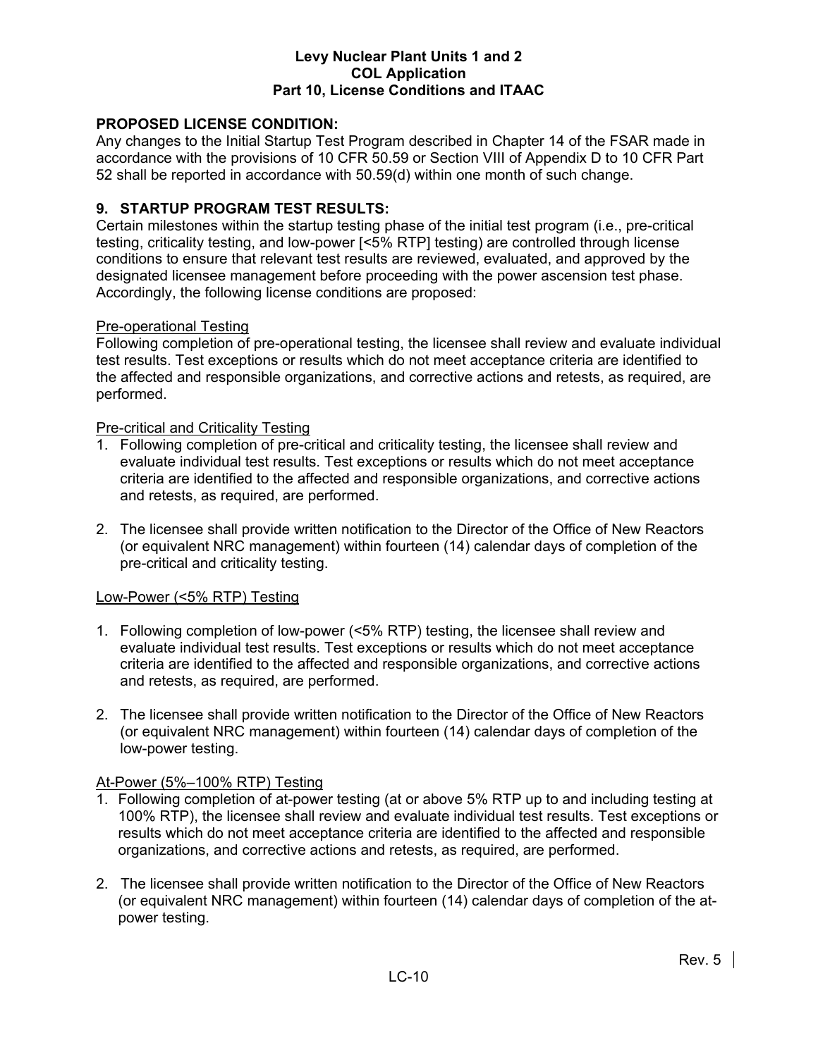**PROPOSED LICENSE CONDITION:**
Any changes to the Initial Startup Test Program described in Chapter 14 of the FSAR made in accordance with the provisions of 10 CFR 50.59 or Section VIII of Appendix D to 10 CFR Part 52 shall be reported in accordance with 50.59(d) within one month of such change.

## 9. STARTUP PROGRAM TEST RESULTS:

Certain milestones within the startup testing phase of the initial test program (i.e., pre-critical testing, criticality testing, and low-power [<5% RTP] testing) are controlled through license conditions to ensure that relevant test results are reviewed, evaluated, and approved by the designated licensee management before proceeding with the power ascension test phase. Accordingly, the following license conditions are proposed:

Pre-operational Testing

Following completion of pre-operational testing, the licensee shall review and evaluate individual test results. Test exceptions or results which do not meet acceptance criteria are identified to the affected and responsible organizations, and corrective actions and retests, as required, are performed.

Pre-critical and Criticality Testing

1. Following completion of pre-critical and criticality testing, the licensee shall review and evaluate individual test results. Test exceptions or results which do not meet acceptance criteria are identified to the affected and responsible organizations, and corrective actions and retests, as required, are performed.

2. The licensee shall provide written notification to the Director of the Office of New Reactors (or equivalent NRC management) within fourteen (14) calendar days of completion of the pre-critical and criticality testing.

Low-Power (<5% RTP) Testing

1. Following completion of low-power (<5% RTP) testing, the licensee shall review and evaluate individual test results. Test exceptions or results which do not meet acceptance criteria are identified to the affected and responsible organizations, and corrective actions and retests, as required, are performed.

2. The licensee shall provide written notification to the Director of the Office of New Reactors (or equivalent NRC management) within fourteen (14) calendar days of completion of the low-power testing.

At-Power (5%–100% RTP) Testing

1. Following completion of at-power testing (at or above 5% RTP up to and including testing at 100% RTP), the licensee shall review and evaluate individual test results. Test exceptions or results which do not meet acceptance criteria are identified to the affected and responsible organizations, and corrective actions and retests, as required, are performed.

2. The licensee shall provide written notification to the Director of the Office of New Reactors (or equivalent NRC management) within fourteen (14) calendar days of completion of the at-power testing.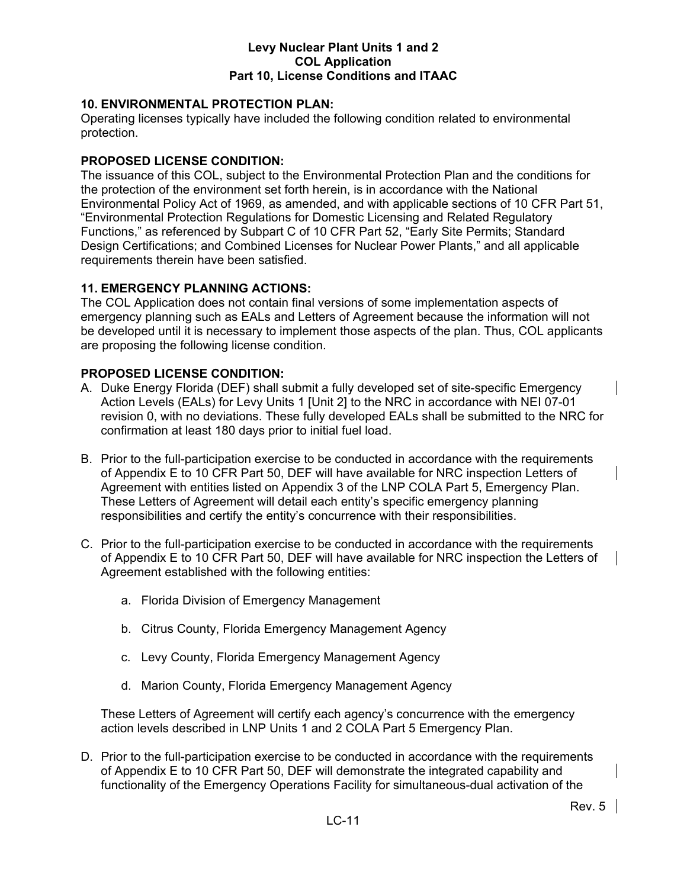**10. ENVIRONMENTAL PROTECTION PLAN:**

Operating licenses typically have included the following condition related to environmental protection.

**PROPOSED LICENSE CONDITION:**

The issuance of this COL, subject to the Environmental Protection Plan and the conditions for the protection of the environment set forth herein, is in accordance with the National Environmental Policy Act of 1969, as amended, and with applicable sections of 10 CFR Part 51, "Environmental Protection Regulations for Domestic Licensing and Related Regulatory Functions," as referenced by Subpart C of 10 CFR Part 52, "Early Site Permits; Standard Design Certifications; and Combined Licenses for Nuclear Power Plants," and all applicable requirements therein have been satisfied.

**11. EMERGENCY PLANNING ACTIONS:**

The COL Application does not contain final versions of some implementation aspects of emergency planning such as EALs and Letters of Agreement because the information will not be developed until it is necessary to implement those aspects of the plan. Thus, COL applicants are proposing the following license condition.

**PROPOSED LICENSE CONDITION:**

A. Duke Energy Florida (DEF) shall submit a fully developed set of site-specific Emergency Action Levels (EALs) for Levy Units 1 [Unit 2] to the NRC in accordance with NEI 07-01 revision 0, with no deviations. These fully developed EALs shall be submitted to the NRC for confirmation at least 180 days prior to initial fuel load.

B. Prior to the full-participation exercise to be conducted in accordance with the requirements of Appendix E to 10 CFR Part 50, DEF will have available for NRC inspection Letters of Agreement with entities listed on Appendix 3 of the LNP COLA Part 5, Emergency Plan. These Letters of Agreement will detail each entity's specific emergency planning responsibilities and certify the entity's concurrence with their responsibilities.

C. Prior to the full-participation exercise to be conducted in accordance with the requirements of Appendix E to 10 CFR Part 50, DEF will have available for NRC inspection the Letters of Agreement established with the following entities:

   a. Florida Division of Emergency Management

   b. Citrus County, Florida Emergency Management Agency

   c. Levy County, Florida Emergency Management Agency

   d. Marion County, Florida Emergency Management Agency

   These Letters of Agreement will certify each agency's concurrence with the emergency action levels described in LNP Units 1 and 2 COLA Part 5 Emergency Plan.

D. Prior to the full-participation exercise to be conducted in accordance with the requirements of Appendix E to 10 CFR Part 50, DEF will demonstrate the integrated capability and functionality of the Emergency Operations Facility for simultaneous-dual activation of the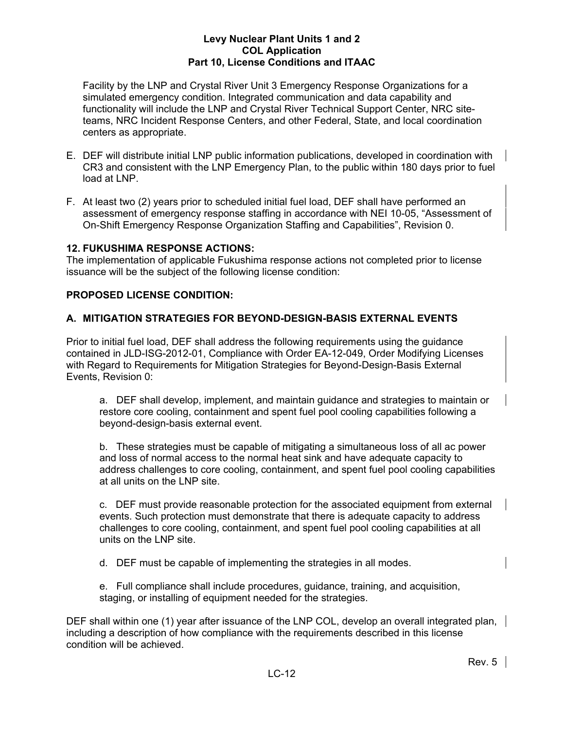Facility by the LNP and Crystal River Unit 3 Emergency Response Organizations for a simulated emergency condition. Integrated communication and data capability and functionality will include the LNP and Crystal River Technical Support Center, NRC site-teams, NRC Incident Response Centers, and other Federal, State, and local coordination centers as appropriate.

E. DEF will distribute initial LNP public information publications, developed in coordination with CR3 and consistent with the LNP Emergency Plan, to the public within 180 days prior to fuel load at LNP.

F. At least two (2) years prior to scheduled initial fuel load, DEF shall have performed an assessment of emergency response staffing in accordance with NEI 10-05, "Assessment of On-Shift Emergency Response Organization Staffing and Capabilities", Revision 0.

## 12. FUKUSHIMA RESPONSE ACTIONS:

The implementation of applicable Fukushima response actions not completed prior to license issuance will be the subject of the following license condition:

**PROPOSED LICENSE CONDITION:**

### A. MITIGATION STRATEGIES FOR BEYOND-DESIGN-BASIS EXTERNAL EVENTS

Prior to initial fuel load, DEF shall address the following requirements using the guidance contained in JLD-ISG-2012-01, Compliance with Order EA-12-049, Order Modifying Licenses with Regard to Requirements for Mitigation Strategies for Beyond-Design-Basis External Events, Revision 0:

a. DEF shall develop, implement, and maintain guidance and strategies to maintain or restore core cooling, containment and spent fuel pool cooling capabilities following a beyond-design-basis external event.

b. These strategies must be capable of mitigating a simultaneous loss of all ac power and loss of normal access to the normal heat sink and have adequate capacity to address challenges to core cooling, containment, and spent fuel pool cooling capabilities at all units on the LNP site.

c. DEF must provide reasonable protection for the associated equipment from external events. Such protection must demonstrate that there is adequate capacity to address challenges to core cooling, containment, and spent fuel pool cooling capabilities at all units on the LNP site.

d. DEF must be capable of implementing the strategies in all modes.

e. Full compliance shall include procedures, guidance, training, and acquisition, staging, or installing of equipment needed for the strategies.

DEF shall within one (1) year after issuance of the LNP COL, develop an overall integrated plan, including a description of how compliance with the requirements described in this license condition will be achieved.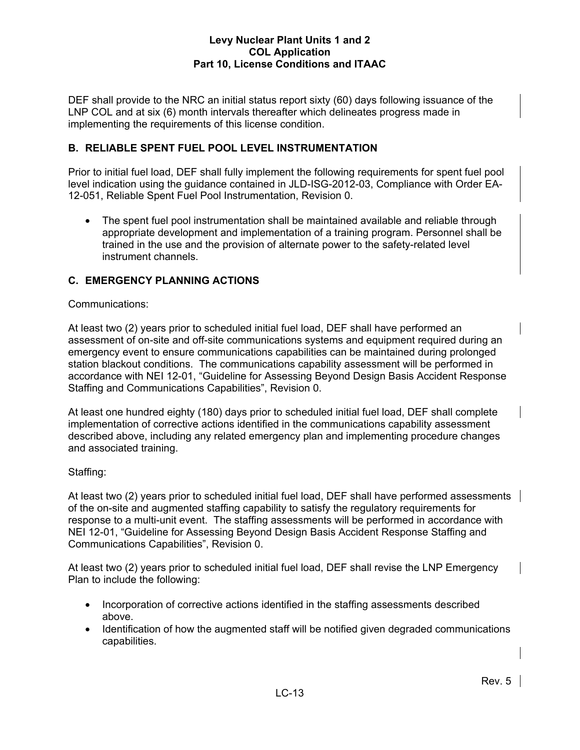DEF shall provide to the NRC an initial status report sixty (60) days following issuance of the LNP COL and at six (6) month intervals thereafter which delineates progress made in implementing the requirements of this license condition.

## B. RELIABLE SPENT FUEL POOL LEVEL INSTRUMENTATION

Prior to initial fuel load, DEF shall fully implement the following requirements for spent fuel pool level indication using the guidance contained in JLD-ISG-2012-03, Compliance with Order EA-12-051, Reliable Spent Fuel Pool Instrumentation, Revision 0.

- The spent fuel pool instrumentation shall be maintained available and reliable through appropriate development and implementation of a training program. Personnel shall be trained in the use and the provision of alternate power to the safety-related level instrument channels.

## C. EMERGENCY PLANNING ACTIONS

Communications:

At least two (2) years prior to scheduled initial fuel load, DEF shall have performed an assessment of on-site and off-site communications systems and equipment required during an emergency event to ensure communications capabilities can be maintained during prolonged station blackout conditions. The communications capability assessment will be performed in accordance with NEI 12-01, “Guideline for Assessing Beyond Design Basis Accident Response Staffing and Communications Capabilities”, Revision 0.

At least one hundred eighty (180) days prior to scheduled initial fuel load, DEF shall complete implementation of corrective actions identified in the communications capability assessment described above, including any related emergency plan and implementing procedure changes and associated training.

Staffing:

At least two (2) years prior to scheduled initial fuel load, DEF shall have performed assessments of the on-site and augmented staffing capability to satisfy the regulatory requirements for response to a multi-unit event. The staffing assessments will be performed in accordance with NEI 12-01, “Guideline for Assessing Beyond Design Basis Accident Response Staffing and Communications Capabilities”, Revision 0.

At least two (2) years prior to scheduled initial fuel load, DEF shall revise the LNP Emergency Plan to include the following:

- Incorporation of corrective actions identified in the staffing assessments described above.
- Identification of how the augmented staff will be notified given degraded communications capabilities.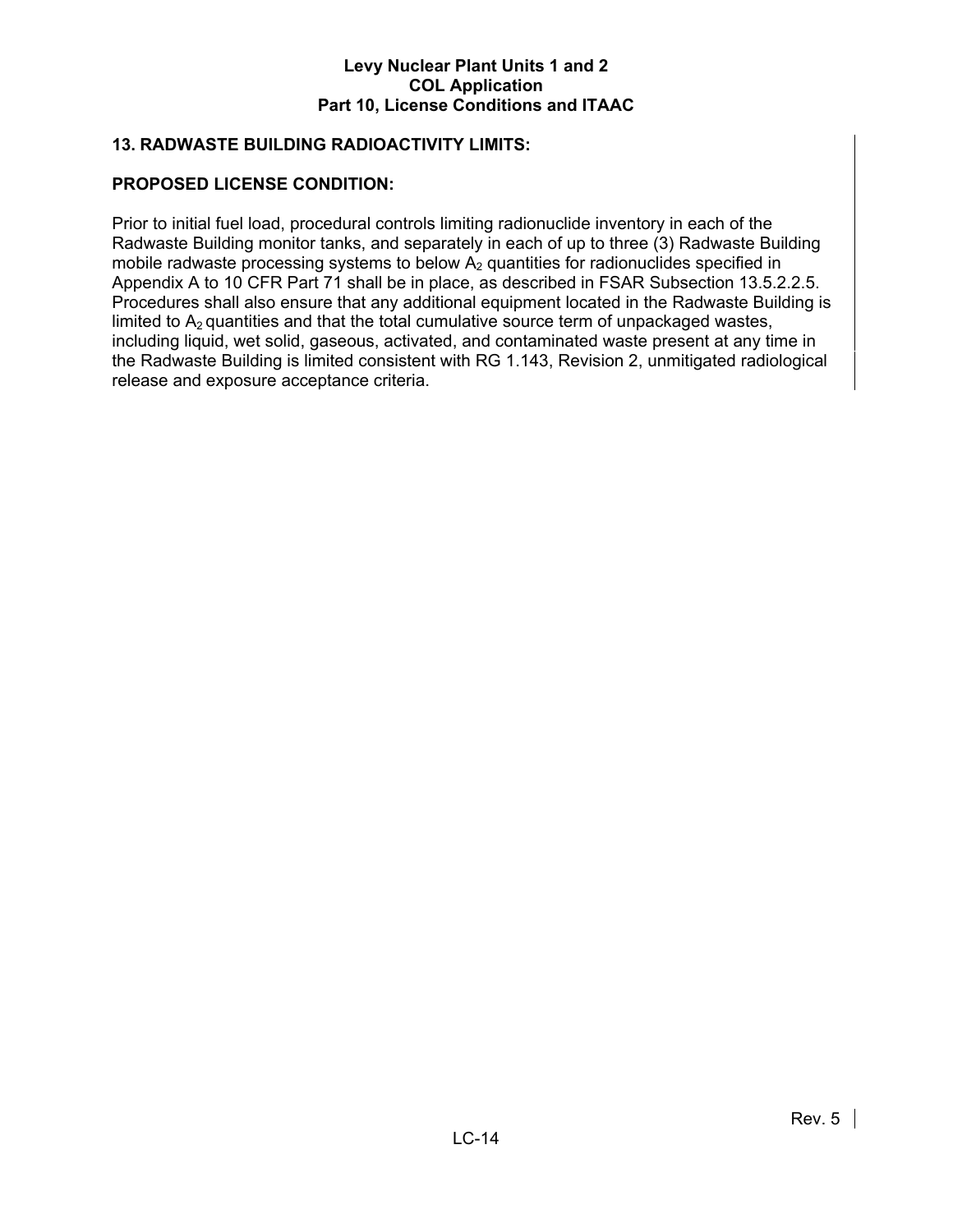## 13. RADWASTE BUILDING RADIOACTIVITY LIMITS:

### PROPOSED LICENSE CONDITION:

Prior to initial fuel load, procedural controls limiting radionuclide inventory in each of the Radwaste Building monitor tanks, and separately in each of up to three (3) Radwaste Building mobile radwaste processing systems to below $A_2$ quantities for radionuclides specified in Appendix A to 10 CFR Part 71 shall be in place, as described in FSAR Subsection 13.5.2.2.5. Procedures shall also ensure that any additional equipment located in the Radwaste Building is limited to $A_2$ quantities and that the total cumulative source term of unpackaged wastes, including liquid, wet solid, gaseous, activated, and contaminated waste present at any time in the Radwaste Building is limited consistent with RG 1.143, Revision 2, unmitigated radiological release and exposure acceptance criteria.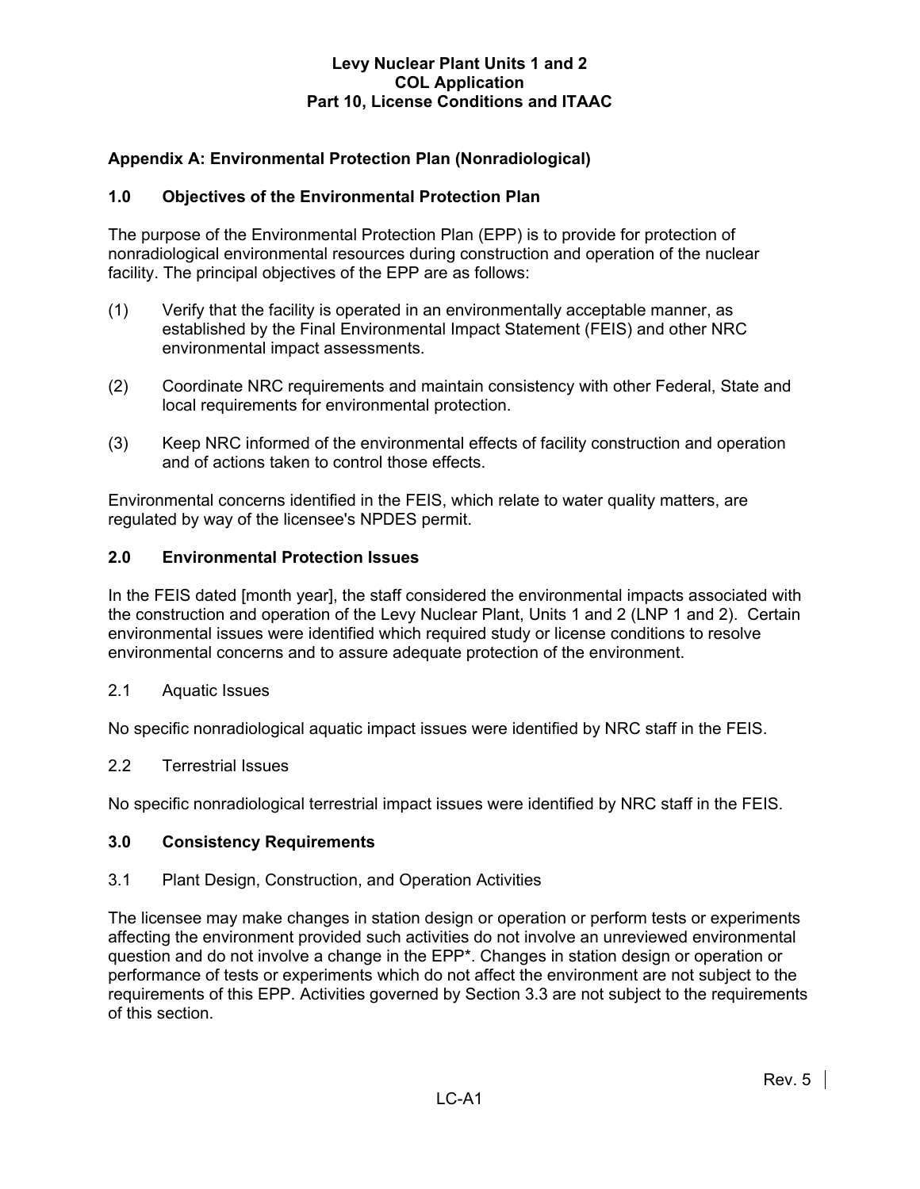## Appendix A: Environmental Protection Plan (Nonradiological)

### 1.0 Objectives of the Environmental Protection Plan

The purpose of the Environmental Protection Plan (EPP) is to provide for protection of nonradiological environmental resources during construction and operation of the nuclear facility. The principal objectives of the EPP are as follows:

(1) Verify that the facility is operated in an environmentally acceptable manner, as established by the Final Environmental Impact Statement (FEIS) and other NRC environmental impact assessments.

(2) Coordinate NRC requirements and maintain consistency with other Federal, State and local requirements for environmental protection.

(3) Keep NRC informed of the environmental effects of facility construction and operation and of actions taken to control those effects.

Environmental concerns identified in the FEIS, which relate to water quality matters, are regulated by way of the licensee's NPDES permit.

### 2.0 Environmental Protection Issues

In the FEIS dated [month year], the staff considered the environmental impacts associated with the construction and operation of the Levy Nuclear Plant, Units 1 and 2 (LNP 1 and 2). Certain environmental issues were identified which required study or license conditions to resolve environmental concerns and to assure adequate protection of the environment.

2.1 Aquatic Issues

No specific nonradiological aquatic impact issues were identified by NRC staff in the FEIS.

2.2 Terrestrial Issues

No specific nonradiological terrestrial impact issues were identified by NRC staff in the FEIS.

### 3.0 Consistency Requirements

3.1 Plant Design, Construction, and Operation Activities

The licensee may make changes in station design or operation or perform tests or experiments affecting the environment provided such activities do not involve an unreviewed environmental question and do not involve a change in the EPP*. Changes in station design or operation or performance of tests or experiments which do not affect the environment are not subject to the requirements of this EPP. Activities governed by Section 3.3 are not subject to the requirements of this section.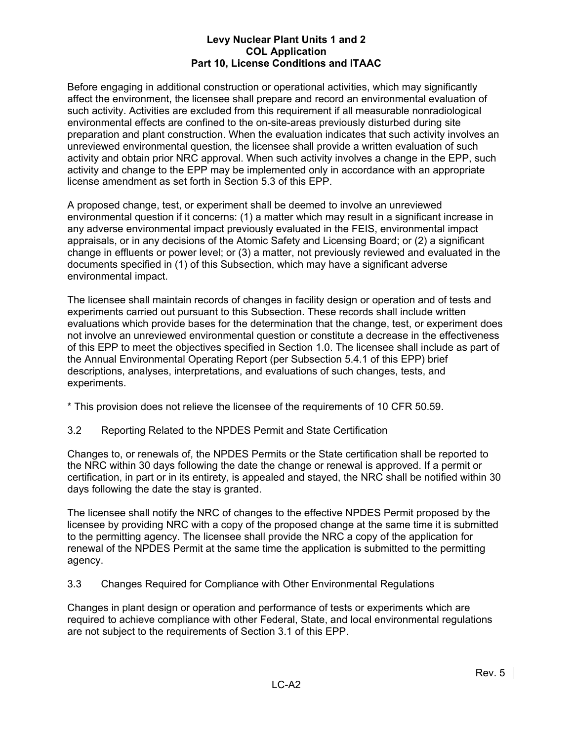Before engaging in additional construction or operational activities, which may significantly affect the environment, the licensee shall prepare and record an environmental evaluation of such activity. Activities are excluded from this requirement if all measurable nonradiological environmental effects are confined to the on-site-areas previously disturbed during site preparation and plant construction. When the evaluation indicates that such activity involves an unreviewed environmental question, the licensee shall provide a written evaluation of such activity and obtain prior NRC approval. When such activity involves a change in the EPP, such activity and change to the EPP may be implemented only in accordance with an appropriate license amendment as set forth in Section 5.3 of this EPP.

A proposed change, test, or experiment shall be deemed to involve an unreviewed environmental question if it concerns: (1) a matter which may result in a significant increase in any adverse environmental impact previously evaluated in the FEIS, environmental impact appraisals, or in any decisions of the Atomic Safety and Licensing Board; or (2) a significant change in effluents or power level; or (3) a matter, not previously reviewed and evaluated in the documents specified in (1) of this Subsection, which may have a significant adverse environmental impact.

The licensee shall maintain records of changes in facility design or operation and of tests and experiments carried out pursuant to this Subsection. These records shall include written evaluations which provide bases for the determination that the change, test, or experiment does not involve an unreviewed environmental question or constitute a decrease in the effectiveness of this EPP to meet the objectives specified in Section 1.0. The licensee shall include as part of the Annual Environmental Operating Report (per Subsection 5.4.1 of this EPP) brief descriptions, analyses, interpretations, and evaluations of such changes, tests, and experiments.

* This provision does not relieve the licensee of the requirements of 10 CFR 50.59.

## 3.2 Reporting Related to the NPDES Permit and State Certification

Changes to, or renewals of, the NPDES Permits or the State certification shall be reported to the NRC within 30 days following the date the change or renewal is approved. If a permit or certification, in part or in its entirety, is appealed and stayed, the NRC shall be notified within 30 days following the date the stay is granted.

The licensee shall notify the NRC of changes to the effective NPDES Permit proposed by the licensee by providing NRC with a copy of the proposed change at the same time it is submitted to the permitting agency. The licensee shall provide the NRC a copy of the application for renewal of the NPDES Permit at the same time the application is submitted to the permitting agency.

## 3.3 Changes Required for Compliance with Other Environmental Regulations

Changes in plant design or operation and performance of tests or experiments which are required to achieve compliance with other Federal, State, and local environmental regulations are not subject to the requirements of Section 3.1 of this EPP.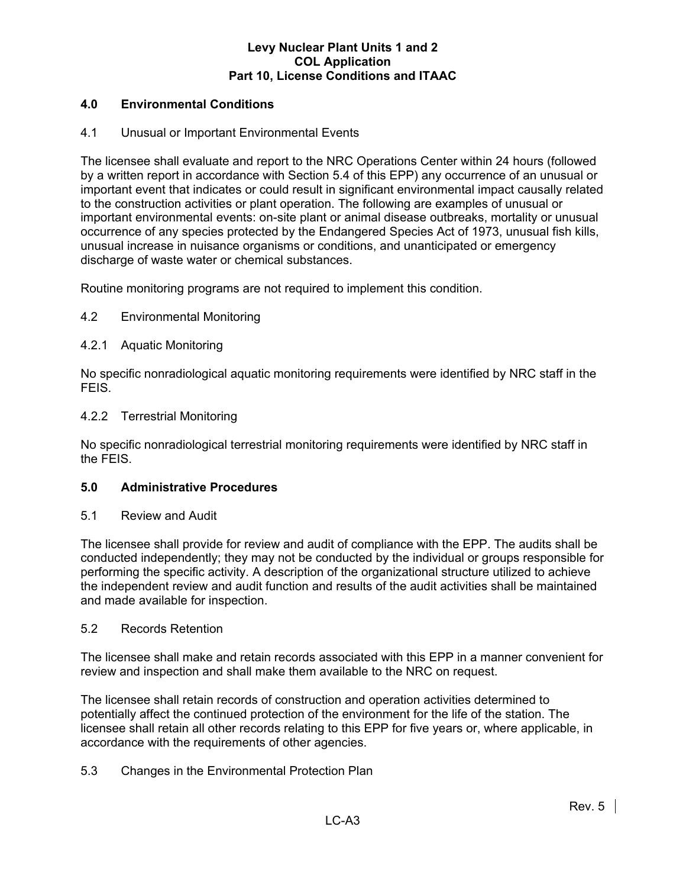## 4.0 Environmental Conditions

### 4.1 Unusual or Important Environmental Events

The licensee shall evaluate and report to the NRC Operations Center within 24 hours (followed by a written report in accordance with Section 5.4 of this EPP) any occurrence of an unusual or important event that indicates or could result in significant environmental impact causally related to the construction activities or plant operation. The following are examples of unusual or important environmental events: on-site plant or animal disease outbreaks, mortality or unusual occurrence of any species protected by the Endangered Species Act of 1973, unusual fish kills, unusual increase in nuisance organisms or conditions, and unanticipated or emergency discharge of waste water or chemical substances.

Routine monitoring programs are not required to implement this condition.

### 4.2 Environmental Monitoring

#### 4.2.1 Aquatic Monitoring

No specific nonradiological aquatic monitoring requirements were identified by NRC staff in the FEIS.

#### 4.2.2 Terrestrial Monitoring

No specific nonradiological terrestrial monitoring requirements were identified by NRC staff in the FEIS.

## 5.0 Administrative Procedures

### 5.1 Review and Audit

The licensee shall provide for review and audit of compliance with the EPP. The audits shall be conducted independently; they may not be conducted by the individual or groups responsible for performing the specific activity. A description of the organizational structure utilized to achieve the independent review and audit function and results of the audit activities shall be maintained and made available for inspection.

### 5.2 Records Retention

The licensee shall make and retain records associated with this EPP in a manner convenient for review and inspection and shall make them available to the NRC on request.

The licensee shall retain records of construction and operation activities determined to potentially affect the continued protection of the environment for the life of the station. The licensee shall retain all other records relating to this EPP for five years or, where applicable, in accordance with the requirements of other agencies.

### 5.3 Changes in the Environmental Protection Plan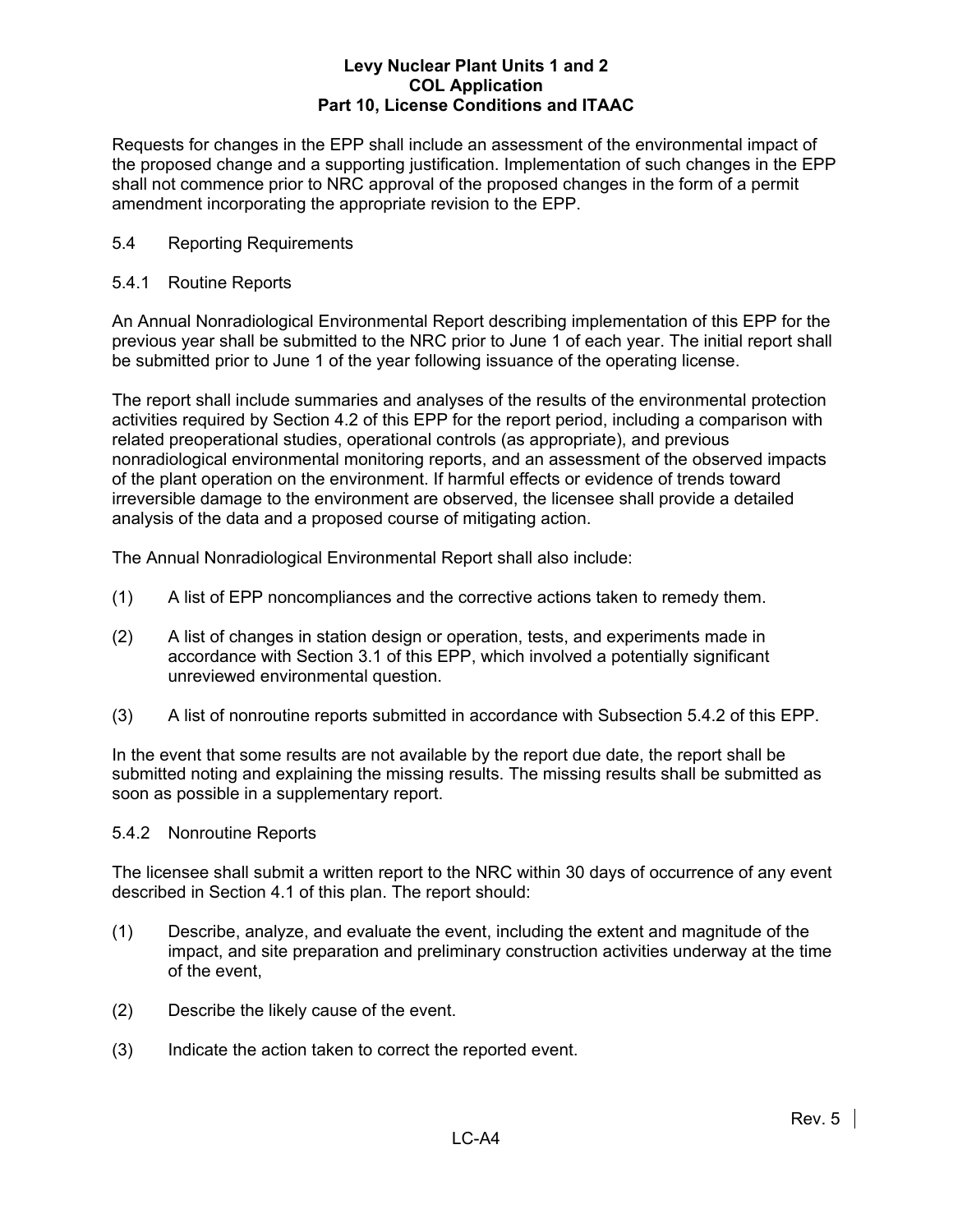Requests for changes in the EPP shall include an assessment of the environmental impact of the proposed change and a supporting justification. Implementation of such changes in the EPP shall not commence prior to NRC approval of the proposed changes in the form of a permit amendment incorporating the appropriate revision to the EPP.

## 5.4 Reporting Requirements

### 5.4.1 Routine Reports

An Annual Nonradiological Environmental Report describing implementation of this EPP for the previous year shall be submitted to the NRC prior to June 1 of each year. The initial report shall be submitted prior to June 1 of the year following issuance of the operating license.

The report shall include summaries and analyses of the results of the environmental protection activities required by Section 4.2 of this EPP for the report period, including a comparison with related preoperational studies, operational controls (as appropriate), and previous nonradiological environmental monitoring reports, and an assessment of the observed impacts of the plant operation on the environment. If harmful effects or evidence of trends toward irreversible damage to the environment are observed, the licensee shall provide a detailed analysis of the data and a proposed course of mitigating action.

The Annual Nonradiological Environmental Report shall also include:

(1) A list of EPP noncompliances and the corrective actions taken to remedy them.

(2) A list of changes in station design or operation, tests, and experiments made in accordance with Section 3.1 of this EPP, which involved a potentially significant unreviewed environmental question.

(3) A list of nonroutine reports submitted in accordance with Subsection 5.4.2 of this EPP.

In the event that some results are not available by the report due date, the report shall be submitted noting and explaining the missing results. The missing results shall be submitted as soon as possible in a supplementary report.

### 5.4.2 Nonroutine Reports

The licensee shall submit a written report to the NRC within 30 days of occurrence of any event described in Section 4.1 of this plan. The report should:

(1) Describe, analyze, and evaluate the event, including the extent and magnitude of the impact, and site preparation and preliminary construction activities underway at the time of the event,

(2) Describe the likely cause of the event.

(3) Indicate the action taken to correct the reported event.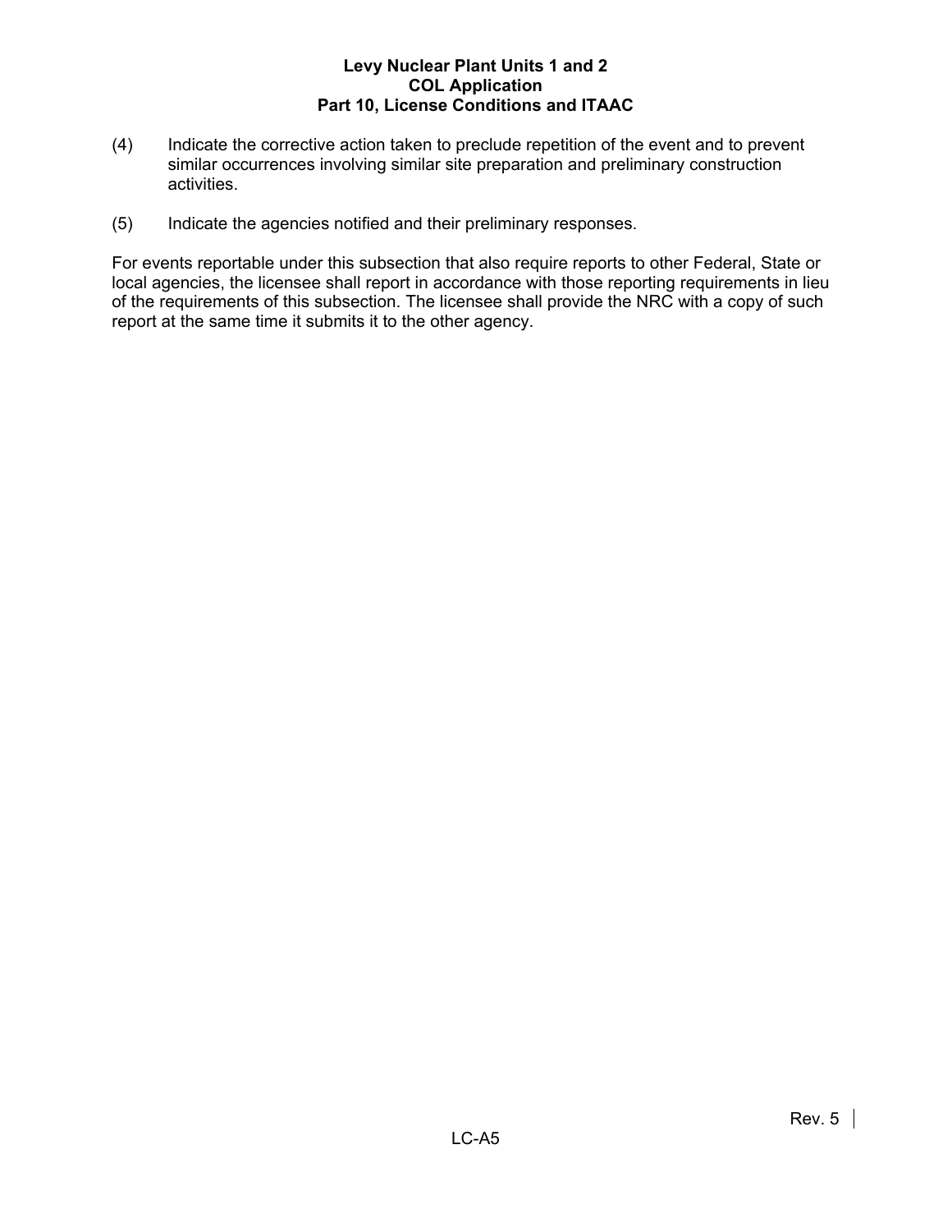(4) Indicate the corrective action taken to preclude repetition of the event and to prevent similar occurrences involving similar site preparation and preliminary construction activities.

(5) Indicate the agencies notified and their preliminary responses.

For events reportable under this subsection that also require reports to other Federal, State or local agencies, the licensee shall report in accordance with those reporting requirements in lieu of the requirements of this subsection. The licensee shall provide the NRC with a copy of such report at the same time it submits it to the other agency.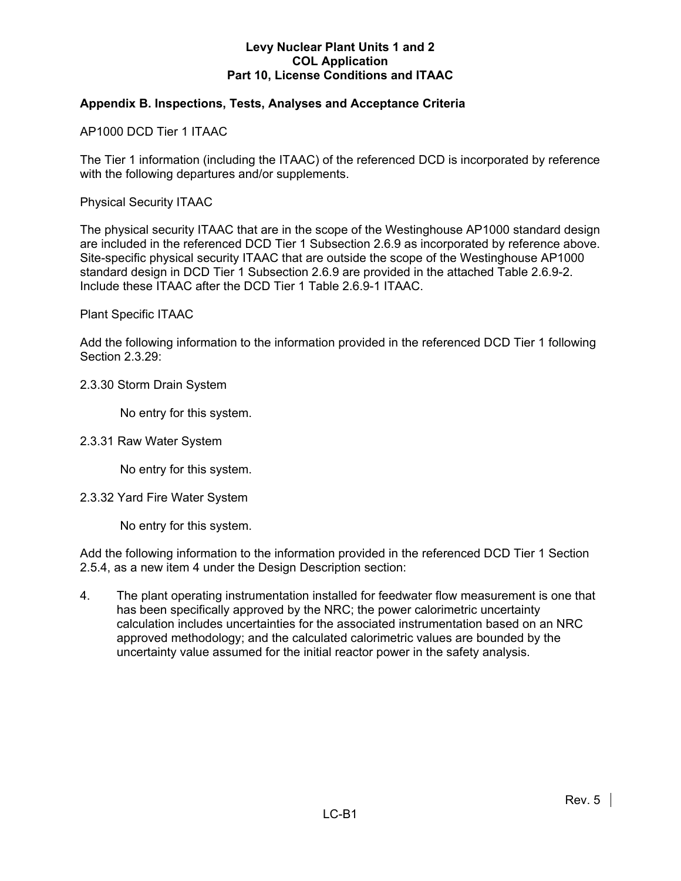## Appendix B. Inspections, Tests, Analyses and Acceptance Criteria

AP1000 DCD Tier 1 ITAAC

The Tier 1 information (including the ITAAC) of the referenced DCD is incorporated by reference with the following departures and/or supplements.

Physical Security ITAAC

The physical security ITAAC that are in the scope of the Westinghouse AP1000 standard design are included in the referenced DCD Tier 1 Subsection 2.6.9 as incorporated by reference above. Site-specific physical security ITAAC that are outside the scope of the Westinghouse AP1000 standard design in DCD Tier 1 Subsection 2.6.9 are provided in the attached Table 2.6.9-2. Include these ITAAC after the DCD Tier 1 Table 2.6.9-1 ITAAC.

Plant Specific ITAAC

Add the following information to the information provided in the referenced DCD Tier 1 following Section 2.3.29:

2.3.30 Storm Drain System

No entry for this system.

2.3.31 Raw Water System

No entry for this system.

2.3.32 Yard Fire Water System

No entry for this system.

Add the following information to the information provided in the referenced DCD Tier 1 Section 2.5.4, as a new item 4 under the Design Description section:

4. The plant operating instrumentation installed for feedwater flow measurement is one that has been specifically approved by the NRC; the power calorimetric uncertainty calculation includes uncertainties for the associated instrumentation based on an NRC approved methodology; and the calculated calorimetric values are bounded by the uncertainty value assumed for the initial reactor power in the safety analysis.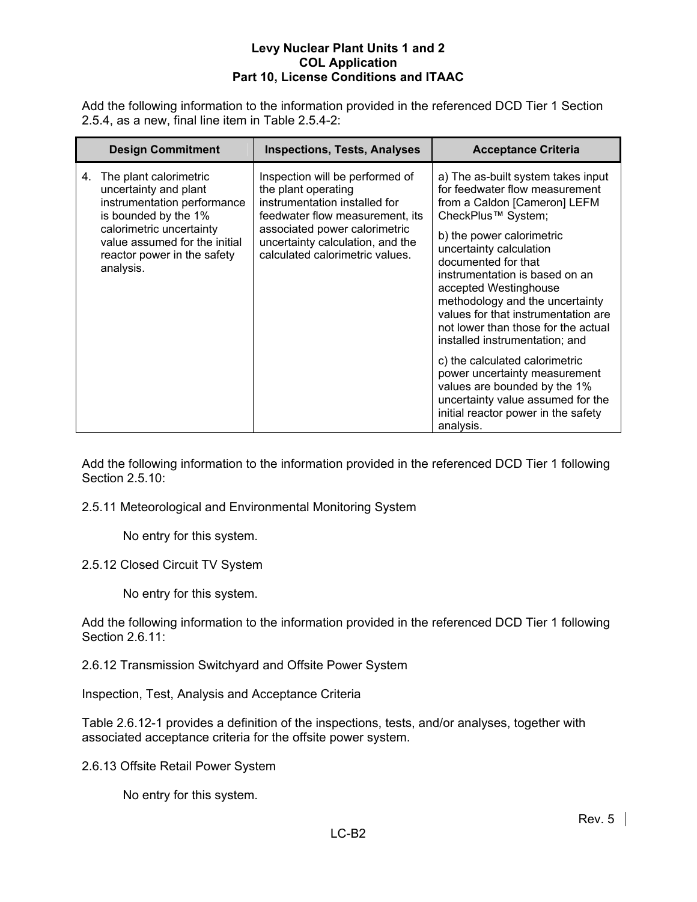Add the following information to the information provided in the referenced DCD Tier 1 Section 2.5.4, as a new, final line item in Table 2.5.4-2:

| Design Commitment | Inspections, Tests, Analyses | Acceptance Criteria |
|---|---|---|
| 4. The plant calorimetric uncertainty and plant instrumentation performance is bounded by the 1% calorimetric uncertainty value assumed for the initial reactor power in the safety analysis. | Inspection will be performed of the plant operating instrumentation installed for feedwater flow measurement, its associated power calorimetric uncertainty calculation, and the calculated calorimetric values. | a) The as-built system takes input for feedwater flow measurement from a Caldon [Cameron] LEFM CheckPlus™ System;<br><br>b) the power calorimetric uncertainty calculation documented for that instrumentation is based on an accepted Westinghouse methodology and the uncertainty values for that instrumentation are not lower than those for the actual installed instrumentation; and<br><br>c) the calculated calorimetric power uncertainty measurement values are bounded by the 1% uncertainty value assumed for the initial reactor power in the safety analysis. |

Add the following information to the information provided in the referenced DCD Tier 1 following Section 2.5.10:

2.5.11 Meteorological and Environmental Monitoring System

No entry for this system.

2.5.12 Closed Circuit TV System

No entry for this system.

Add the following information to the information provided in the referenced DCD Tier 1 following Section 2.6.11:

2.6.12 Transmission Switchyard and Offsite Power System

Inspection, Test, Analysis and Acceptance Criteria

Table 2.6.12-1 provides a definition of the inspections, tests, and/or analyses, together with associated acceptance criteria for the offsite power system.

2.6.13 Offsite Retail Power System

No entry for this system.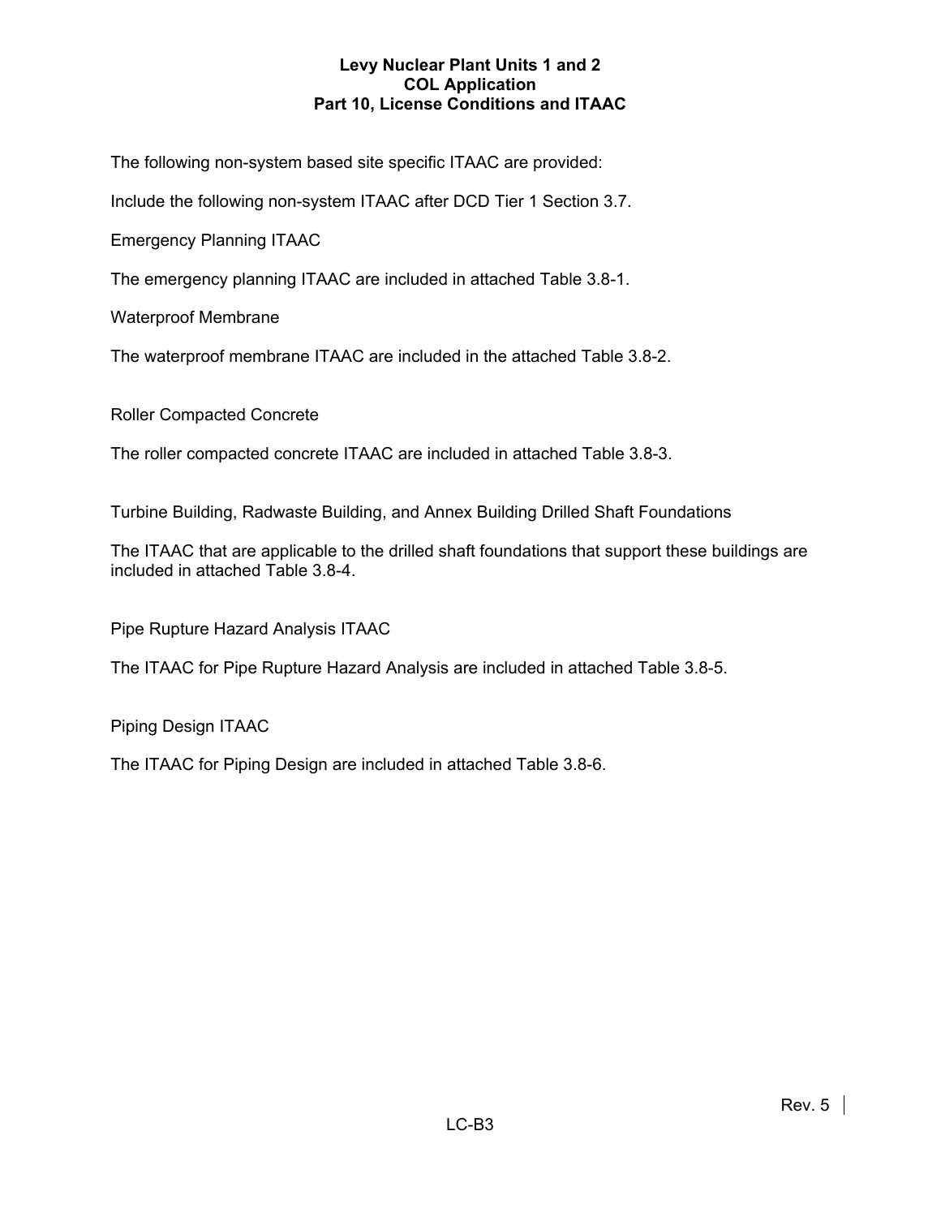The following non-system based site specific ITAAC are provided:

Include the following non-system ITAAC after DCD Tier 1 Section 3.7.

Emergency Planning ITAAC

The emergency planning ITAAC are included in attached Table 3.8-1.

Waterproof Membrane

The waterproof membrane ITAAC are included in the attached Table 3.8-2.

Roller Compacted Concrete

The roller compacted concrete ITAAC are included in attached Table 3.8-3.

Turbine Building, Radwaste Building, and Annex Building Drilled Shaft Foundations

The ITAAC that are applicable to the drilled shaft foundations that support these buildings are included in attached Table 3.8-4.

Pipe Rupture Hazard Analysis ITAAC

The ITAAC for Pipe Rupture Hazard Analysis are included in attached Table 3.8-5.

Piping Design ITAAC

The ITAAC for Piping Design are included in attached Table 3.8-6.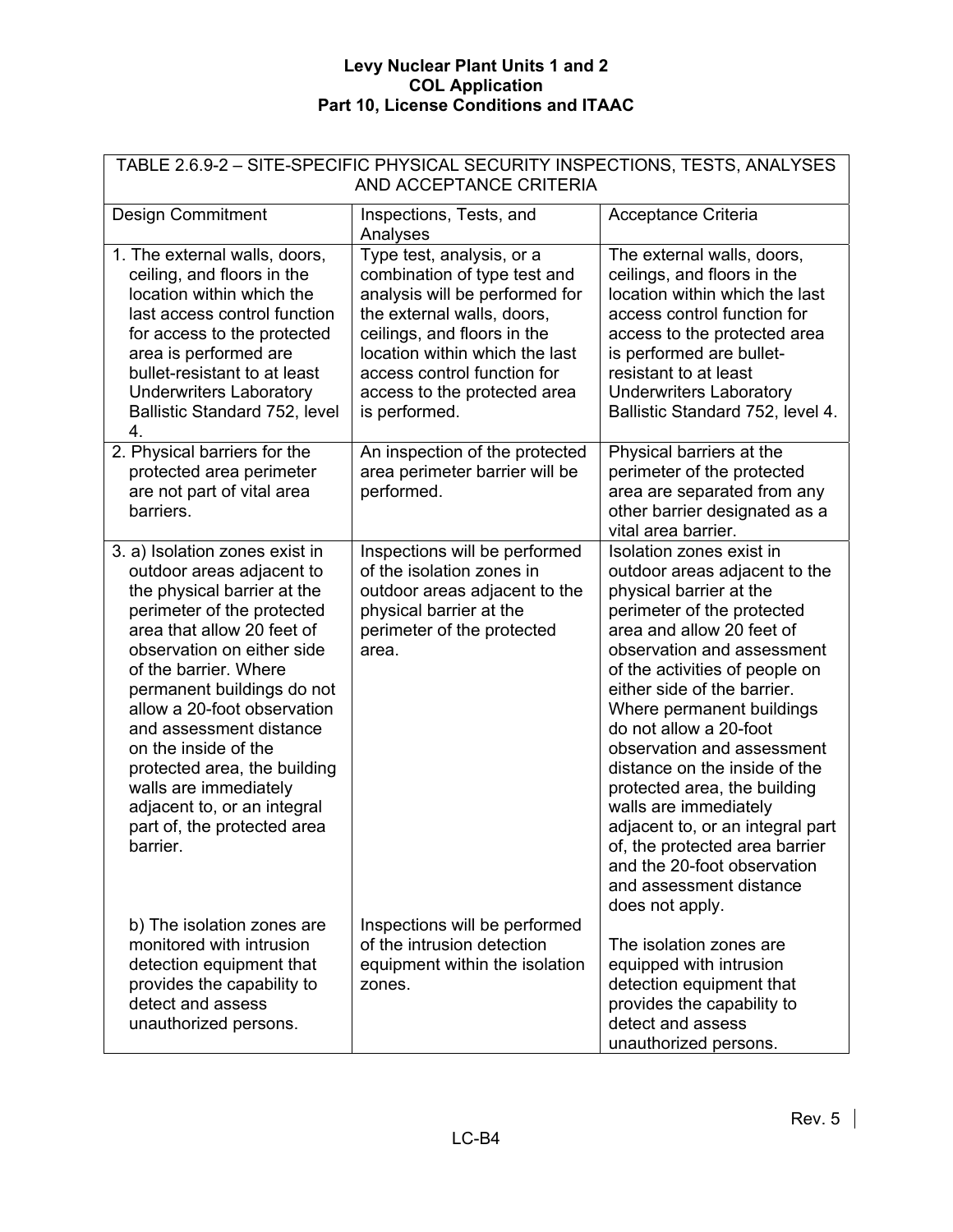| TABLE 2.6.9-2 – SITE-SPECIFIC PHYSICAL SECURITY INSPECTIONS, TESTS, ANALYSES AND ACCEPTANCE CRITERIA | | |
|---|---|---|
| Design Commitment | Inspections, Tests, and Analyses | Acceptance Criteria |
| 1. The external walls, doors, ceiling, and floors in the location within which the last access control function for access to the protected area is performed are bullet-resistant to at least Underwriters Laboratory Ballistic Standard 752, level 4. | Type test, analysis, or a combination of type test and analysis will be performed for the external walls, doors, ceilings, and floors in the location within which the last access control function for access to the protected area is performed. | The external walls, doors, ceilings, and floors in the location within which the last access control function for access to the protected area is performed are bullet-resistant to at least Underwriters Laboratory Ballistic Standard 752, level 4. |
| 2. Physical barriers for the protected area perimeter are not part of vital area barriers. | An inspection of the protected area perimeter barrier will be performed. | Physical barriers at the perimeter of the protected area are separated from any other barrier designated as a vital area barrier. |
| 3. a) Isolation zones exist in outdoor areas adjacent to the physical barrier at the perimeter of the protected area that allow 20 feet of observation on either side of the barrier. Where permanent buildings do not allow a 20-foot observation and assessment distance on the inside of the protected area, the building walls are immediately adjacent to, or an integral part of, the protected area barrier. | Inspections will be performed of the isolation zones in outdoor areas adjacent to the physical barrier at the perimeter of the protected area. | Isolation zones exist in outdoor areas adjacent to the physical barrier at the perimeter of the protected area and allow 20 feet of observation and assessment of the activities of people on either side of the barrier. Where permanent buildings do not allow a 20-foot observation and assessment distance on the inside of the protected area, the building walls are immediately adjacent to, or an integral part of, the protected area barrier and the 20-foot observation and assessment distance does not apply. |
| b) The isolation zones are monitored with intrusion detection equipment that provides the capability to detect and assess unauthorized persons. | Inspections will be performed of the intrusion detection equipment within the isolation zones. | The isolation zones are equipped with intrusion detection equipment that provides the capability to detect and assess unauthorized persons. |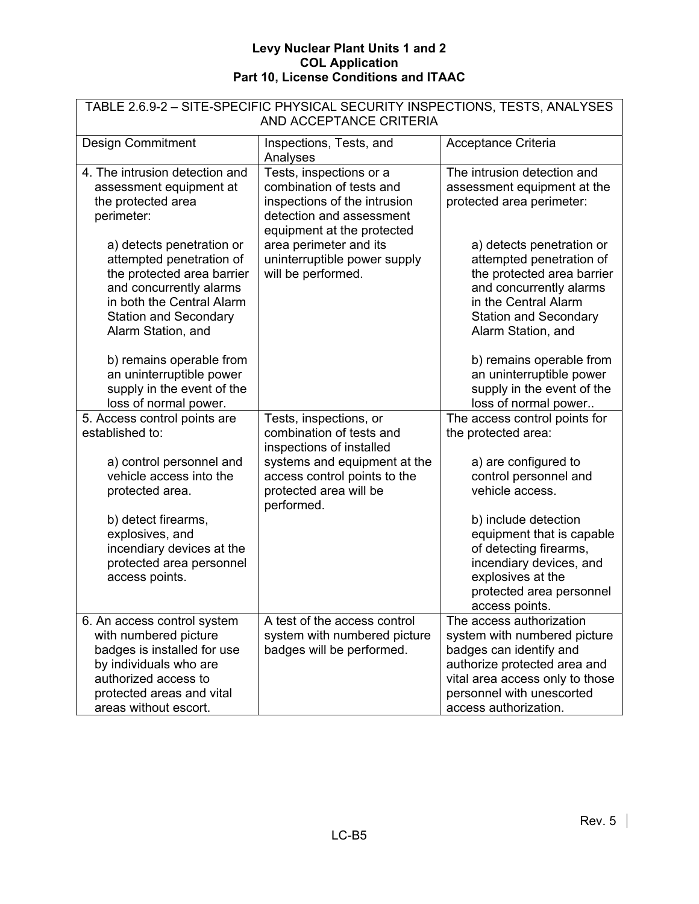| TABLE 2.6.9-2 – SITE-SPECIFIC PHYSICAL SECURITY INSPECTIONS, TESTS, ANALYSES AND ACCEPTANCE CRITERIA | | |
|---|---|---|
| Design Commitment | Inspections, Tests, and Analyses | Acceptance Criteria |
| 4. The intrusion detection and assessment equipment at the protected area perimeter:<br><br>a) detects penetration or attempted penetration of the protected area barrier and concurrently alarms in both the Central Alarm Station and Secondary Alarm Station, and<br><br>b) remains operable from an uninterruptible power supply in the event of the loss of normal power. | Tests, inspections or a combination of tests and inspections of the intrusion detection and assessment equipment at the protected area perimeter and its uninterruptible power supply will be performed. | The intrusion detection and assessment equipment at the protected area perimeter:<br><br>a) detects penetration or attempted penetration of the protected area barrier and concurrently alarms in the Central Alarm Station and Secondary Alarm Station, and<br><br>b) remains operable from an uninterruptible power supply in the event of the loss of normal power.. |
| 5. Access control points are established to:<br><br>a) control personnel and vehicle access into the protected area.<br><br>b) detect firearms, explosives, and incendiary devices at the protected area personnel access points. | Tests, inspections, or combination of tests and inspections of installed systems and equipment at the access control points to the protected area will be performed. | The access control points for the protected area:<br><br>a) are configured to control personnel and vehicle access.<br><br>b) include detection equipment that is capable of detecting firearms, incendiary devices, and explosives at the protected area personnel access points. |
| 6. An access control system with numbered picture badges is installed for use by individuals who are authorized access to protected areas and vital areas without escort. | A test of the access control system with numbered picture badges will be performed. | The access authorization system with numbered picture badges can identify and authorize protected area and vital area access only to those personnel with unescorted access authorization. |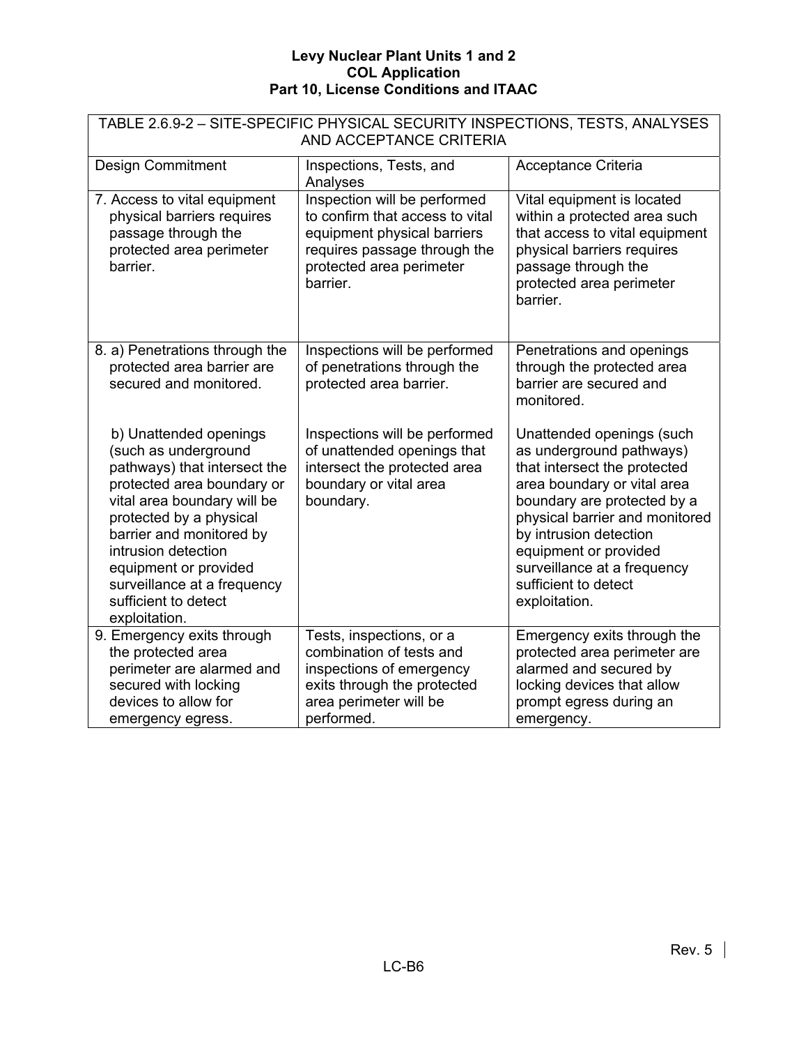TABLE 2.6.9-2 – SITE-SPECIFIC PHYSICAL SECURITY INSPECTIONS, TESTS, ANALYSES AND ACCEPTANCE CRITERIA

| Design Commitment | Inspections, Tests, and Analyses | Acceptance Criteria |
|---|---|---|
| 7. Access to vital equipment physical barriers requires passage through the protected area perimeter barrier. | Inspection will be performed to confirm that access to vital equipment physical barriers requires passage through the protected area perimeter barrier. | Vital equipment is located within a protected area such that access to vital equipment physical barriers requires passage through the protected area perimeter barrier. |
| 8. a) Penetrations through the protected area barrier are secured and monitored. | Inspections will be performed of penetrations through the protected area barrier. | Penetrations and openings through the protected area barrier are secured and monitored. |
| b) Unattended openings (such as underground pathways) that intersect the protected area boundary or vital area boundary will be protected by a physical barrier and monitored by intrusion detection equipment or provided surveillance at a frequency sufficient to detect exploitation. | Inspections will be performed of unattended openings that intersect the protected area boundary or vital area boundary. | Unattended openings (such as underground pathways) that intersect the protected area boundary or vital area boundary are protected by a physical barrier and monitored by intrusion detection equipment or provided surveillance at a frequency sufficient to detect exploitation. |
| 9. Emergency exits through the protected area perimeter are alarmed and secured with locking devices to allow for emergency egress. | Tests, inspections, or a combination of tests and inspections of emergency exits through the protected area perimeter will be performed. | Emergency exits through the protected area perimeter are alarmed and secured by locking devices that allow prompt egress during an emergency. |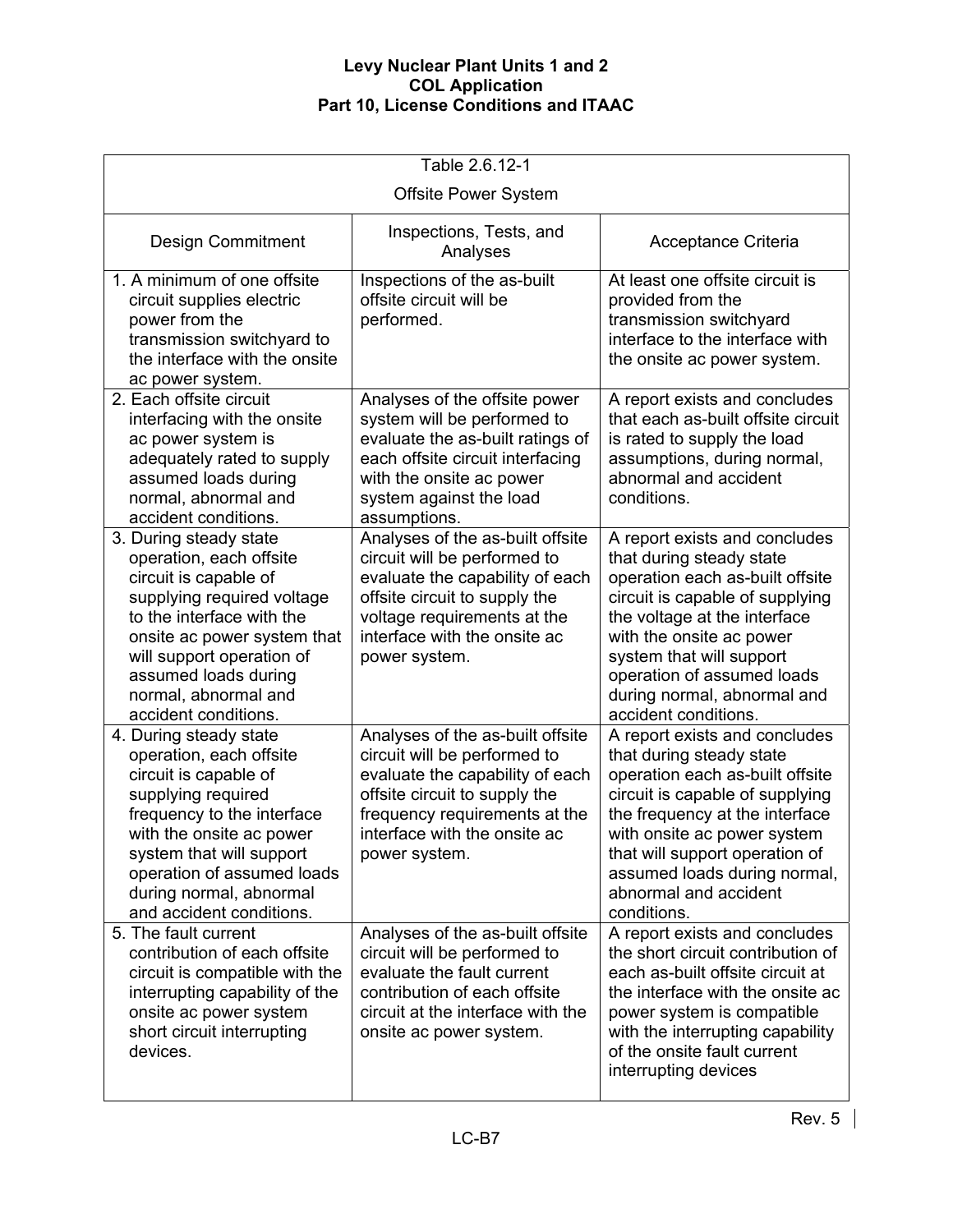Table 2.6.12-1

Offsite Power System

| Design Commitment | Inspections, Tests, and Analyses | Acceptance Criteria |
|---|---|---|
| 1. A minimum of one offsite circuit supplies electric power from the transmission switchyard to the interface with the onsite ac power system. | Inspections of the as-built offsite circuit will be performed. | At least one offsite circuit is provided from the transmission switchyard interface to the interface with the onsite ac power system. |
| 2. Each offsite circuit interfacing with the onsite ac power system is adequately rated to supply assumed loads during normal, abnormal and accident conditions. | Analyses of the offsite power system will be performed to evaluate the as-built ratings of each offsite circuit interfacing with the onsite ac power system against the load assumptions. | A report exists and concludes that each as-built offsite circuit is rated to supply the load assumptions, during normal, abnormal and accident conditions. |
| 3. During steady state operation, each offsite circuit is capable of supplying required voltage to the interface with the onsite ac power system that will support operation of assumed loads during normal, abnormal and accident conditions. | Analyses of the as-built offsite circuit will be performed to evaluate the capability of each offsite circuit to supply the voltage requirements at the interface with the onsite ac power system. | A report exists and concludes that during steady state operation each as-built offsite circuit is capable of supplying the voltage at the interface with the onsite ac power system that will support operation of assumed loads during normal, abnormal and accident conditions. |
| 4. During steady state operation, each offsite circuit is capable of supplying required frequency to the interface with the onsite ac power system that will support operation of assumed loads during normal, abnormal and accident conditions. | Analyses of the as-built offsite circuit will be performed to evaluate the capability of each offsite circuit to supply the frequency requirements at the interface with the onsite ac power system. | A report exists and concludes that during steady state operation each as-built offsite circuit is capable of supplying the frequency at the interface with onsite ac power system that will support operation of assumed loads during normal, abnormal and accident conditions. |
| 5. The fault current contribution of each offsite circuit is compatible with the interrupting capability of the onsite ac power system short circuit interrupting devices. | Analyses of the as-built offsite circuit will be performed to evaluate the fault current contribution of each offsite circuit at the interface with the onsite ac power system. | A report exists and concludes the short circuit contribution of each as-built offsite circuit at the interface with the onsite ac power system is compatible with the interrupting capability of the onsite fault current interrupting devices |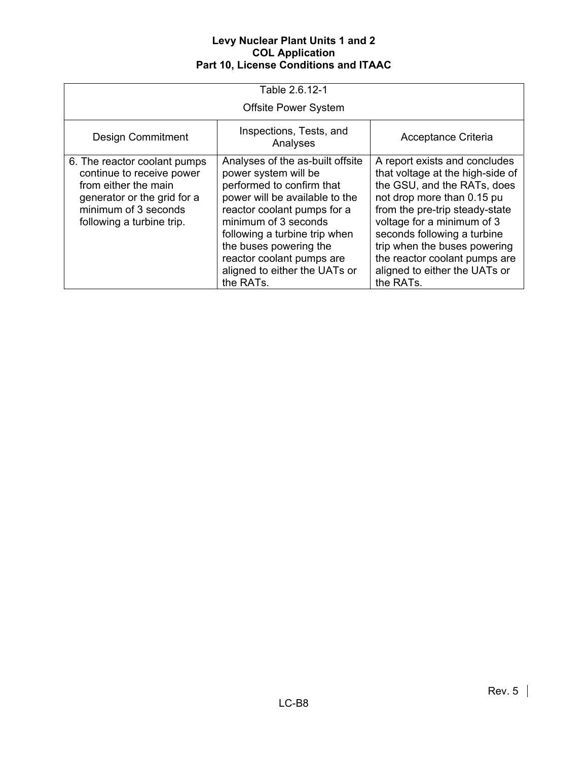Table 2.6.12-1

Offsite Power System

| Design Commitment | Inspections, Tests, and Analyses | Acceptance Criteria |
|---|---|---|
| 6. The reactor coolant pumps continue to receive power from either the main generator or the grid for a minimum of 3 seconds following a turbine trip. | Analyses of the as-built offsite power system will be performed to confirm that power will be available to the reactor coolant pumps for a minimum of 3 seconds following a turbine trip when the buses powering the reactor coolant pumps are aligned to either the UATs or the RATs. | A report exists and concludes that voltage at the high-side of the GSU, and the RATs, does not drop more than 0.15 pu from the pre-trip steady-state voltage for a minimum of 3 seconds following a turbine trip when the buses powering the reactor coolant pumps are aligned to either the UATs or the RATs. |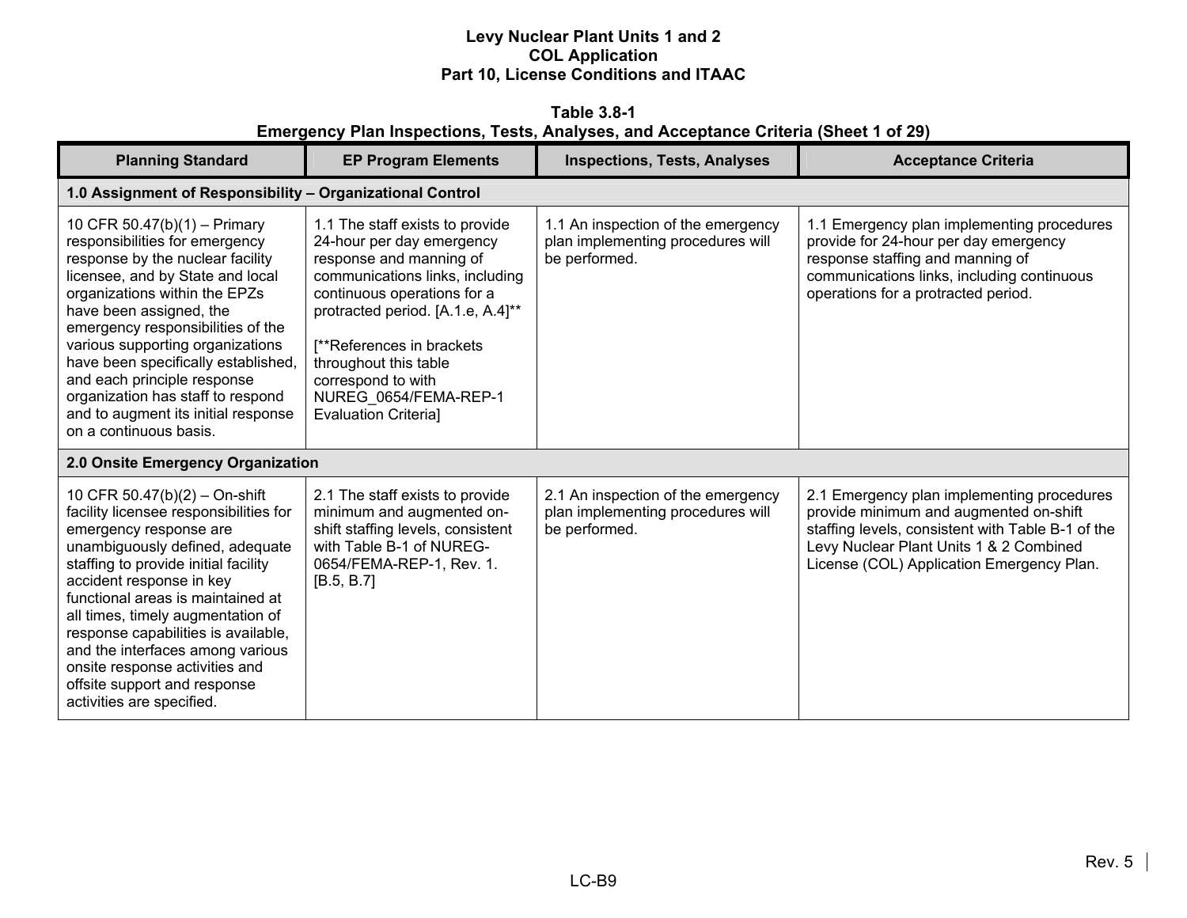**Table 3.8-1**
**Emergency Plan Inspections, Tests, Analyses, and Acceptance Criteria (Sheet 1 of 29)**

| Planning Standard | EP Program Elements | Inspections, Tests, Analyses | Acceptance Criteria |
|---|---|---|---|
| **1.0 Assignment of Responsibility – Organizational Control** | | | |
| 10 CFR 50.47(b)(1) – Primary responsibilities for emergency response by the nuclear facility licensee, and by State and local organizations within the EPZs have been assigned, the emergency responsibilities of the various supporting organizations have been specifically established, and each principle response organization has staff to respond and to augment its initial response on a continuous basis. | 1.1 The staff exists to provide 24-hour per day emergency response and manning of communications links, including continuous operations for a protracted period. [A.1.e, A.4]\*\*<br><br>[\*\*References in brackets throughout this table correspond to with NUREG_0654/FEMA-REP-1 Evaluation Criteria] | 1.1 An inspection of the emergency plan implementing procedures will be performed. | 1.1 Emergency plan implementing procedures provide for 24-hour per day emergency response staffing and manning of communications links, including continuous operations for a protracted period. |
| **2.0 Onsite Emergency Organization** | | | |
| 10 CFR 50.47(b)(2) – On-shift facility licensee responsibilities for emergency response are unambiguously defined, adequate staffing to provide initial facility accident response in key functional areas is maintained at all times, timely augmentation of response capabilities is available, and the interfaces among various onsite response activities and offsite support and response activities are specified. | 2.1 The staff exists to provide minimum and augmented on-shift staffing levels, consistent with Table B-1 of NUREG-0654/FEMA-REP-1, Rev. 1. [B.5, B.7] | 2.1 An inspection of the emergency plan implementing procedures will be performed. | 2.1 Emergency plan implementing procedures provide minimum and augmented on-shift staffing levels, consistent with Table B-1 of the Levy Nuclear Plant Units 1 & 2 Combined License (COL) Application Emergency Plan. |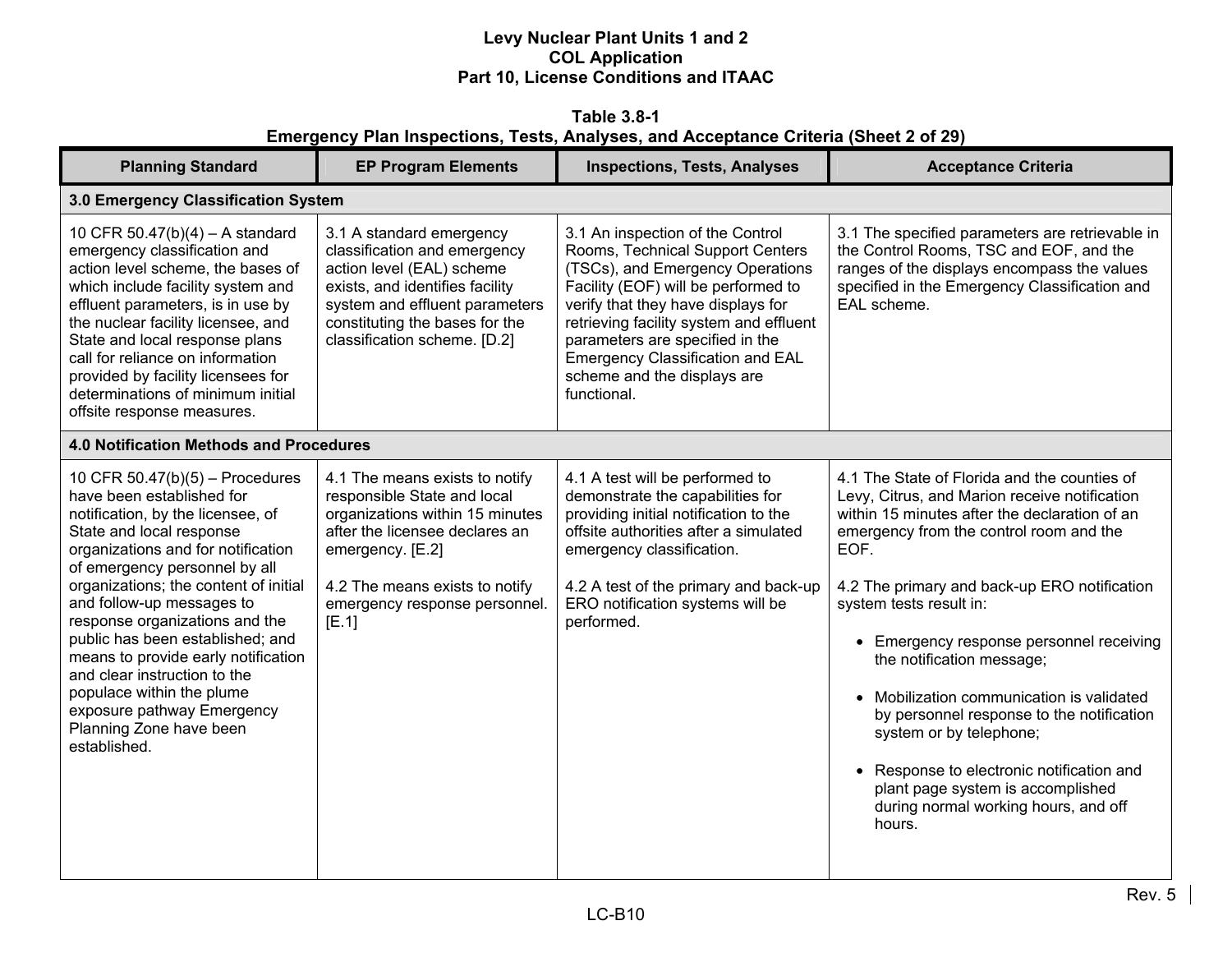**Table 3.8-1**
**Emergency Plan Inspections, Tests, Analyses, and Acceptance Criteria (Sheet 2 of 29)**

| Planning Standard | EP Program Elements | Inspections, Tests, Analyses | Acceptance Criteria |
|---|---|---|---|
| **3.0 Emergency Classification System** | | | |
| 10 CFR 50.47(b)(4) – A standard emergency classification and action level scheme, the bases of which include facility system and effluent parameters, is in use by the nuclear facility licensee, and State and local response plans call for reliance on information provided by facility licensees for determinations of minimum initial offsite response measures. | 3.1 A standard emergency classification and emergency action level (EAL) scheme exists, and identifies facility system and effluent parameters constituting the bases for the classification scheme. [D.2] | 3.1 An inspection of the Control Rooms, Technical Support Centers (TSCs), and Emergency Operations Facility (EOF) will be performed to verify that they have displays for retrieving facility system and effluent parameters are specified in the Emergency Classification and EAL scheme and the displays are functional. | 3.1 The specified parameters are retrievable in the Control Rooms, TSC and EOF, and the ranges of the displays encompass the values specified in the Emergency Classification and EAL scheme. |
| **4.0 Notification Methods and Procedures** | | | |
| 10 CFR 50.47(b)(5) – Procedures have been established for notification, by the licensee, of State and local response organizations and for notification of emergency personnel by all organizations; the content of initial and follow-up messages to response organizations and the public has been established; and means to provide early notification and clear instruction to the populace within the plume exposure pathway Emergency Planning Zone have been established. | 4.1 The means exists to notify responsible State and local organizations within 15 minutes after the licensee declares an emergency. [E.2]<br><br>4.2 The means exists to notify emergency response personnel. [E.1] | 4.1 A test will be performed to demonstrate the capabilities for providing initial notification to the offsite authorities after a simulated emergency classification.<br><br>4.2 A test of the primary and back-up ERO notification systems will be performed. | 4.1 The State of Florida and the counties of Levy, Citrus, and Marion receive notification within 15 minutes after the declaration of an emergency from the control room and the EOF.<br><br>4.2 The primary and back-up ERO notification system tests result in:<br>• Emergency response personnel receiving the notification message;<br>• Mobilization communication is validated by personnel response to the notification system or by telephone;<br>• Response to electronic notification and plant page system is accomplished during normal working hours, and off hours. |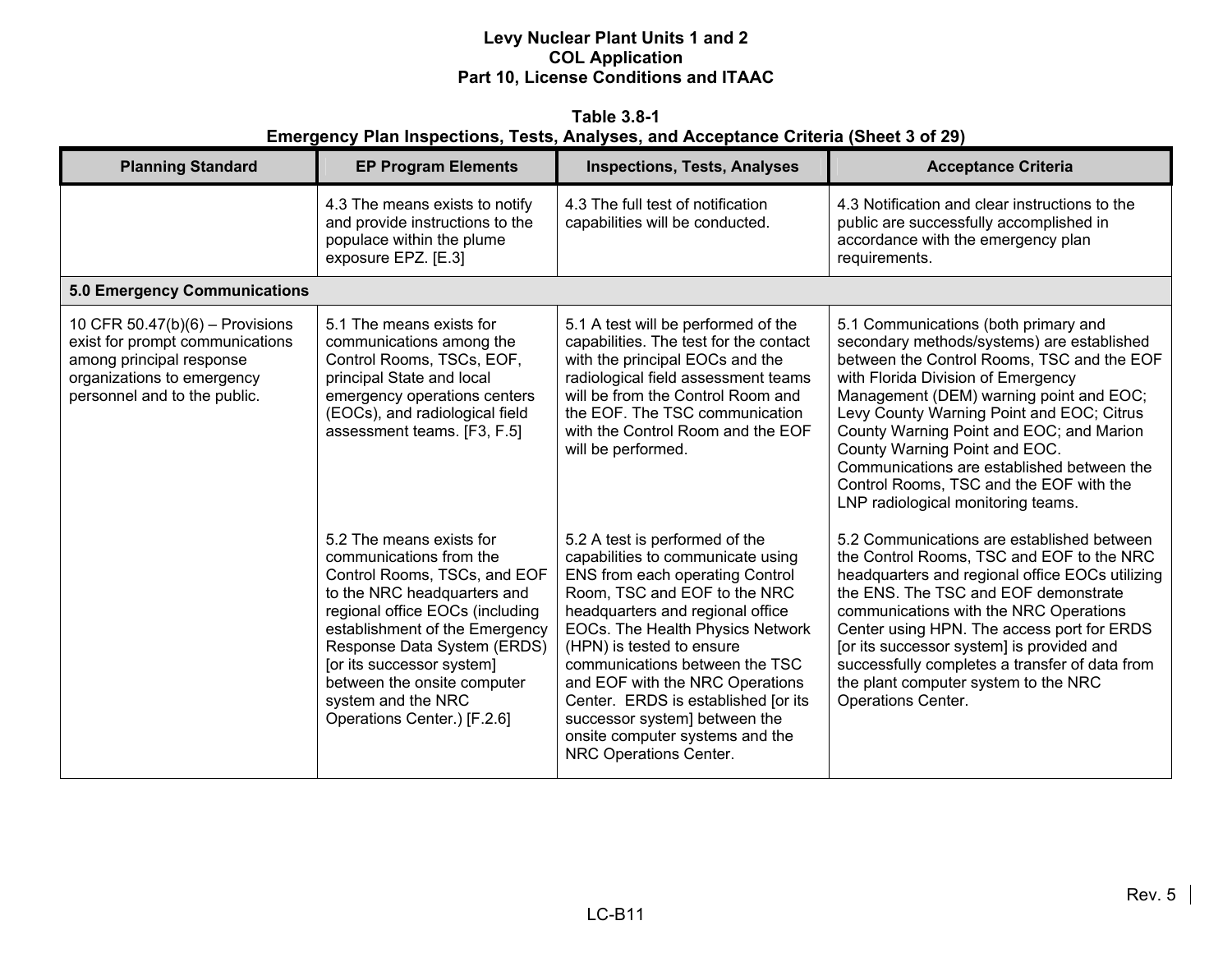**Table 3.8-1**
**Emergency Plan Inspections, Tests, Analyses, and Acceptance Criteria (Sheet 3 of 29)**

| Planning Standard | EP Program Elements | Inspections, Tests, Analyses | Acceptance Criteria |
|---|---|---|---|
| | 4.3 The means exists to notify and provide instructions to the populace within the plume exposure EPZ. [E.3] | 4.3 The full test of notification capabilities will be conducted. | 4.3 Notification and clear instructions to the public are successfully accomplished in accordance with the emergency plan requirements. |
| **5.0 Emergency Communications** | | | |
| 10 CFR 50.47(b)(6) – Provisions exist for prompt communications among principal response organizations to emergency personnel and to the public. | 5.1 The means exists for communications among the Control Rooms, TSCs, EOF, principal State and local emergency operations centers (EOCs), and radiological field assessment teams. [F3, F.5] | 5.1 A test will be performed of the capabilities. The test for the contact with the principal EOCs and the radiological field assessment teams will be from the Control Room and the EOF. The TSC communication with the Control Room and the EOF will be performed. | 5.1 Communications (both primary and secondary methods/systems) are established between the Control Rooms, TSC and the EOF with Florida Division of Emergency Management (DEM) warning point and EOC; Levy County Warning Point and EOC; Citrus County Warning Point and EOC; and Marion County Warning Point and EOC. Communications are established between the Control Rooms, TSC and the EOF with the LNP radiological monitoring teams. |
| | 5.2 The means exists for communications from the Control Rooms, TSCs, and EOF to the NRC headquarters and regional office EOCs (including establishment of the Emergency Response Data System (ERDS) [or its successor system] between the onsite computer system and the NRC Operations Center.) [F.2.6] | 5.2 A test is performed of the capabilities to communicate using ENS from each operating Control Room, TSC and EOF to the NRC headquarters and regional office EOCs. The Health Physics Network (HPN) is tested to ensure communications between the TSC and EOF with the NRC Operations Center. ERDS is established [or its successor system] between the onsite computer systems and the NRC Operations Center. | 5.2 Communications are established between the Control Rooms, TSC and EOF to the NRC headquarters and regional office EOCs utilizing the ENS. The TSC and EOF demonstrate communications with the NRC Operations Center using HPN. The access port for ERDS [or its successor system] is provided and successfully completes a transfer of data from the plant computer system to the NRC Operations Center. |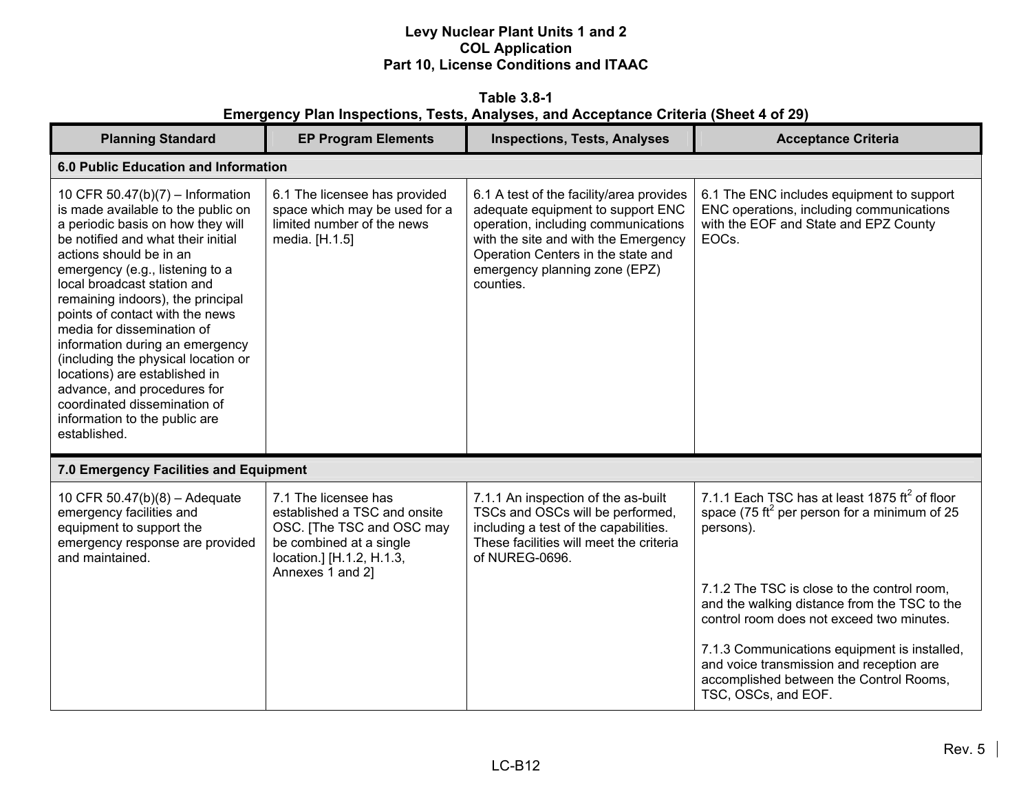**Levy Nuclear Plant Units 1 and 2**
**COL Application**
**Part 10, License Conditions and ITAAC**

**Table 3.8-1**
**Emergency Plan Inspections, Tests, Analyses, and Acceptance Criteria (Sheet 4 of 29)**

| Planning Standard | EP Program Elements | Inspections, Tests, Analyses | Acceptance Criteria |
|---|---|---|---|
| **6.0 Public Education and Information** | | | |
| 10 CFR 50.47(b)(7) – Information is made available to the public on a periodic basis on how they will be notified and what their initial actions should be in an emergency (e.g., listening to a local broadcast station and remaining indoors), the principal points of contact with the news media for dissemination of information during an emergency (including the physical location or locations) are established in advance, and procedures for coordinated dissemination of information to the public are established. | 6.1 The licensee has provided space which may be used for a limited number of the news media. [H.1.5] | 6.1 A test of the facility/area provides adequate equipment to support ENC operation, including communications with the site and with the Emergency Operation Centers in the state and emergency planning zone (EPZ) counties. | 6.1 The ENC includes equipment to support ENC operations, including communications with the EOF and State and EPZ County EOCs. |
| **7.0 Emergency Facilities and Equipment** | | | |
| 10 CFR 50.47(b)(8) – Adequate emergency facilities and equipment to support the emergency response are provided and maintained. | 7.1 The licensee has established a TSC and onsite OSC. [The TSC and OSC may be combined at a single location.] [H.1.2, H.1.3, Annexes 1 and 2] | 7.1.1 An inspection of the as-built TSCs and OSCs will be performed, including a test of the capabilities. These facilities will meet the criteria of NUREG-0696. | 7.1.1 Each TSC has at least 1875 $ft^2$ of floor space (75 $ft^2$ per person for a minimum of 25 persons).<br><br>7.1.2 The TSC is close to the control room, and the walking distance from the TSC to the control room does not exceed two minutes.<br><br>7.1.3 Communications equipment is installed, and voice transmission and reception are accomplished between the Control Rooms, TSC, OSCs, and EOF. |

Rev. 5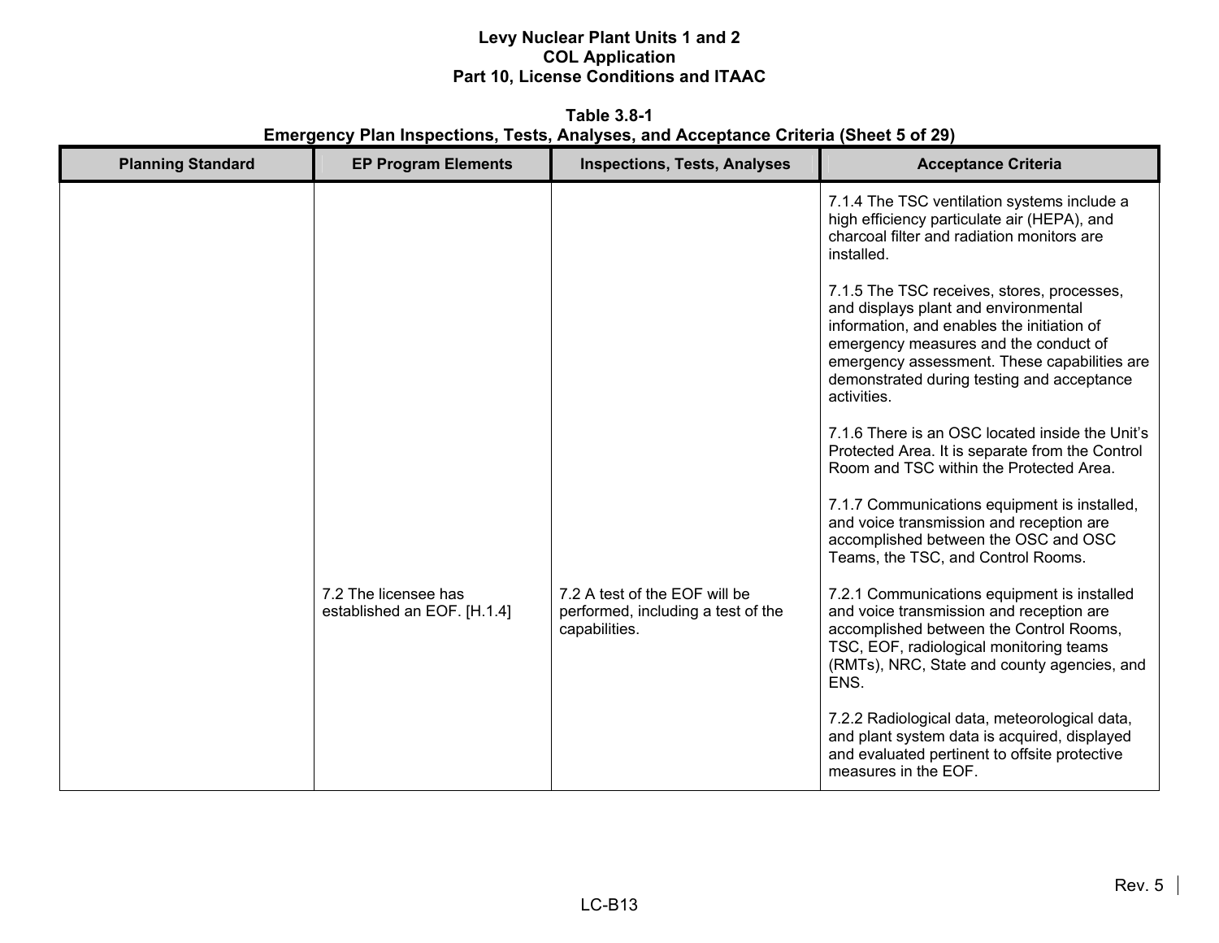**Table 3.8-1**
**Emergency Plan Inspections, Tests, Analyses, and Acceptance Criteria (Sheet 5 of 29)**

| Planning Standard | EP Program Elements | Inspections, Tests, Analyses | Acceptance Criteria |
|---|---|---|---|
| | | | 7.1.4 The TSC ventilation systems include a high efficiency particulate air (HEPA), and charcoal filter and radiation monitors are installed.<br><br>7.1.5 The TSC receives, stores, processes, and displays plant and environmental information, and enables the initiation of emergency measures and the conduct of emergency assessment. These capabilities are demonstrated during testing and acceptance activities.<br><br>7.1.6 There is an OSC located inside the Unit's Protected Area. It is separate from the Control Room and TSC within the Protected Area.<br><br>7.1.7 Communications equipment is installed, and voice transmission and reception are accomplished between the OSC and OSC Teams, the TSC, and Control Rooms. |
| | 7.2 The licensee has established an EOF. [H.1.4] | 7.2 A test of the EOF will be performed, including a test of the capabilities. | 7.2.1 Communications equipment is installed and voice transmission and reception are accomplished between the Control Rooms, TSC, EOF, radiological monitoring teams (RMTs), NRC, State and county agencies, and ENS.<br><br>7.2.2 Radiological data, meteorological data, and plant system data is acquired, displayed and evaluated pertinent to offsite protective measures in the EOF. |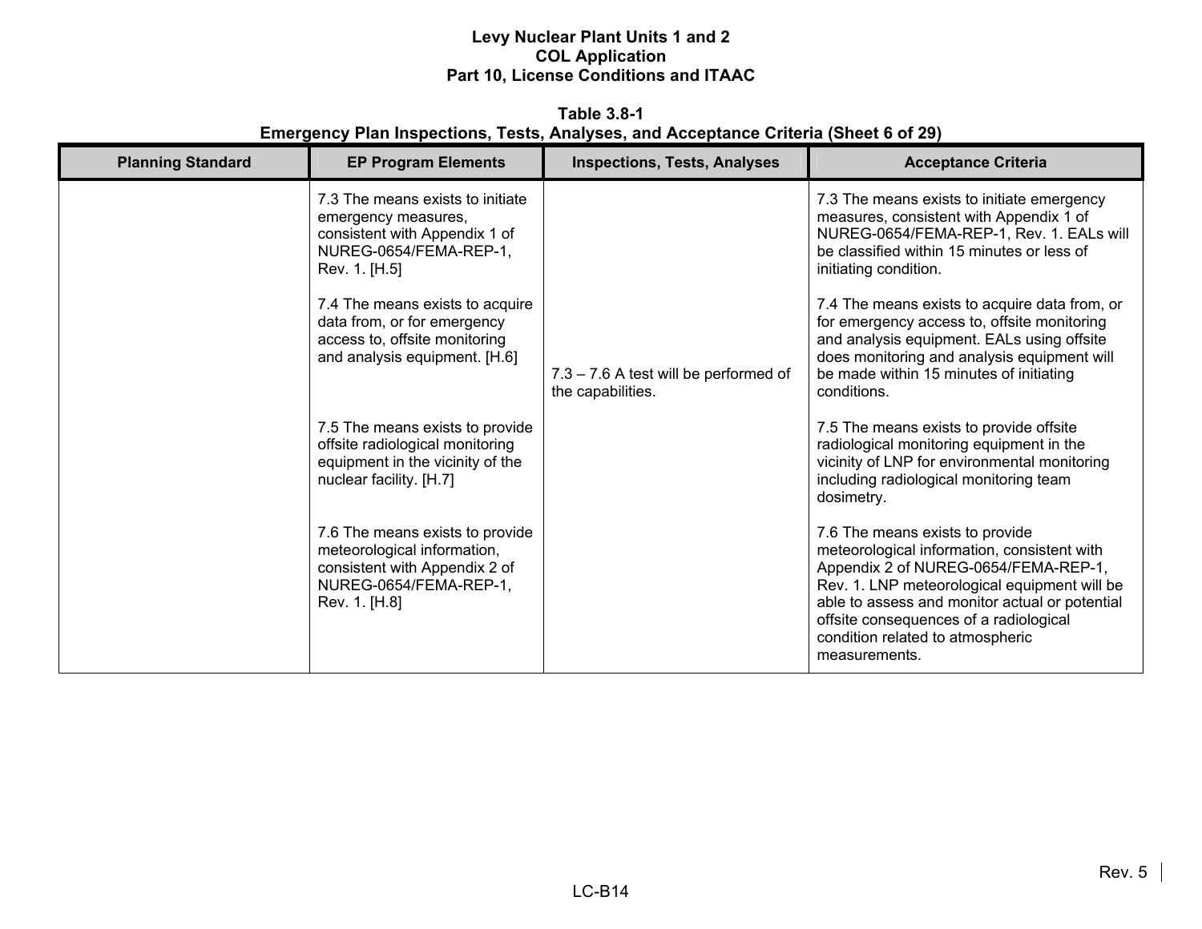**Table 3.8-1**
**Emergency Plan Inspections, Tests, Analyses, and Acceptance Criteria (Sheet 6 of 29)**

| Planning Standard | EP Program Elements | Inspections, Tests, Analyses | Acceptance Criteria |
|---|---|---|---|
| | 7.3 The means exists to initiate emergency measures, consistent with Appendix 1 of NUREG-0654/FEMA-REP-1, Rev. 1. [H.5] | 7.3 – 7.6 A test will be performed of the capabilities. | 7.3 The means exists to initiate emergency measures, consistent with Appendix 1 of NUREG-0654/FEMA-REP-1, Rev. 1. EALs will be classified within 15 minutes or less of initiating condition. |
| | 7.4 The means exists to acquire data from, or for emergency access to, offsite monitoring and analysis equipment. [H.6] | | 7.4 The means exists to acquire data from, or for emergency access to, offsite monitoring and analysis equipment. EALs using offsite does monitoring and analysis equipment will be made within 15 minutes of initiating conditions. |
| | 7.5 The means exists to provide offsite radiological monitoring equipment in the vicinity of the nuclear facility. [H.7] | | 7.5 The means exists to provide offsite radiological monitoring equipment in the vicinity of LNP for environmental monitoring including radiological monitoring team dosimetry. |
| | 7.6 The means exists to provide meteorological information, consistent with Appendix 2 of NUREG-0654/FEMA-REP-1, Rev. 1. [H.8] | | 7.6 The means exists to provide meteorological information, consistent with Appendix 2 of NUREG-0654/FEMA-REP-1, Rev. 1. LNP meteorological equipment will be able to assess and monitor actual or potential offsite consequences of a radiological condition related to atmospheric measurements. |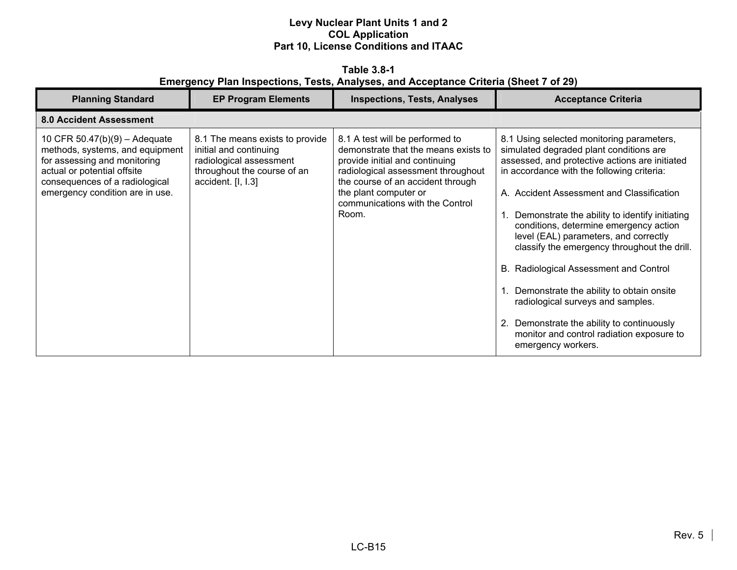**Table 3.8-1**
**Emergency Plan Inspections, Tests, Analyses, and Acceptance Criteria (Sheet 7 of 29)**

| Planning Standard | EP Program Elements | Inspections, Tests, Analyses | Acceptance Criteria |
|---|---|---|---|
| **8.0 Accident Assessment** | | | |
| 10 CFR 50.47(b)(9) – Adequate methods, systems, and equipment for assessing and monitoring actual or potential offsite consequences of a radiological emergency condition are in use. | 8.1 The means exists to provide initial and continuing radiological assessment throughout the course of an accident. [I, I.3] | 8.1 A test will be performed to demonstrate that the means exists to provide initial and continuing radiological assessment throughout the course of an accident through the plant computer or communications with the Control Room. | 8.1 Using selected monitoring parameters, simulated degraded plant conditions are assessed, and protective actions are initiated in accordance with the following criteria:<br><br>A. Accident Assessment and Classification<br><br>1. Demonstrate the ability to identify initiating conditions, determine emergency action level (EAL) parameters, and correctly classify the emergency throughout the drill.<br><br>B. Radiological Assessment and Control<br><br>1. Demonstrate the ability to obtain onsite radiological surveys and samples.<br><br>2. Demonstrate the ability to continuously monitor and control radiation exposure to emergency workers. |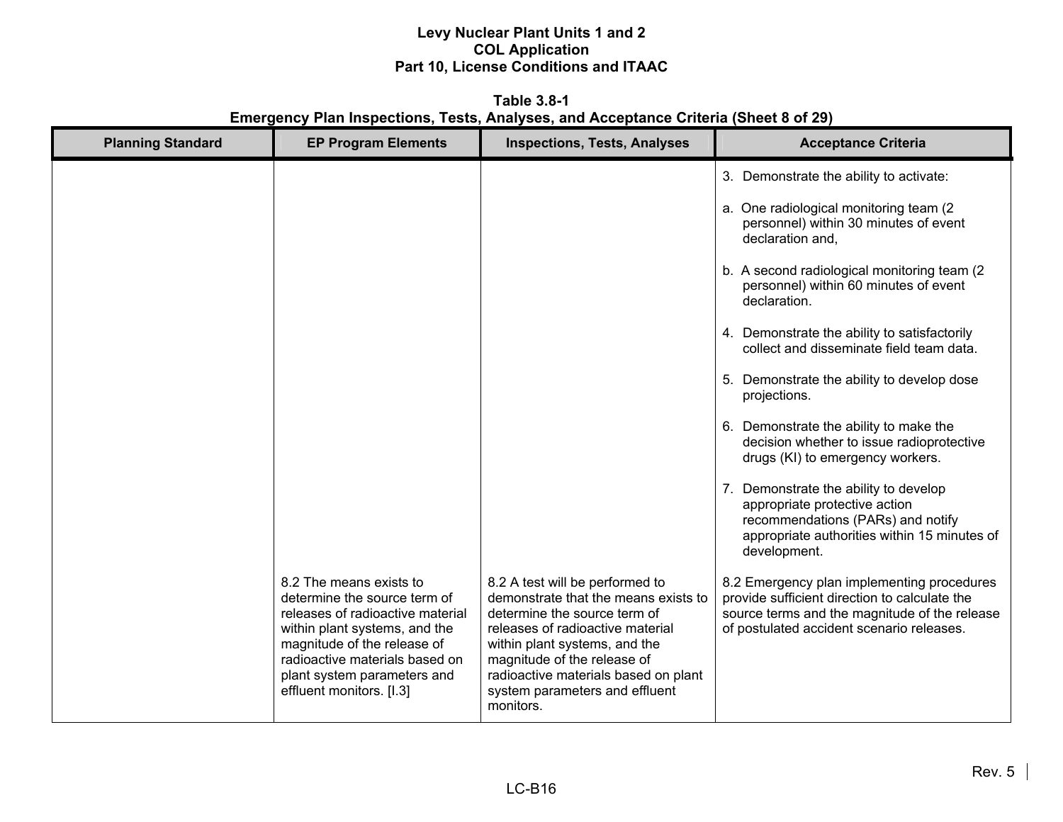**Table 3.8-1**
**Emergency Plan Inspections, Tests, Analyses, and Acceptance Criteria (Sheet 8 of 29)**

| Planning Standard | EP Program Elements | Inspections, Tests, Analyses | Acceptance Criteria |
|---|---|---|---|
| | | | 3. Demonstrate the ability to activate:<br><br>a. One radiological monitoring team (2 personnel) within 30 minutes of event declaration and,<br><br>b. A second radiological monitoring team (2 personnel) within 60 minutes of event declaration.<br><br>4. Demonstrate the ability to satisfactorily collect and disseminate field team data.<br><br>5. Demonstrate the ability to develop dose projections.<br><br>6. Demonstrate the ability to make the decision whether to issue radioprotective drugs (KI) to emergency workers.<br><br>7. Demonstrate the ability to develop appropriate protective action recommendations (PARs) and notify appropriate authorities within 15 minutes of development. |
| | 8.2 The means exists to determine the source term of releases of radioactive material within plant systems, and the magnitude of the release of radioactive materials based on plant system parameters and effluent monitors. [I.3] | 8.2 A test will be performed to demonstrate that the means exists to determine the source term of releases of radioactive material within plant systems, and the magnitude of the release of radioactive materials based on plant system parameters and effluent monitors. | 8.2 Emergency plan implementing procedures provide sufficient direction to calculate the source terms and the magnitude of the release of postulated accident scenario releases. |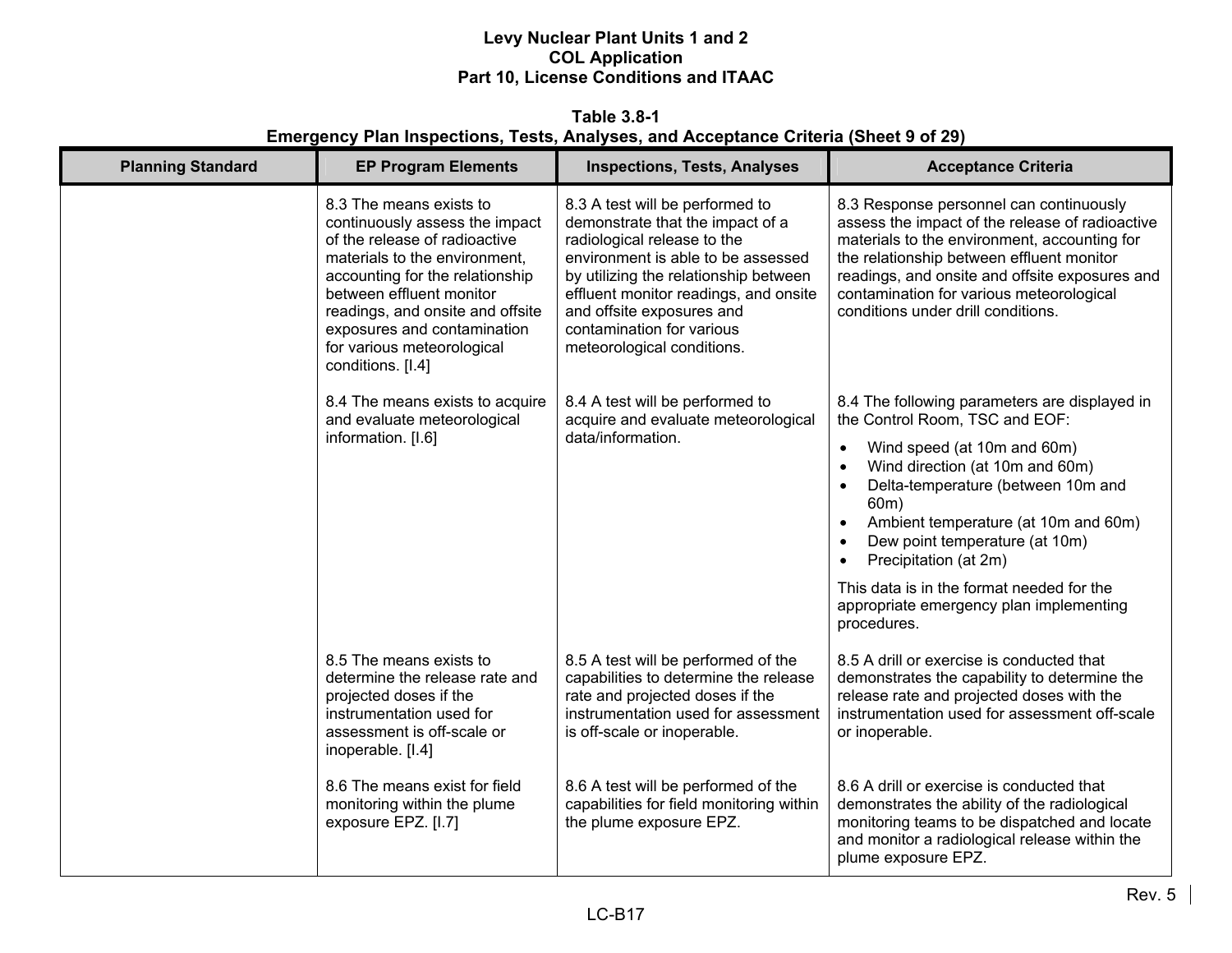**Table 3.8-1**
**Emergency Plan Inspections, Tests, Analyses, and Acceptance Criteria (Sheet 9 of 29)**

| Planning Standard | EP Program Elements | Inspections, Tests, Analyses | Acceptance Criteria |
|---|---|---|---|
| | 8.3 The means exists to continuously assess the impact of the release of radioactive materials to the environment, accounting for the relationship between effluent monitor readings, and onsite and offsite exposures and contamination for various meteorological conditions. [I.4] | 8.3 A test will be performed to demonstrate that the impact of a radiological release to the environment is able to be assessed by utilizing the relationship between effluent monitor readings, and onsite and offsite exposures and contamination for various meteorological conditions. | 8.3 Response personnel can continuously assess the impact of the release of radioactive materials to the environment, accounting for the relationship between effluent monitor readings, and onsite and offsite exposures and contamination for various meteorological conditions under drill conditions. |
| | 8.4 The means exists to acquire and evaluate meteorological information. [I.6] | 8.4 A test will be performed to acquire and evaluate meteorological data/information. | 8.4 The following parameters are displayed in the Control Room, TSC and EOF:<br>• Wind speed (at 10m and 60m)<br>• Wind direction (at 10m and 60m)<br>• Delta-temperature (between 10m and 60m)<br>• Ambient temperature (at 10m and 60m)<br>• Dew point temperature (at 10m)<br>• Precipitation (at 2m)<br><br>This data is in the format needed for the appropriate emergency plan implementing procedures. |
| | 8.5 The means exists to determine the release rate and projected doses if the instrumentation used for assessment is off-scale or inoperable. [I.4] | 8.5 A test will be performed of the capabilities to determine the release rate and projected doses if the instrumentation used for assessment is off-scale or inoperable. | 8.5 A drill or exercise is conducted that demonstrates the capability to determine the release rate and projected doses with the instrumentation used for assessment off-scale or inoperable. |
| | 8.6 The means exist for field monitoring within the plume exposure EPZ. [I.7] | 8.6 A test will be performed of the capabilities for field monitoring within the plume exposure EPZ. | 8.6 A drill or exercise is conducted that demonstrates the ability of the radiological monitoring teams to be dispatched and locate and monitor a radiological release within the plume exposure EPZ. |

Rev. 5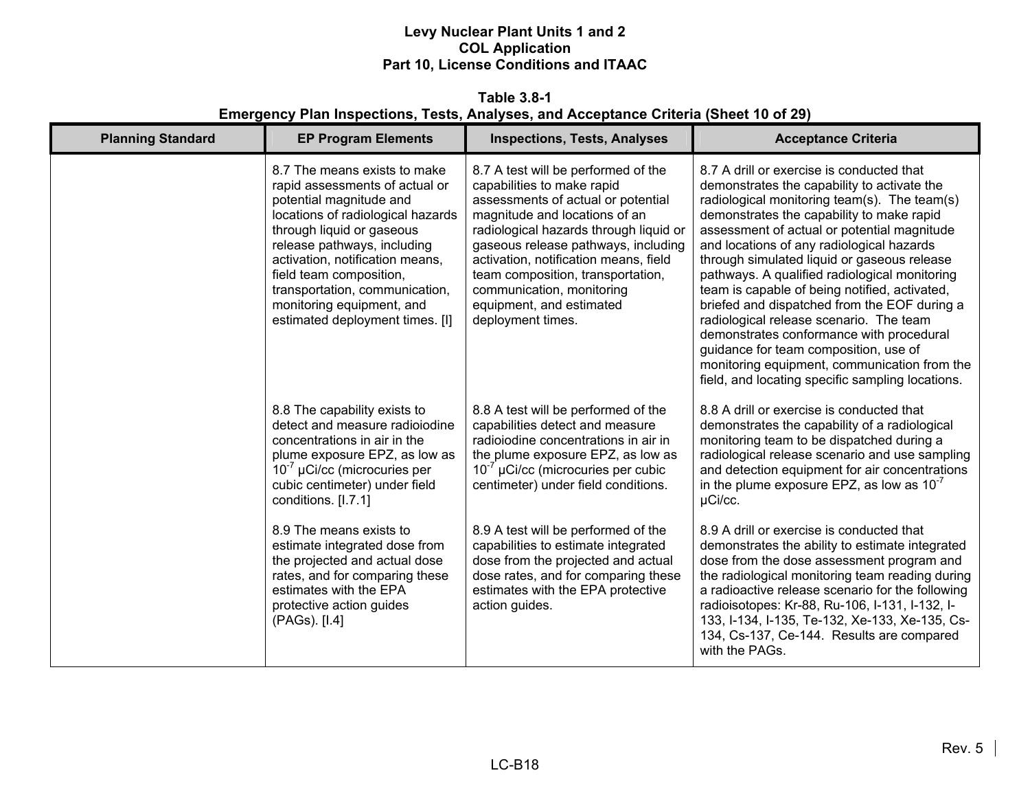**Table 3.8-1**
**Emergency Plan Inspections, Tests, Analyses, and Acceptance Criteria (Sheet 10 of 29)**

| Planning Standard | EP Program Elements | Inspections, Tests, Analyses | Acceptance Criteria |
|---|---|---|---|
| | 8.7 The means exists to make rapid assessments of actual or potential magnitude and locations of radiological hazards through liquid or gaseous release pathways, including activation, notification means, field team composition, transportation, communication, monitoring equipment, and estimated deployment times. [I] | 8.7 A test will be performed of the capabilities to make rapid assessments of actual or potential magnitude and locations of an radiological hazards through liquid or gaseous release pathways, including activation, notification means, field team composition, transportation, communication, monitoring equipment, and estimated deployment times. | 8.7 A drill or exercise is conducted that demonstrates the capability to activate the radiological monitoring team(s). The team(s) demonstrates the capability to make rapid assessment of actual or potential magnitude and locations of any radiological hazards through simulated liquid or gaseous release pathways. A qualified radiological monitoring team is capable of being notified, activated, briefed and dispatched from the EOF during a radiological release scenario. The team demonstrates conformance with procedural guidance for team composition, use of monitoring equipment, communication from the field, and locating specific sampling locations. |
| | 8.8 The capability exists to detect and measure radioiodine concentrations in air in the plume exposure EPZ, as low as $10^{-7}$ µCi/cc (microcuries per cubic centimeter) under field conditions. [I.7.1] | 8.8 A test will be performed of the capabilities detect and measure radioiodine concentrations in air in the plume exposure EPZ, as low as $10^{-7}$ µCi/cc (microcuries per cubic centimeter) under field conditions. | 8.8 A drill or exercise is conducted that demonstrates the capability of a radiological monitoring team to be dispatched during a radiological release scenario and use sampling and detection equipment for air concentrations in the plume exposure EPZ, as low as $10^{-7}$ µCi/cc. |
| | 8.9 The means exists to estimate integrated dose from the projected and actual dose rates, and for comparing these estimates with the EPA protective action guides (PAGs). [I.4] | 8.9 A test will be performed of the capabilities to estimate integrated dose from the projected and actual dose rates, and for comparing these estimates with the EPA protective action guides. | 8.9 A drill or exercise is conducted that demonstrates the ability to estimate integrated dose from the dose assessment program and the radiological monitoring team reading during a radioactive release scenario for the following radioisotopes: Kr-88, Ru-106, I-131, I-132, I-133, I-134, I-135, Te-132, Xe-133, Xe-135, Cs-134, Cs-137, Ce-144. Results are compared with the PAGs. |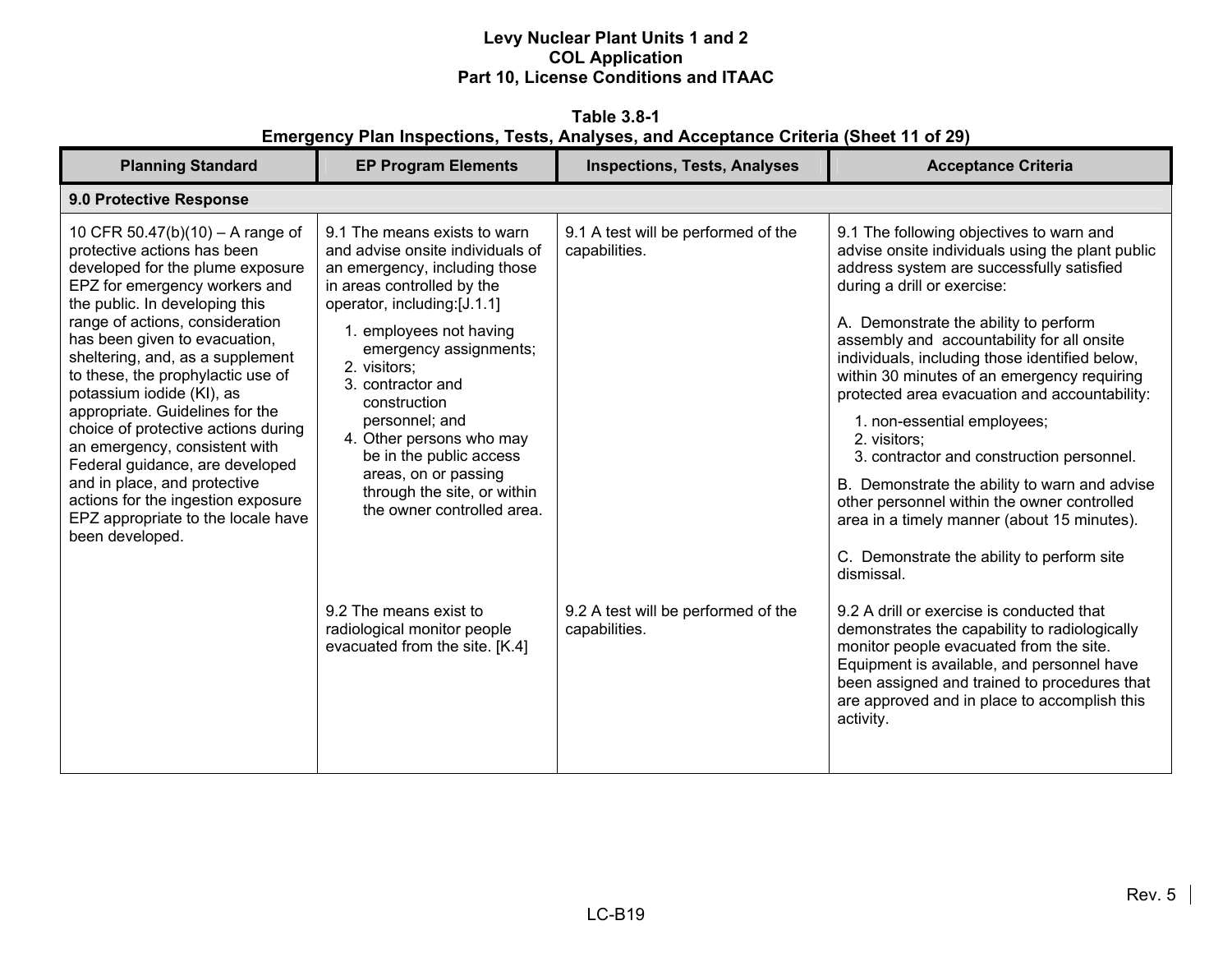**Table 3.8-1**
**Emergency Plan Inspections, Tests, Analyses, and Acceptance Criteria (Sheet 11 of 29)**

| Planning Standard | EP Program Elements | Inspections, Tests, Analyses | Acceptance Criteria |
|---|---|---|---|
| **9.0 Protective Response** | | | |
| 10 CFR 50.47(b)(10) – A range of protective actions has been developed for the plume exposure EPZ for emergency workers and the public. In developing this range of actions, consideration has been given to evacuation, sheltering, and, as a supplement to these, the prophylactic use of potassium iodide (KI), as appropriate. Guidelines for the choice of protective actions during an emergency, consistent with Federal guidance, are developed and in place, and protective actions for the ingestion exposure EPZ appropriate to the locale have been developed. | 9.1 The means exists to warn and advise onsite individuals of an emergency, including those in areas controlled by the operator, including:[J.1.1]<br>1. employees not having emergency assignments;<br>2. visitors;<br>3. contractor and construction personnel; and<br>4. Other persons who may be in the public access areas, on or passing through the site, or within the owner controlled area. | 9.1 A test will be performed of the capabilities. | 9.1 The following objectives to warn and advise onsite individuals using the plant public address system are successfully satisfied during a drill or exercise:<br><br>A. Demonstrate the ability to perform assembly and accountability for all onsite individuals, including those identified below, within 30 minutes of an emergency requiring protected area evacuation and accountability:<br>1. non-essential employees;<br>2. visitors;<br>3. contractor and construction personnel.<br><br>B. Demonstrate the ability to warn and advise other personnel within the owner controlled area in a timely manner (about 15 minutes).<br><br>C. Demonstrate the ability to perform site dismissal. |
| | 9.2 The means exist to radiological monitor people evacuated from the site. [K.4] | 9.2 A test will be performed of the capabilities. | 9.2 A drill or exercise is conducted that demonstrates the capability to radiologically monitor people evacuated from the site. Equipment is available, and personnel have been assigned and trained to procedures that are approved and in place to accomplish this activity. |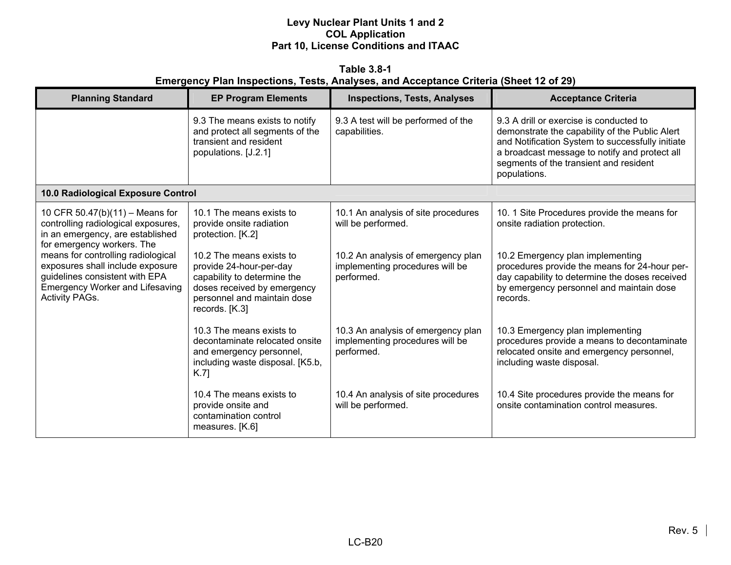**Table 3.8-1**
**Emergency Plan Inspections, Tests, Analyses, and Acceptance Criteria (Sheet 12 of 29)**

| Planning Standard | EP Program Elements | Inspections, Tests, Analyses | Acceptance Criteria |
|---|---|---|---|
| | 9.3 The means exists to notify and protect all segments of the transient and resident populations. [J.2.1] | 9.3 A test will be performed of the capabilities. | 9.3 A drill or exercise is conducted to demonstrate the capability of the Public Alert and Notification System to successfully initiate a broadcast message to notify and protect all segments of the transient and resident populations. |
| **10.0 Radiological Exposure Control** | | | |
| 10 CFR 50.47(b)(11) – Means for controlling radiological exposures, in an emergency, are established for emergency workers. The means for controlling radiological exposures shall include exposure guidelines consistent with EPA Emergency Worker and Lifesaving Activity PAGs. | 10.1 The means exists to provide onsite radiation protection. [K.2] | 10.1 An analysis of site procedures will be performed. | 10. 1 Site Procedures provide the means for onsite radiation protection. |
| | 10.2 The means exists to provide 24-hour-per-day capability to determine the doses received by emergency personnel and maintain dose records. [K.3] | 10.2 An analysis of emergency plan implementing procedures will be performed. | 10.2 Emergency plan implementing procedures provide the means for 24-hour per-day capability to determine the doses received by emergency personnel and maintain dose records. |
| | 10.3 The means exists to decontaminate relocated onsite and emergency personnel, including waste disposal. [K5.b, K.7] | 10.3 An analysis of emergency plan implementing procedures will be performed. | 10.3 Emergency plan implementing procedures provide a means to decontaminate relocated onsite and emergency personnel, including waste disposal. |
| | 10.4 The means exists to provide onsite and contamination control measures. [K.6] | 10.4 An analysis of site procedures will be performed. | 10.4 Site procedures provide the means for onsite contamination control measures. |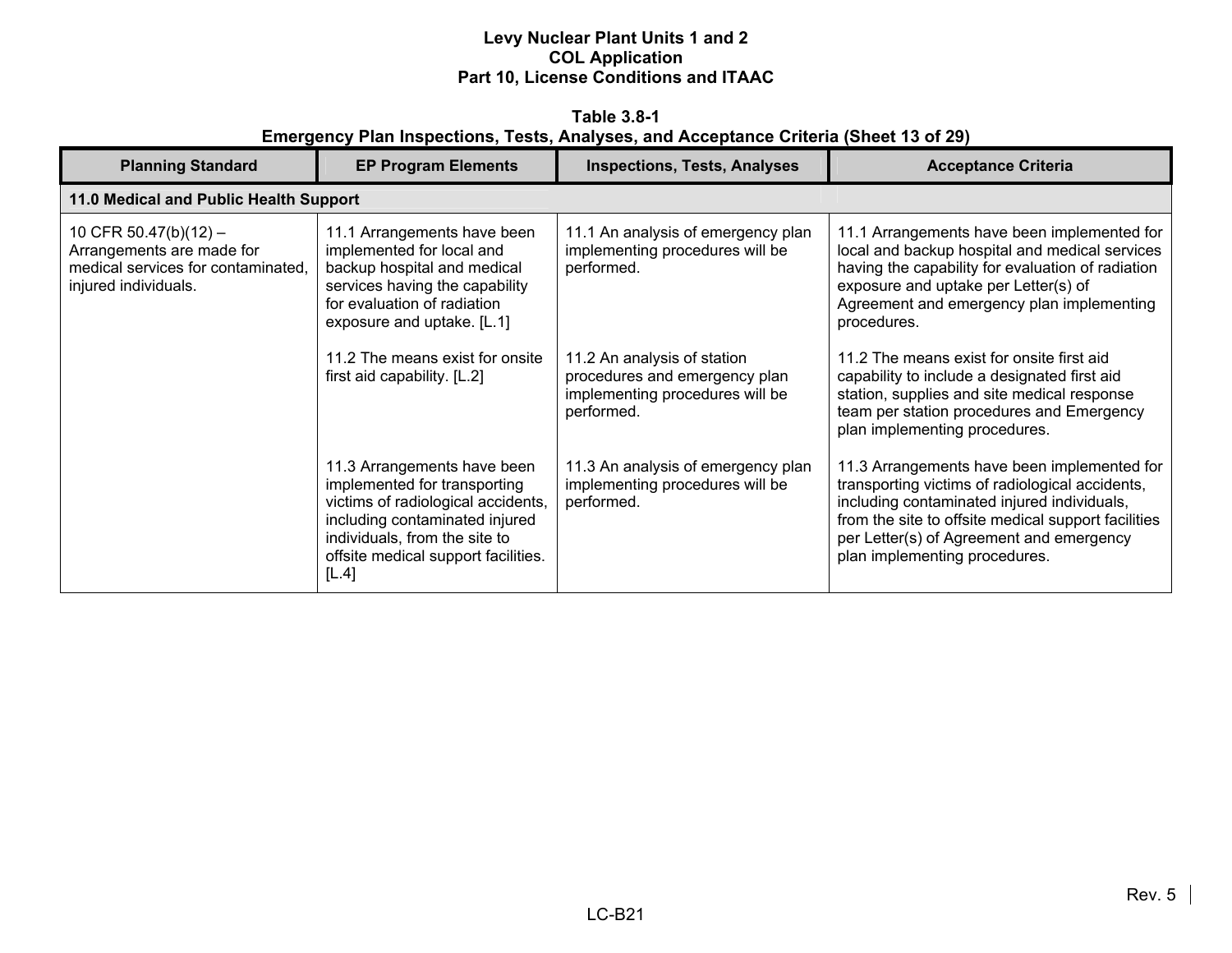**Table 3.8-1**
**Emergency Plan Inspections, Tests, Analyses, and Acceptance Criteria (Sheet 13 of 29)**

| Planning Standard | EP Program Elements | Inspections, Tests, Analyses | Acceptance Criteria |
|---|---|---|---|
| **11.0 Medical and Public Health Support** | | | |
| 10 CFR 50.47(b)(12) – Arrangements are made for medical services for contaminated, injured individuals. | 11.1 Arrangements have been implemented for local and backup hospital and medical services having the capability for evaluation of radiation exposure and uptake. [L.1] | 11.1 An analysis of emergency plan implementing procedures will be performed. | 11.1 Arrangements have been implemented for local and backup hospital and medical services having the capability for evaluation of radiation exposure and uptake per Letter(s) of Agreement and emergency plan implementing procedures. |
| | 11.2 The means exist for onsite first aid capability. [L.2] | 11.2 An analysis of station procedures and emergency plan implementing procedures will be performed. | 11.2 The means exist for onsite first aid capability to include a designated first aid station, supplies and site medical response team per station procedures and Emergency plan implementing procedures. |
| | 11.3 Arrangements have been implemented for transporting victims of radiological accidents, including contaminated injured individuals, from the site to offsite medical support facilities. [L.4] | 11.3 An analysis of emergency plan implementing procedures will be performed. | 11.3 Arrangements have been implemented for transporting victims of radiological accidents, including contaminated injured individuals, from the site to offsite medical support facilities per Letter(s) of Agreement and emergency plan implementing procedures. |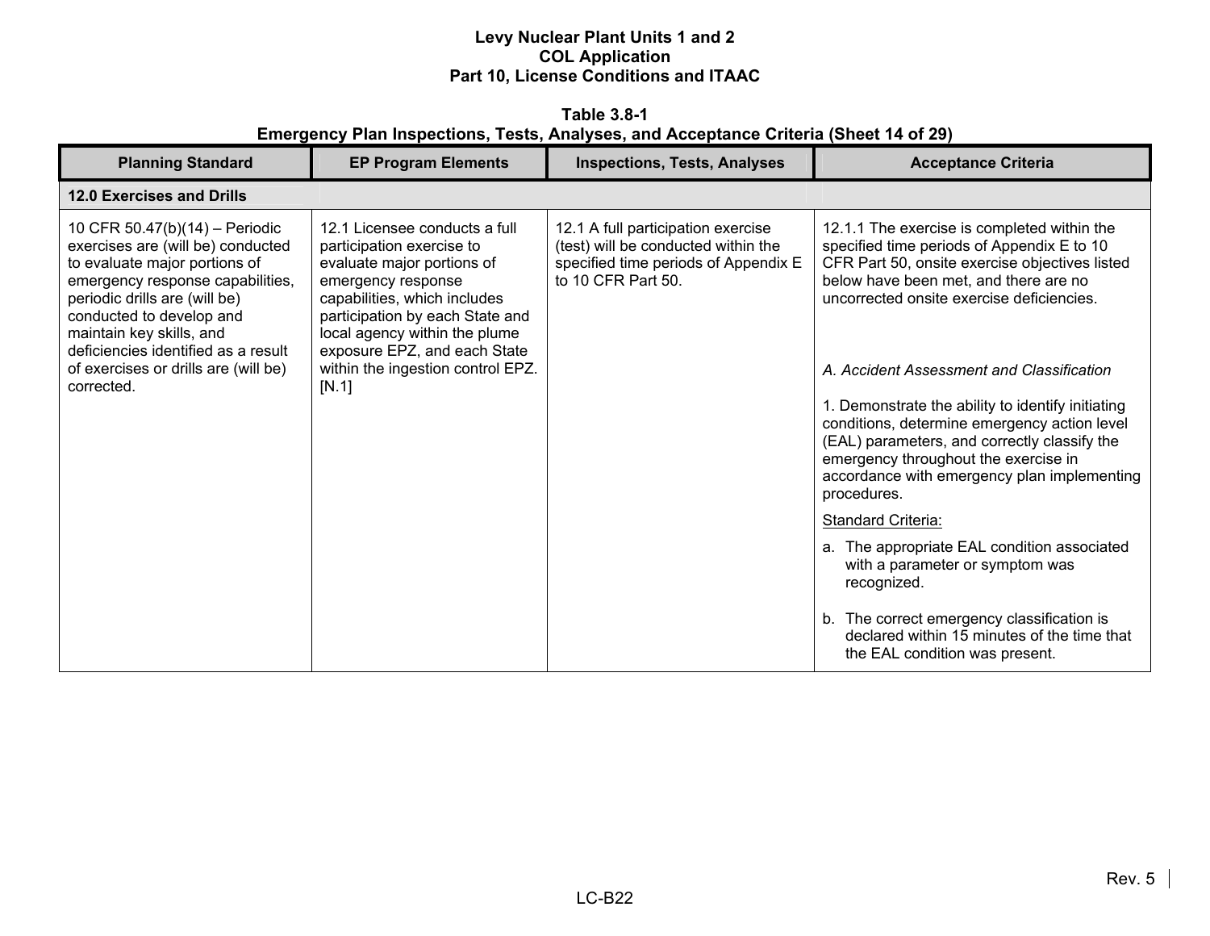**Table 3.8-1**
**Emergency Plan Inspections, Tests, Analyses, and Acceptance Criteria (Sheet 14 of 29)**

| Planning Standard | EP Program Elements | Inspections, Tests, Analyses | Acceptance Criteria |
|---|---|---|---|
| **12.0 Exercises and Drills** | | | |
| 10 CFR 50.47(b)(14) – Periodic exercises are (will be) conducted to evaluate major portions of emergency response capabilities, periodic drills are (will be) conducted to develop and maintain key skills, and deficiencies identified as a result of exercises or drills are (will be) corrected. | 12.1 Licensee conducts a full participation exercise to evaluate major portions of emergency response capabilities, which includes participation by each State and local agency within the plume exposure EPZ, and each State within the ingestion control EPZ. [N.1] | 12.1 A full participation exercise (test) will be conducted within the specified time periods of Appendix E to 10 CFR Part 50. | 12.1.1 The exercise is completed within the specified time periods of Appendix E to 10 CFR Part 50, onsite exercise objectives listed below have been met, and there are no uncorrected onsite exercise deficiencies.<br><br>*A. Accident Assessment and Classification*<br><br>1. Demonstrate the ability to identify initiating conditions, determine emergency action level (EAL) parameters, and correctly classify the emergency throughout the exercise in accordance with emergency plan implementing procedures.<br><br><u>Standard Criteria:</u><br><br>a. The appropriate EAL condition associated with a parameter or symptom was recognized.<br><br>b. The correct emergency classification is declared within 15 minutes of the time that the EAL condition was present. |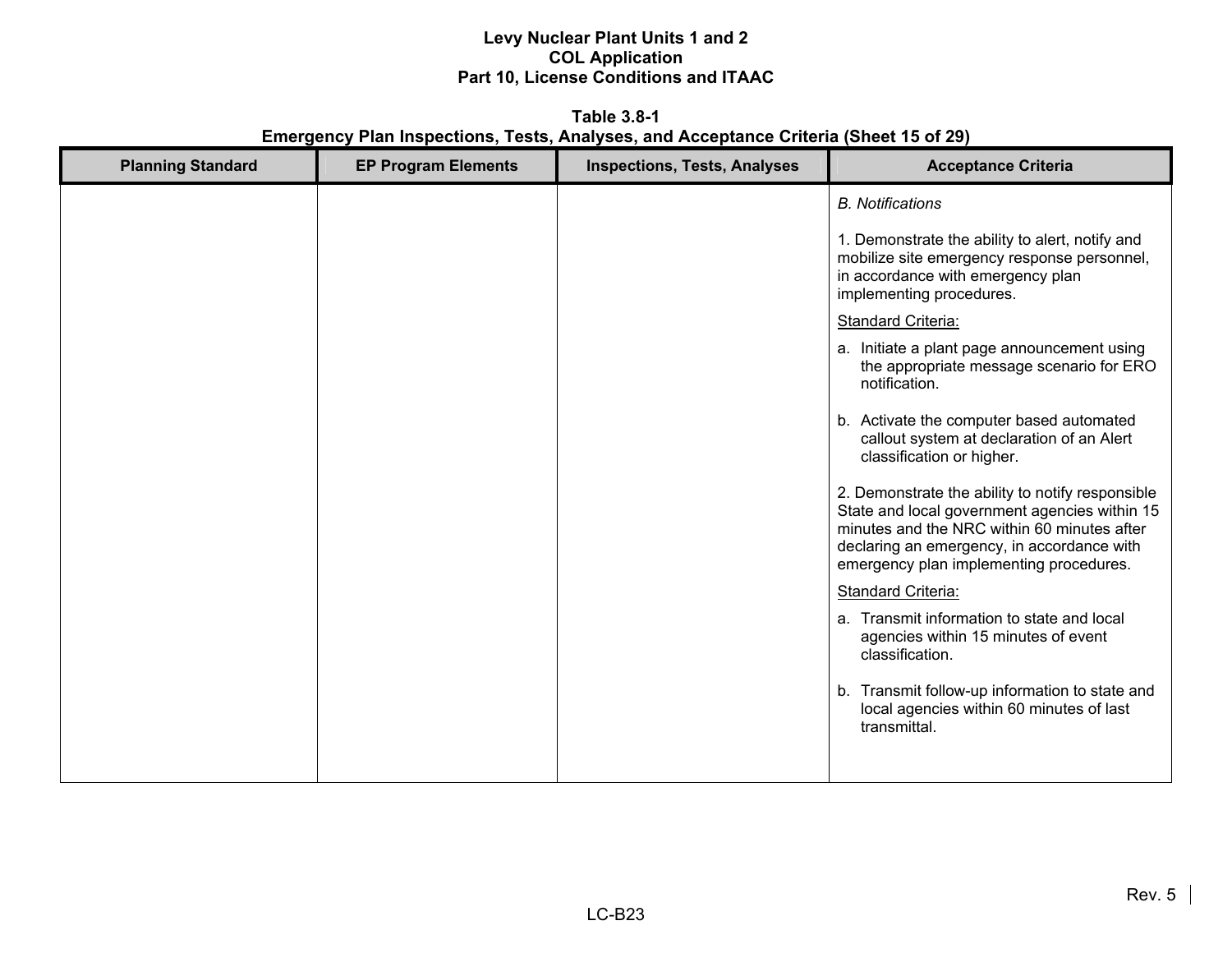**Table 3.8-1**
**Emergency Plan Inspections, Tests, Analyses, and Acceptance Criteria (Sheet 15 of 29)**

| Planning Standard | EP Program Elements | Inspections, Tests, Analyses | Acceptance Criteria |
|---|---|---|---|
| | | | *B. Notifications*<br><br>1. Demonstrate the ability to alert, notify and mobilize site emergency response personnel, in accordance with emergency plan implementing procedures.<br><br><u>Standard Criteria:</u><br><br>a. Initiate a plant page announcement using the appropriate message scenario for ERO notification.<br><br>b. Activate the computer based automated callout system at declaration of an Alert classification or higher.<br><br>2. Demonstrate the ability to notify responsible State and local government agencies within 15 minutes and the NRC within 60 minutes after declaring an emergency, in accordance with emergency plan implementing procedures.<br><br><u>Standard Criteria:</u><br><br>a. Transmit information to state and local agencies within 15 minutes of event classification.<br><br>b. Transmit follow-up information to state and local agencies within 60 minutes of last transmittal. |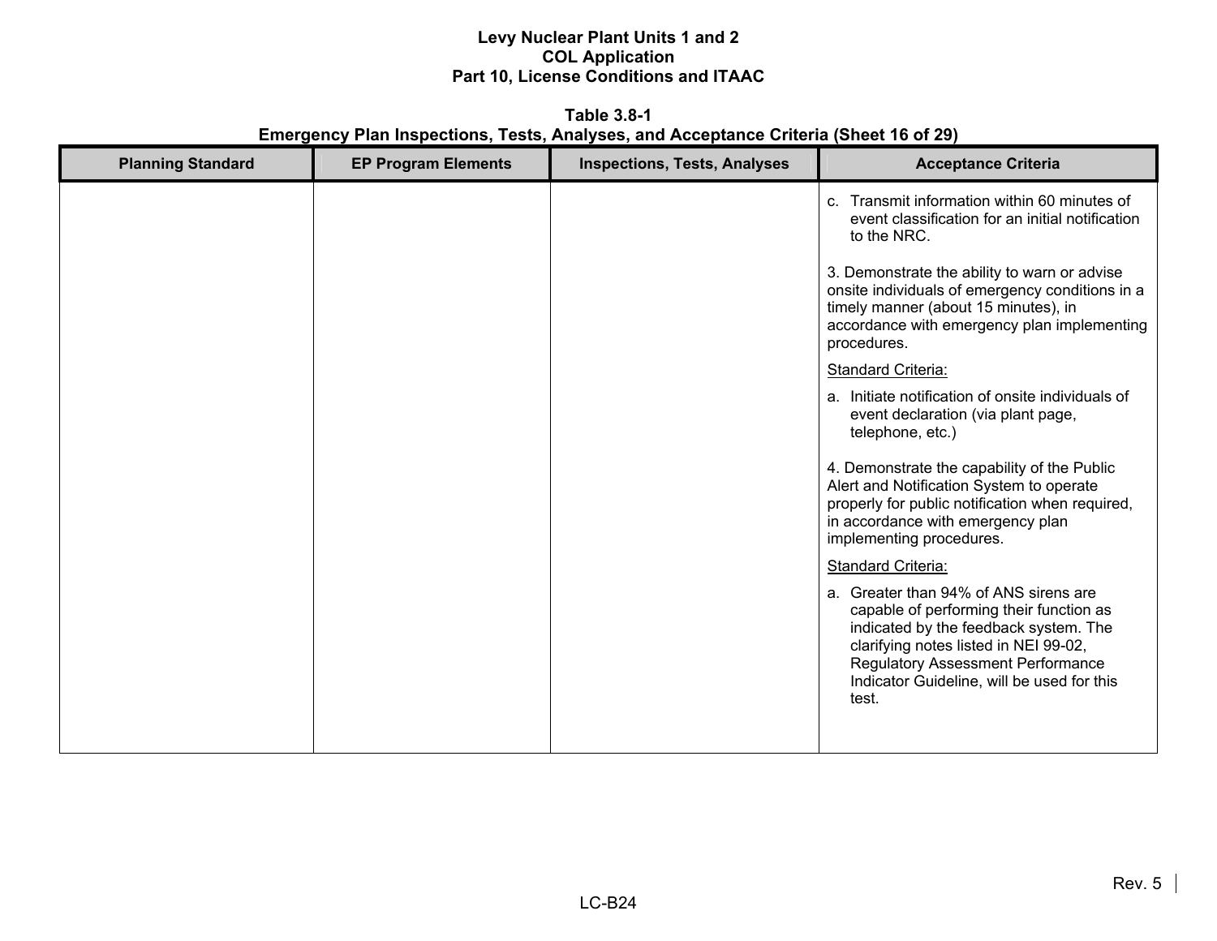**Table 3.8-1**
**Emergency Plan Inspections, Tests, Analyses, and Acceptance Criteria (Sheet 16 of 29)**

| Planning Standard | EP Program Elements | Inspections, Tests, Analyses | Acceptance Criteria |
|---|---|---|---|
| | | | c. Transmit information within 60 minutes of event classification for an initial notification to the NRC.<br><br>3. Demonstrate the ability to warn or advise onsite individuals of emergency conditions in a timely manner (about 15 minutes), in accordance with emergency plan implementing procedures.<br><br>Standard Criteria:<br><br>a. Initiate notification of onsite individuals of event declaration (via plant page, telephone, etc.)<br><br>4. Demonstrate the capability of the Public Alert and Notification System to operate properly for public notification when required, in accordance with emergency plan implementing procedures.<br><br>Standard Criteria:<br><br>a. Greater than 94% of ANS sirens are capable of performing their function as indicated by the feedback system. The clarifying notes listed in NEI 99-02, Regulatory Assessment Performance Indicator Guideline, will be used for this test. |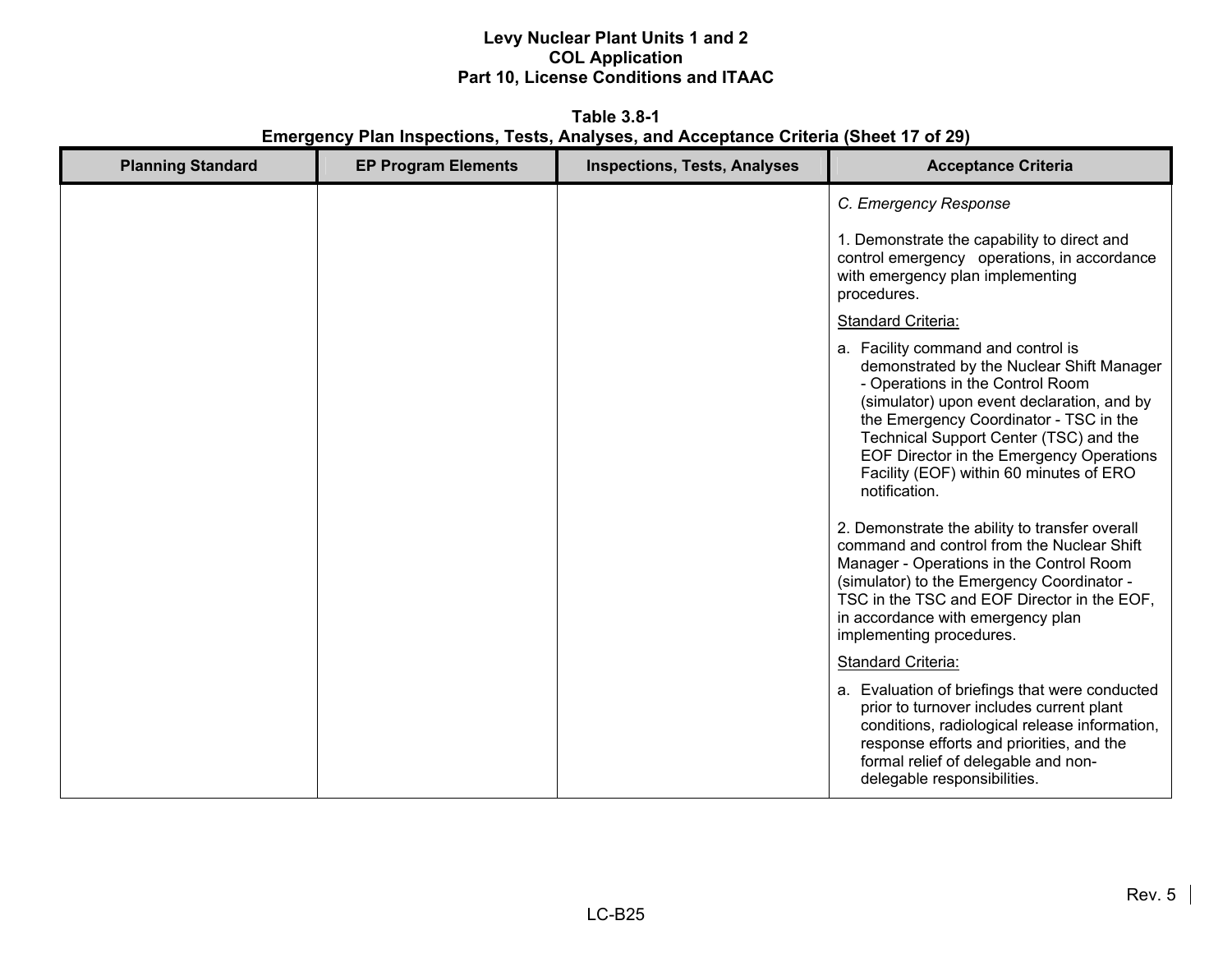**Table 3.8-1**
**Emergency Plan Inspections, Tests, Analyses, and Acceptance Criteria (Sheet 17 of 29)**

| Planning Standard | EP Program Elements | Inspections, Tests, Analyses | Acceptance Criteria |
|---|---|---|---|
| | | | *C. Emergency Response*<br><br>1. Demonstrate the capability to direct and control emergency operations, in accordance with emergency plan implementing procedures.<br><br>Standard Criteria:<br><br>a. Facility command and control is demonstrated by the Nuclear Shift Manager - Operations in the Control Room (simulator) upon event declaration, and by the Emergency Coordinator - TSC in the Technical Support Center (TSC) and the EOF Director in the Emergency Operations Facility (EOF) within 60 minutes of ERO notification.<br><br>2. Demonstrate the ability to transfer overall command and control from the Nuclear Shift Manager - Operations in the Control Room (simulator) to the Emergency Coordinator - TSC in the TSC and EOF Director in the EOF, in accordance with emergency plan implementing procedures.<br><br>Standard Criteria:<br><br>a. Evaluation of briefings that were conducted prior to turnover includes current plant conditions, radiological release information, response efforts and priorities, and the formal relief of delegable and non-delegable responsibilities. |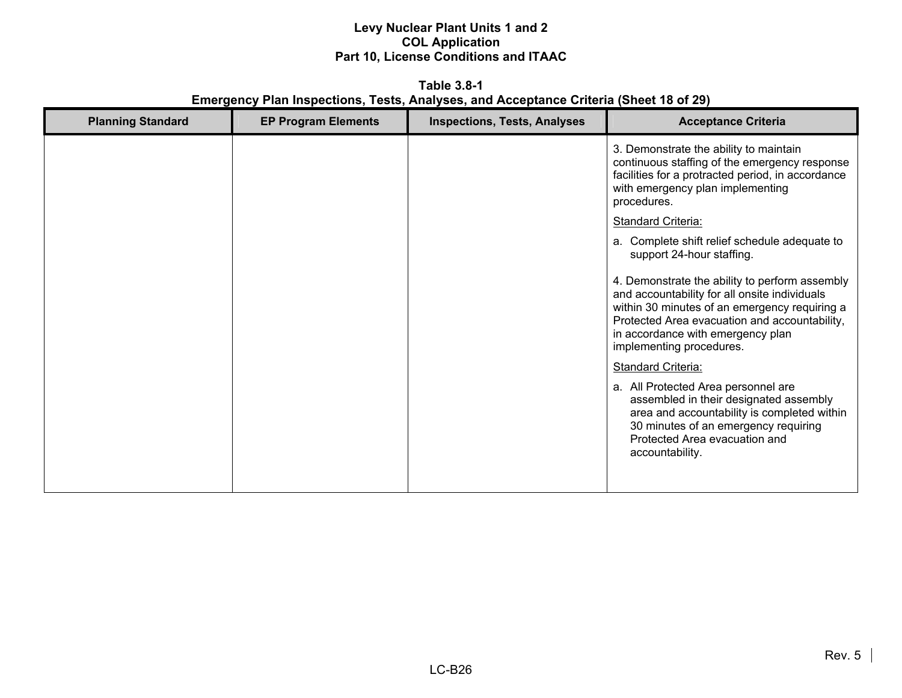**Table 3.8-1**
**Emergency Plan Inspections, Tests, Analyses, and Acceptance Criteria (Sheet 18 of 29)**

| Planning Standard | EP Program Elements | Inspections, Tests, Analyses | Acceptance Criteria |
|---|---|---|---|
| | | | 3. Demonstrate the ability to maintain continuous staffing of the emergency response facilities for a protracted period, in accordance with emergency plan implementing procedures.<br><br><u>Standard Criteria:</u><br><br>a. Complete shift relief schedule adequate to support 24-hour staffing.<br><br>4. Demonstrate the ability to perform assembly and accountability for all onsite individuals within 30 minutes of an emergency requiring a Protected Area evacuation and accountability, in accordance with emergency plan implementing procedures.<br><br><u>Standard Criteria:</u><br><br>a. All Protected Area personnel are assembled in their designated assembly area and accountability is completed within 30 minutes of an emergency requiring Protected Area evacuation and accountability. |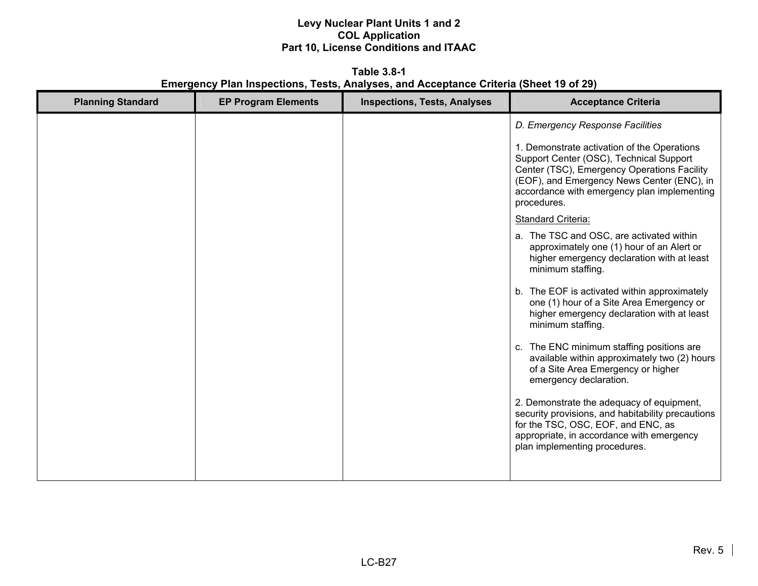**Table 3.8-1**
**Emergency Plan Inspections, Tests, Analyses, and Acceptance Criteria (Sheet 19 of 29)**

| Planning Standard | EP Program Elements | Inspections, Tests, Analyses | Acceptance Criteria |
|---|---|---|---|
| | | | *D. Emergency Response Facilities*<br><br>1. Demonstrate activation of the Operations Support Center (OSC), Technical Support Center (TSC), Emergency Operations Facility (EOF), and Emergency News Center (ENC), in accordance with emergency plan implementing procedures.<br><br><u>Standard Criteria:</u><br><br>a. The TSC and OSC, are activated within approximately one (1) hour of an Alert or higher emergency declaration with at least minimum staffing.<br><br>b. The EOF is activated within approximately one (1) hour of a Site Area Emergency or higher emergency declaration with at least minimum staffing.<br><br>c. The ENC minimum staffing positions are available within approximately two (2) hours of a Site Area Emergency or higher emergency declaration.<br><br>2. Demonstrate the adequacy of equipment, security provisions, and habitability precautions for the TSC, OSC, EOF, and ENC, as appropriate, in accordance with emergency plan implementing procedures. |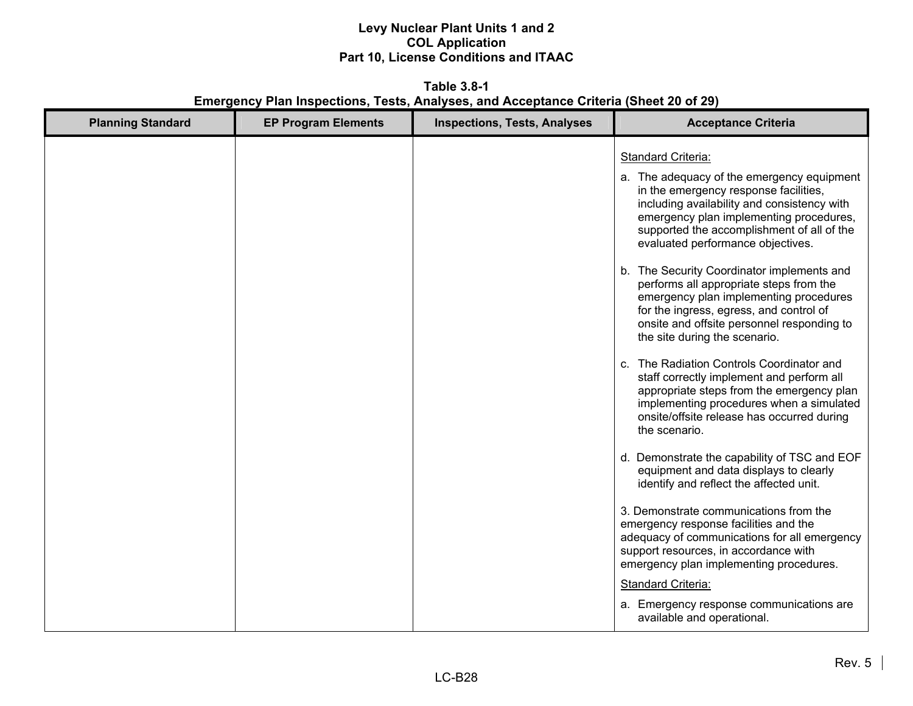**Table 3.8-1**
**Emergency Plan Inspections, Tests, Analyses, and Acceptance Criteria (Sheet 20 of 29)**

| Planning Standard | EP Program Elements | Inspections, Tests, Analyses | Acceptance Criteria |
|---|---|---|---|
| | | | Standard Criteria:<br><br>a. The adequacy of the emergency equipment in the emergency response facilities, including availability and consistency with emergency plan implementing procedures, supported the accomplishment of all of the evaluated performance objectives.<br><br>b. The Security Coordinator implements and performs all appropriate steps from the emergency plan implementing procedures for the ingress, egress, and control of onsite and offsite personnel responding to the site during the scenario.<br><br>c. The Radiation Controls Coordinator and staff correctly implement and perform all appropriate steps from the emergency plan implementing procedures when a simulated onsite/offsite release has occurred during the scenario.<br><br>d. Demonstrate the capability of TSC and EOF equipment and data displays to clearly identify and reflect the affected unit.<br><br>3. Demonstrate communications from the emergency response facilities and the adequacy of communications for all emergency support resources, in accordance with emergency plan implementing procedures.<br><br>Standard Criteria:<br><br>a. Emergency response communications are available and operational. |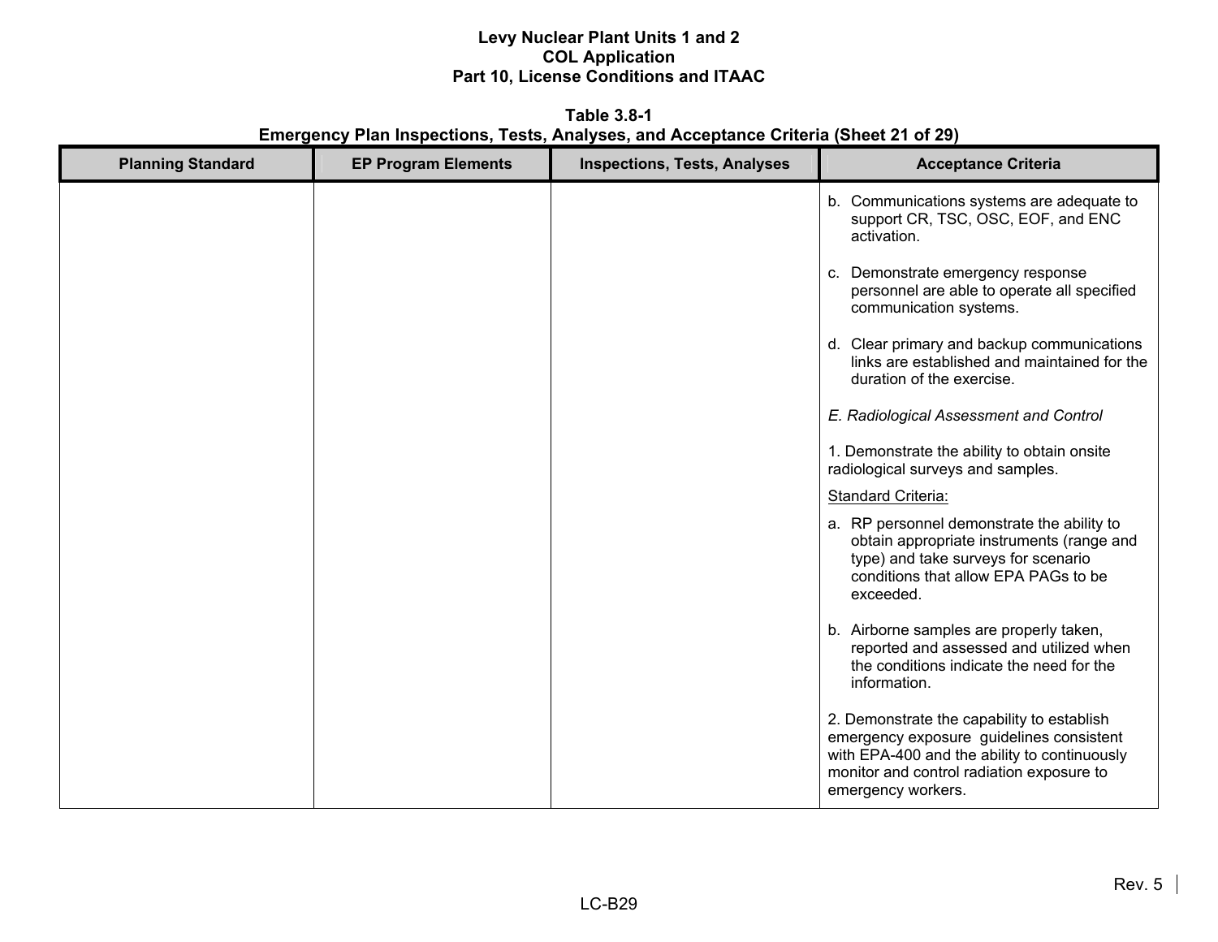**Table 3.8-1**
**Emergency Plan Inspections, Tests, Analyses, and Acceptance Criteria (Sheet 21 of 29)**

| Planning Standard | EP Program Elements | Inspections, Tests, Analyses | Acceptance Criteria |
|---|---|---|---|
| | | | b. Communications systems are adequate to support CR, TSC, OSC, EOF, and ENC activation.<br><br>c. Demonstrate emergency response personnel are able to operate all specified communication systems.<br><br>d. Clear primary and backup communications links are established and maintained for the duration of the exercise.<br><br>*E. Radiological Assessment and Control*<br><br>1. Demonstrate the ability to obtain onsite radiological surveys and samples.<br><br><u>Standard Criteria:</u><br><br>a. RP personnel demonstrate the ability to obtain appropriate instruments (range and type) and take surveys for scenario conditions that allow EPA PAGs to be exceeded.<br><br>b. Airborne samples are properly taken, reported and assessed and utilized when the conditions indicate the need for the information.<br><br>2. Demonstrate the capability to establish emergency exposure guidelines consistent with EPA-400 and the ability to continuously monitor and control radiation exposure to emergency workers. |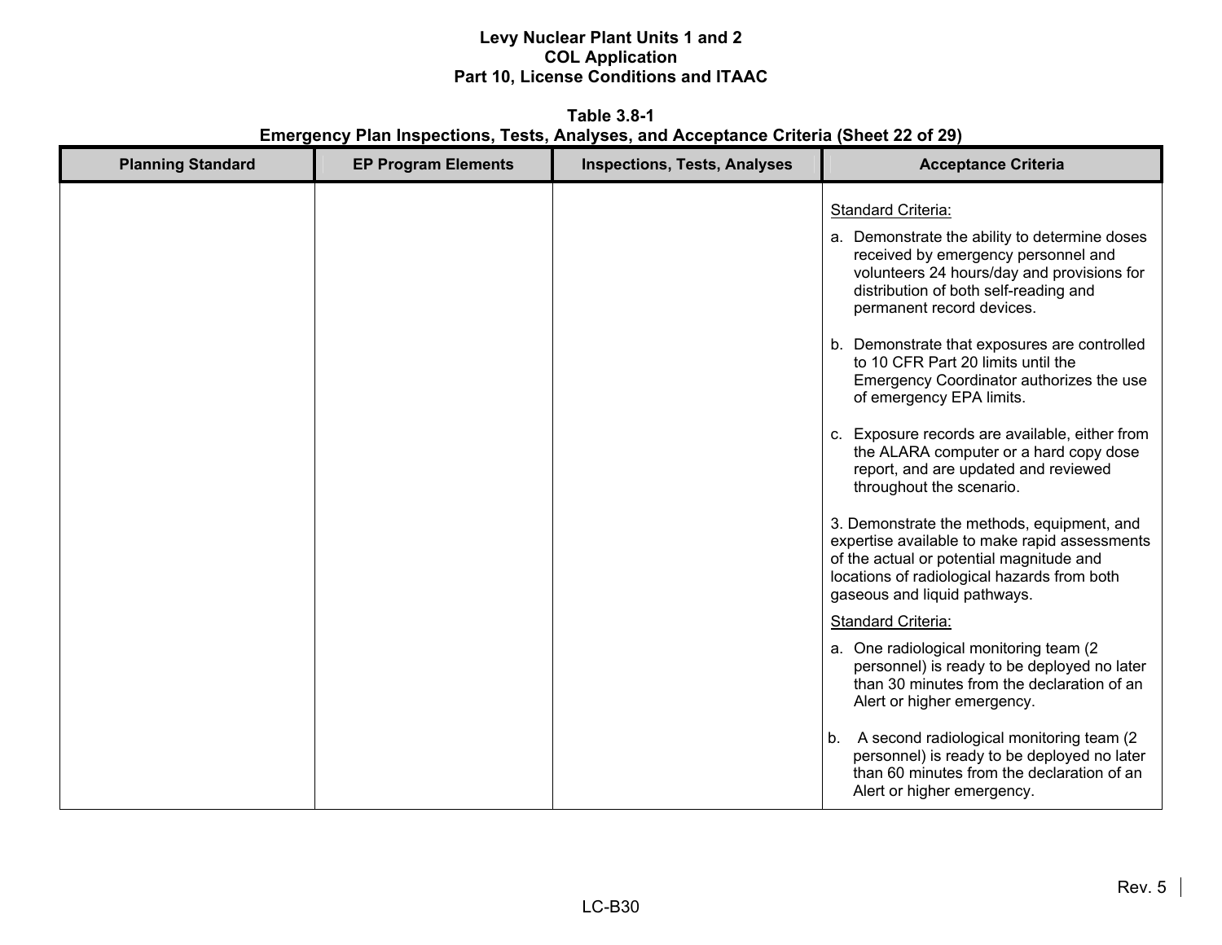**Table 3.8-1**
**Emergency Plan Inspections, Tests, Analyses, and Acceptance Criteria (Sheet 22 of 29)**

| Planning Standard | EP Program Elements | Inspections, Tests, Analyses | Acceptance Criteria |
|---|---|---|---|
| | | | Standard Criteria:<br>a. Demonstrate the ability to determine doses received by emergency personnel and volunteers 24 hours/day and provisions for distribution of both self-reading and permanent record devices.<br>b. Demonstrate that exposures are controlled to 10 CFR Part 20 limits until the Emergency Coordinator authorizes the use of emergency EPA limits.<br>c. Exposure records are available, either from the ALARA computer or a hard copy dose report, and are updated and reviewed throughout the scenario.<br>3. Demonstrate the methods, equipment, and expertise available to make rapid assessments of the actual or potential magnitude and locations of radiological hazards from both gaseous and liquid pathways.<br>Standard Criteria:<br>a. One radiological monitoring team (2 personnel) is ready to be deployed no later than 30 minutes from the declaration of an Alert or higher emergency.<br>b. A second radiological monitoring team (2 personnel) is ready to be deployed no later than 60 minutes from the declaration of an Alert or higher emergency. |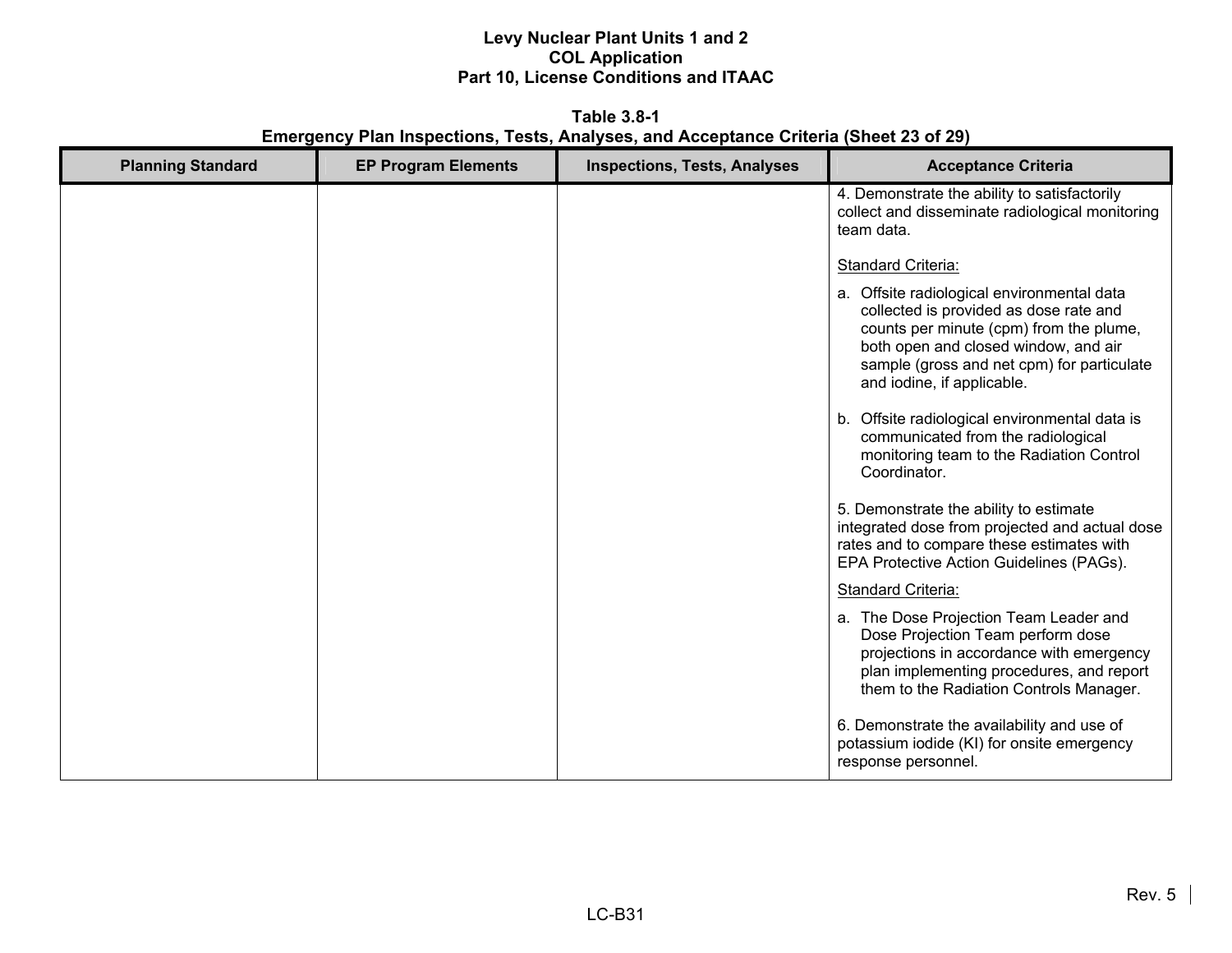**Table 3.8-1**
**Emergency Plan Inspections, Tests, Analyses, and Acceptance Criteria (Sheet 23 of 29)**

| Planning Standard | EP Program Elements | Inspections, Tests, Analyses | Acceptance Criteria |
|---|---|---|---|
| | | | 4. Demonstrate the ability to satisfactorily collect and disseminate radiological monitoring team data.<br><br><u>Standard Criteria:</u><br><br>a. Offsite radiological environmental data collected is provided as dose rate and counts per minute (cpm) from the plume, both open and closed window, and air sample (gross and net cpm) for particulate and iodine, if applicable.<br><br>b. Offsite radiological environmental data is communicated from the radiological monitoring team to the Radiation Control Coordinator.<br><br>5. Demonstrate the ability to estimate integrated dose from projected and actual dose rates and to compare these estimates with EPA Protective Action Guidelines (PAGs).<br><br><u>Standard Criteria:</u><br><br>a. The Dose Projection Team Leader and Dose Projection Team perform dose projections in accordance with emergency plan implementing procedures, and report them to the Radiation Controls Manager.<br><br>6. Demonstrate the availability and use of potassium iodide (KI) for onsite emergency response personnel. |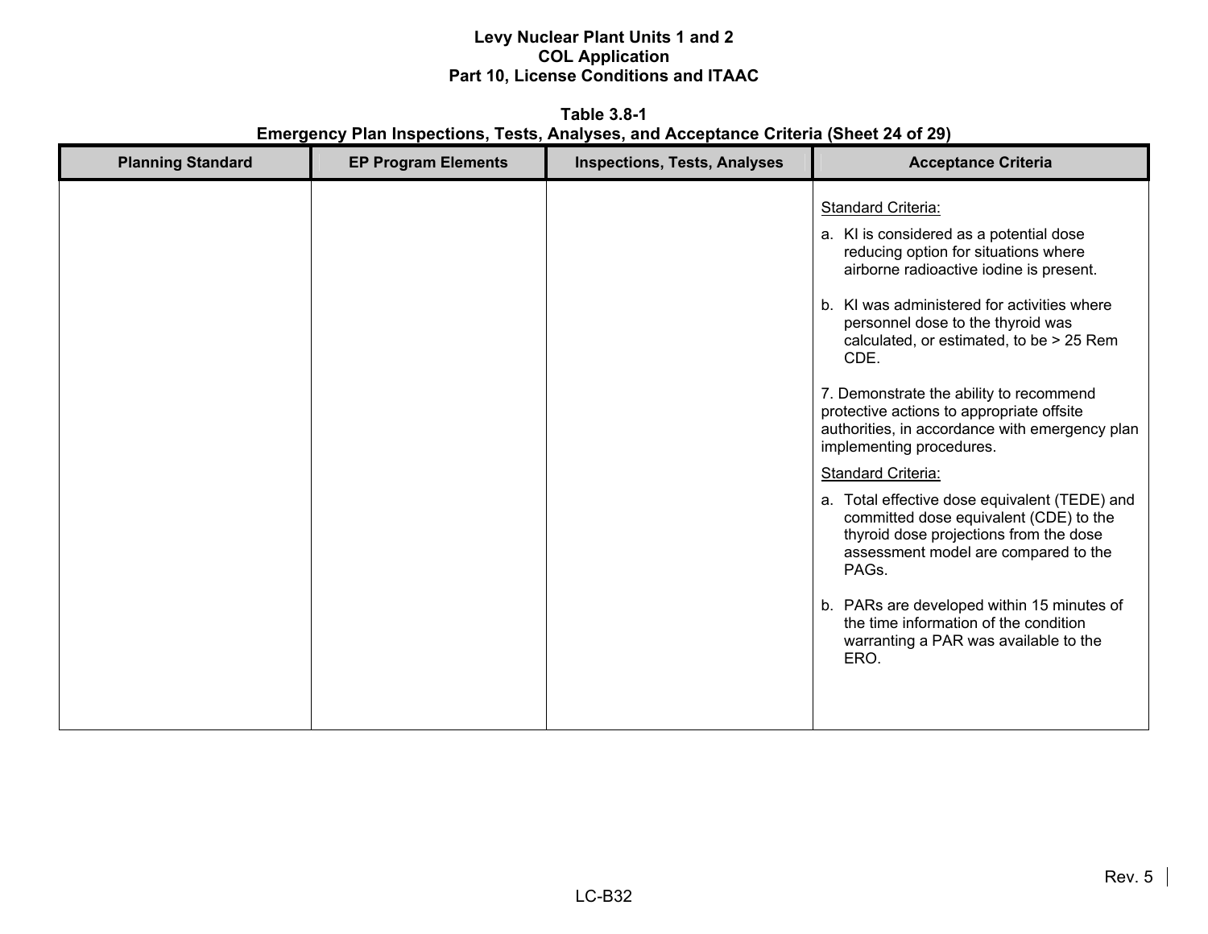**Table 3.8-1**
**Emergency Plan Inspections, Tests, Analyses, and Acceptance Criteria (Sheet 24 of 29)**

| Planning Standard | EP Program Elements | Inspections, Tests, Analyses | Acceptance Criteria |
|---|---|---|---|
| | | | Standard Criteria:<br>a. KI is considered as a potential dose reducing option for situations where airborne radioactive iodine is present.<br>b. KI was administered for activities where personnel dose to the thyroid was calculated, or estimated, to be > 25 Rem CDE.<br><br>7. Demonstrate the ability to recommend protective actions to appropriate offsite authorities, in accordance with emergency plan implementing procedures.<br><br>Standard Criteria:<br>a. Total effective dose equivalent (TEDE) and committed dose equivalent (CDE) to the thyroid dose projections from the dose assessment model are compared to the PAGs.<br>b. PARs are developed within 15 minutes of the time information of the condition warranting a PAR was available to the ERO. |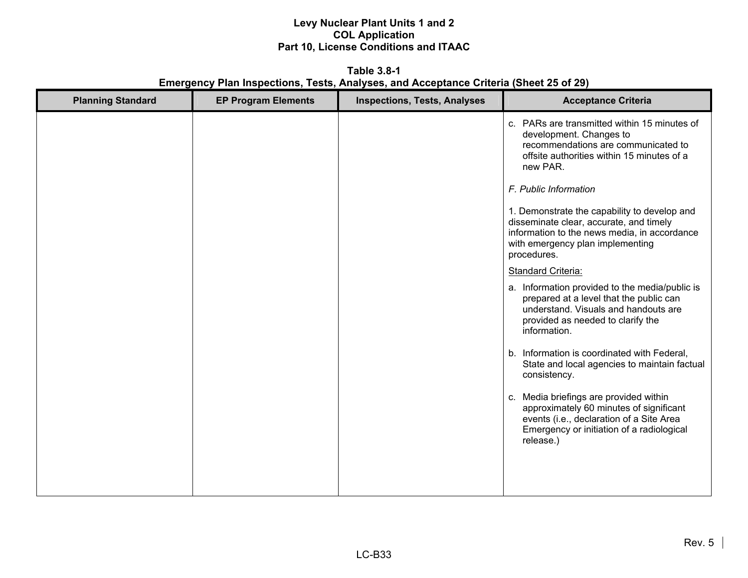**Table 3.8-1**
**Emergency Plan Inspections, Tests, Analyses, and Acceptance Criteria (Sheet 25 of 29)**

| Planning Standard | EP Program Elements | Inspections, Tests, Analyses | Acceptance Criteria |
|---|---|---|---|
| | | | c. PARs are transmitted within 15 minutes of development. Changes to recommendations are communicated to offsite authorities within 15 minutes of a new PAR.<br><br>*F. Public Information*<br><br>1. Demonstrate the capability to develop and disseminate clear, accurate, and timely information to the news media, in accordance with emergency plan implementing procedures.<br><br><u>Standard Criteria:</u><br><br>a. Information provided to the media/public is prepared at a level that the public can understand. Visuals and handouts are provided as needed to clarify the information.<br><br>b. Information is coordinated with Federal, State and local agencies to maintain factual consistency.<br><br>c. Media briefings are provided within approximately 60 minutes of significant events (i.e., declaration of a Site Area Emergency or initiation of a radiological release.) |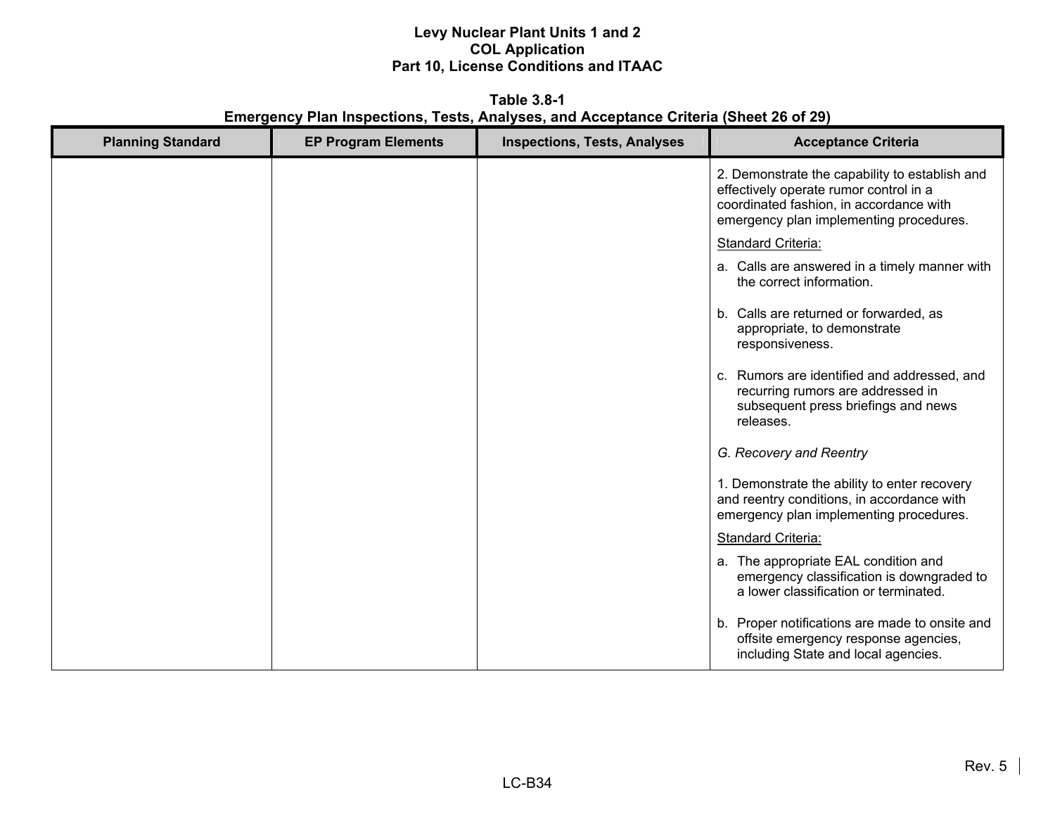**Table 3.8-1**
**Emergency Plan Inspections, Tests, Analyses, and Acceptance Criteria (Sheet 26 of 29)**

| Planning Standard | EP Program Elements | Inspections, Tests, Analyses | Acceptance Criteria |
|---|---|---|---|
| | | | 2. Demonstrate the capability to establish and effectively operate rumor control in a coordinated fashion, in accordance with emergency plan implementing procedures.<br><br><u>Standard Criteria:</u><br><br>a. Calls are answered in a timely manner with the correct information.<br><br>b. Calls are returned or forwarded, as appropriate, to demonstrate responsiveness.<br><br>c. Rumors are identified and addressed, and recurring rumors are addressed in subsequent press briefings and news releases.<br><br>*G. Recovery and Reentry*<br><br>1. Demonstrate the ability to enter recovery and reentry conditions, in accordance with emergency plan implementing procedures.<br><br><u>Standard Criteria:</u><br><br>a. The appropriate EAL condition and emergency classification is downgraded to a lower classification or terminated.<br><br>b. Proper notifications are made to onsite and offsite emergency response agencies, including State and local agencies. |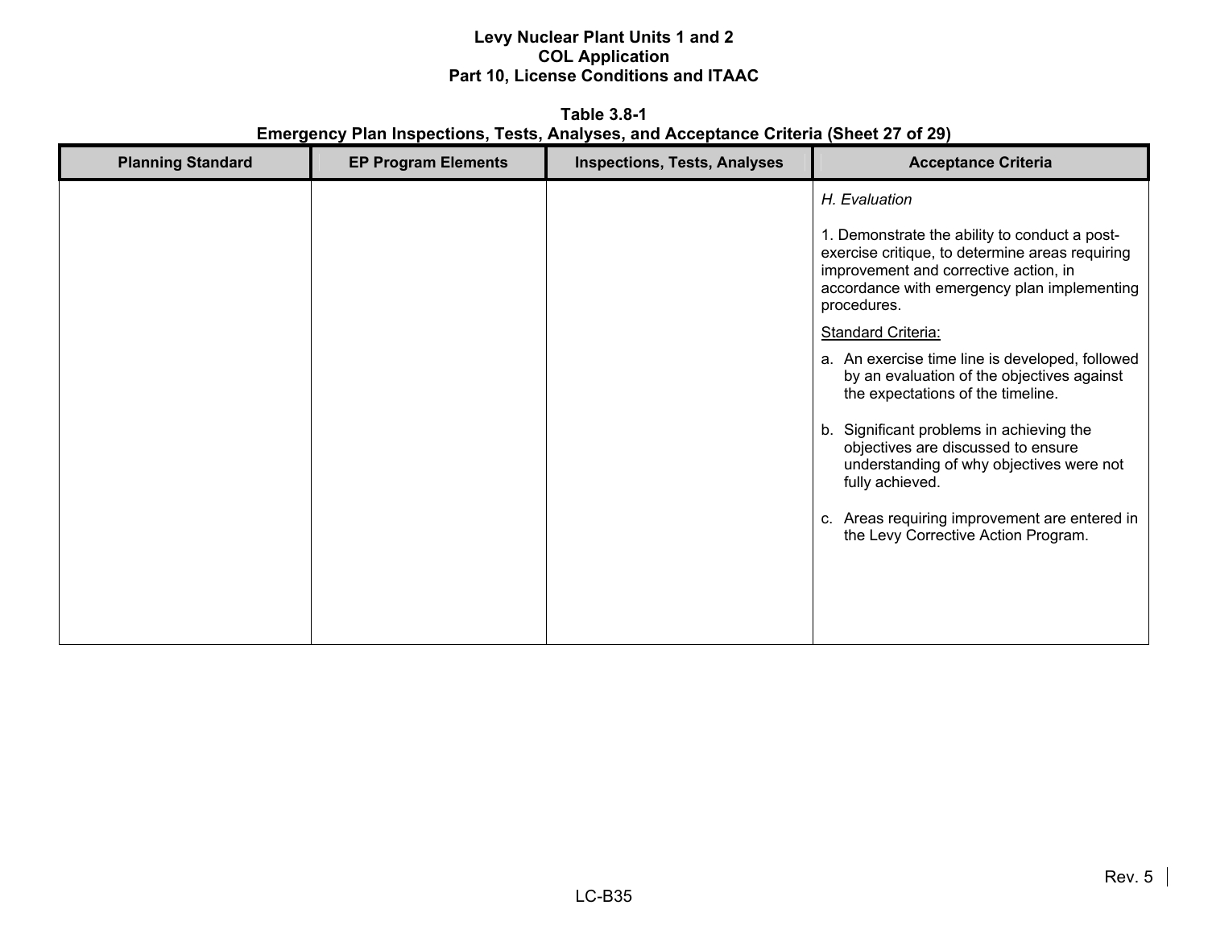**Table 3.8-1**
**Emergency Plan Inspections, Tests, Analyses, and Acceptance Criteria (Sheet 27 of 29)**

| Planning Standard | EP Program Elements | Inspections, Tests, Analyses | Acceptance Criteria |
|---|---|---|---|
| | | | *H. Evaluation*<br><br>1. Demonstrate the ability to conduct a post-exercise critique, to determine areas requiring improvement and corrective action, in accordance with emergency plan implementing procedures.<br><br><u>Standard Criteria:</u><br><br>a. An exercise time line is developed, followed by an evaluation of the objectives against the expectations of the timeline.<br><br>b. Significant problems in achieving the objectives are discussed to ensure understanding of why objectives were not fully achieved.<br><br>c. Areas requiring improvement are entered in the Levy Corrective Action Program. |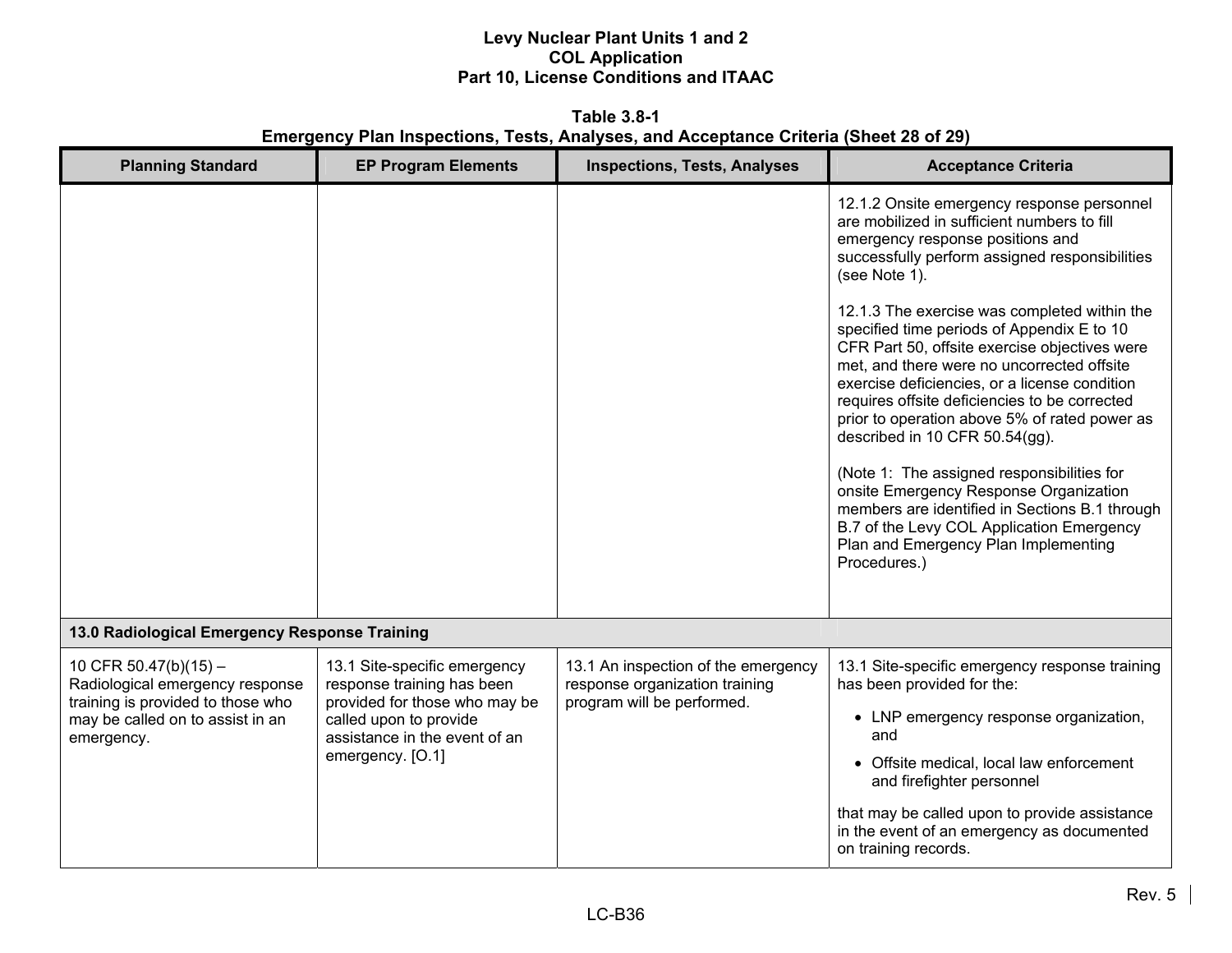**Table 3.8-1**
**Emergency Plan Inspections, Tests, Analyses, and Acceptance Criteria (Sheet 28 of 29)**

| Planning Standard | EP Program Elements | Inspections, Tests, Analyses | Acceptance Criteria |
|---|---|---|---|
| | | | 12.1.2 Onsite emergency response personnel are mobilized in sufficient numbers to fill emergency response positions and successfully perform assigned responsibilities (see Note 1).<br><br>12.1.3 The exercise was completed within the specified time periods of Appendix E to 10 CFR Part 50, offsite exercise objectives were met, and there were no uncorrected offsite exercise deficiencies, or a license condition requires offsite deficiencies to be corrected prior to operation above 5% of rated power as described in 10 CFR 50.54(gg).<br><br>(Note 1: The assigned responsibilities for onsite Emergency Response Organization members are identified in Sections B.1 through B.7 of the Levy COL Application Emergency Plan and Emergency Plan Implementing Procedures.) |
| **13.0 Radiological Emergency Response Training** | | | |
| 10 CFR 50.47(b)(15) – Radiological emergency response training is provided to those who may be called on to assist in an emergency. | 13.1 Site-specific emergency response training has been provided for those who may be called upon to provide assistance in the event of an emergency. [O.1] | 13.1 An inspection of the emergency response organization training program will be performed. | 13.1 Site-specific emergency response training has been provided for the:<br>• LNP emergency response organization, and<br>• Offsite medical, local law enforcement and firefighter personnel<br><br>that may be called upon to provide assistance in the event of an emergency as documented on training records. |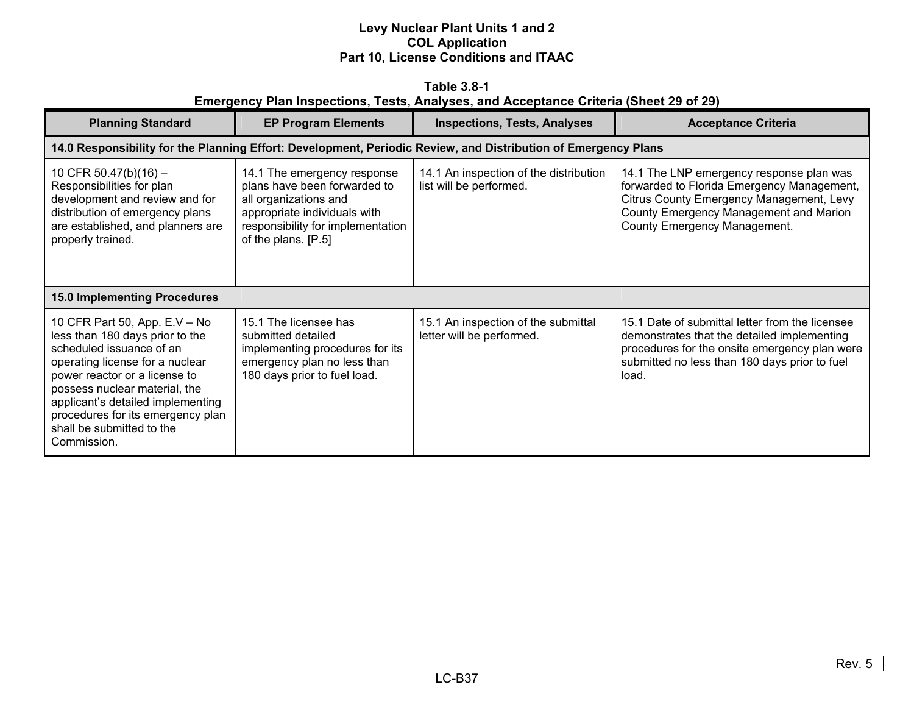**Table 3.8-1**
**Emergency Plan Inspections, Tests, Analyses, and Acceptance Criteria (Sheet 29 of 29)**

| Planning Standard | EP Program Elements | Inspections, Tests, Analyses | Acceptance Criteria |
|---|---|---|---|
| **14.0 Responsibility for the Planning Effort: Development, Periodic Review, and Distribution of Emergency Plans** | | | |
| 10 CFR 50.47(b)(16) – Responsibilities for plan development and review and for distribution of emergency plans are established, and planners are properly trained. | 14.1 The emergency response plans have been forwarded to all organizations and appropriate individuals with responsibility for implementation of the plans. [P.5] | 14.1 An inspection of the distribution list will be performed. | 14.1 The LNP emergency response plan was forwarded to Florida Emergency Management, Citrus County Emergency Management, Levy County Emergency Management and Marion County Emergency Management. |
| **15.0 Implementing Procedures** | | | |
| 10 CFR Part 50, App. E.V – No less than 180 days prior to the scheduled issuance of an operating license for a nuclear power reactor or a license to possess nuclear material, the applicant's detailed implementing procedures for its emergency plan shall be submitted to the Commission. | 15.1 The licensee has submitted detailed implementing procedures for its emergency plan no less than 180 days prior to fuel load. | 15.1 An inspection of the submittal letter will be performed. | 15.1 Date of submittal letter from the licensee demonstrates that the detailed implementing procedures for the onsite emergency plan were submitted no less than 180 days prior to fuel load. |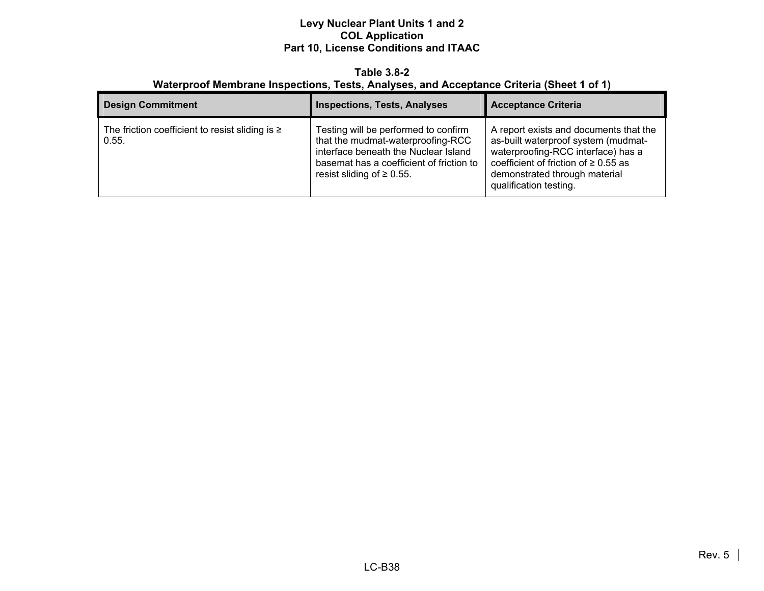**Table 3.8-2**
**Waterproof Membrane Inspections, Tests, Analyses, and Acceptance Criteria (Sheet 1 of 1)**

| Design Commitment | Inspections, Tests, Analyses | Acceptance Criteria |
|---|---|---|
| The friction coefficient to resist sliding is ≥ 0.55. | Testing will be performed to confirm that the mudmat-waterproofing-RCC interface beneath the Nuclear Island basemat has a coefficient of friction to resist sliding of ≥ 0.55. | A report exists and documents that the as-built waterproof system (mudmat-waterproofing-RCC interface) has a coefficient of friction of ≥ 0.55 as demonstrated through material qualification testing. |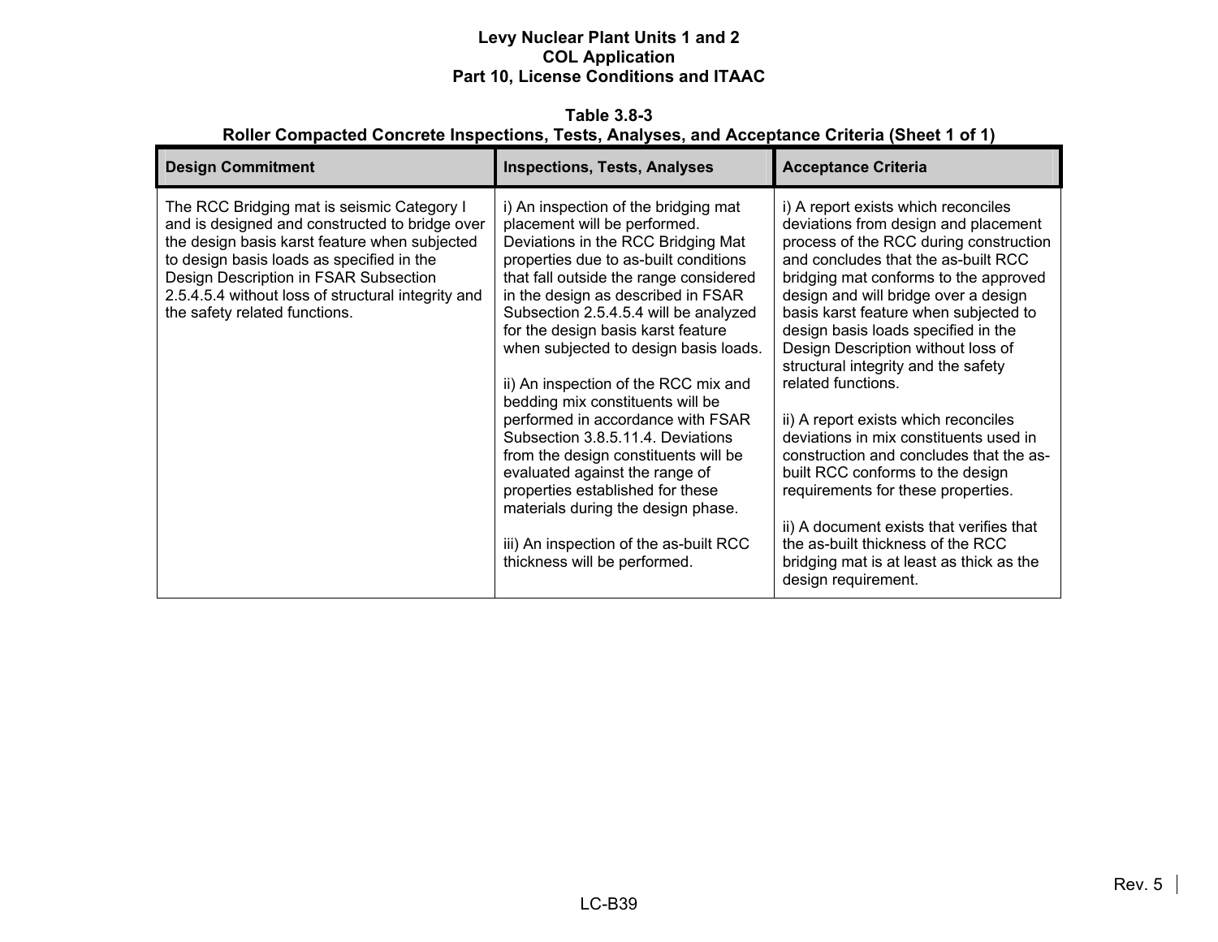**Table 3.8-3**
**Roller Compacted Concrete Inspections, Tests, Analyses, and Acceptance Criteria (Sheet 1 of 1)**

| Design Commitment | Inspections, Tests, Analyses | Acceptance Criteria |
|---|---|---|
| The RCC Bridging mat is seismic Category I and is designed and constructed to bridge over the design basis karst feature when subjected to design basis loads as specified in the Design Description in FSAR Subsection 2.5.4.5.4 without loss of structural integrity and the safety related functions. | i) An inspection of the bridging mat placement will be performed. Deviations in the RCC Bridging Mat properties due to as-built conditions that fall outside the range considered in the design as described in FSAR Subsection 2.5.4.5.4 will be analyzed for the design basis karst feature when subjected to design basis loads.<br><br>ii) An inspection of the RCC mix and bedding mix constituents will be performed in accordance with FSAR Subsection 3.8.5.11.4. Deviations from the design constituents will be evaluated against the range of properties established for these materials during the design phase.<br><br>iii) An inspection of the as-built RCC thickness will be performed. | i) A report exists which reconciles deviations from design and placement process of the RCC during construction and concludes that the as-built RCC bridging mat conforms to the approved design and will bridge over a design basis karst feature when subjected to design basis loads specified in the Design Description without loss of structural integrity and the safety related functions.<br><br>ii) A report exists which reconciles deviations in mix constituents used in construction and concludes that the as-built RCC conforms to the design requirements for these properties.<br><br>ii) A document exists that verifies that the as-built thickness of the RCC bridging mat is at least as thick as the design requirement. |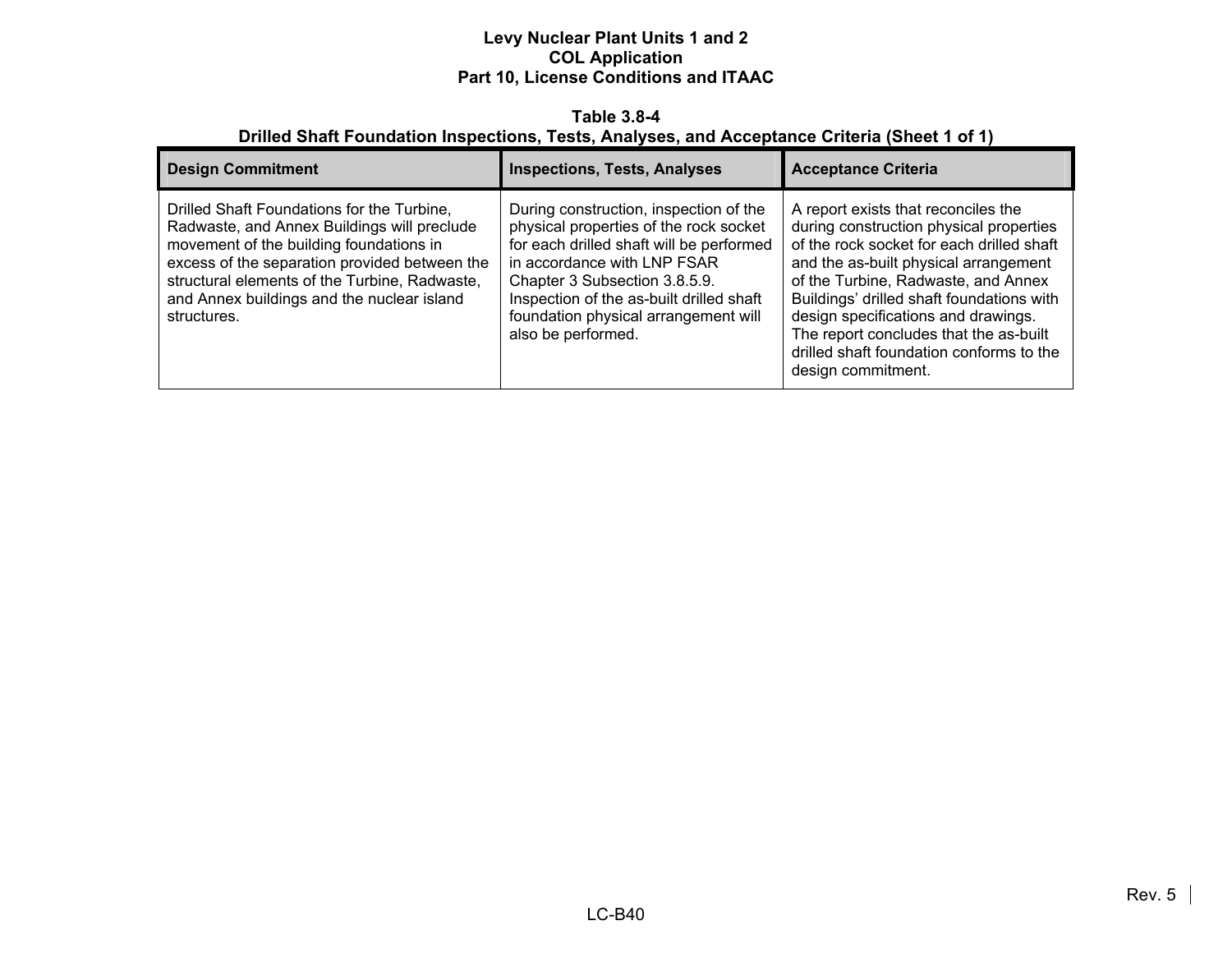**Table 3.8-4**
**Drilled Shaft Foundation Inspections, Tests, Analyses, and Acceptance Criteria (Sheet 1 of 1)**

| Design Commitment | Inspections, Tests, Analyses | Acceptance Criteria |
|---|---|---|
| Drilled Shaft Foundations for the Turbine, Radwaste, and Annex Buildings will preclude movement of the building foundations in excess of the separation provided between the structural elements of the Turbine, Radwaste, and Annex buildings and the nuclear island structures. | During construction, inspection of the physical properties of the rock socket for each drilled shaft will be performed in accordance with LNP FSAR Chapter 3 Subsection 3.8.5.9. Inspection of the as-built drilled shaft foundation physical arrangement will also be performed. | A report exists that reconciles the during construction physical properties of the rock socket for each drilled shaft and the as-built physical arrangement of the Turbine, Radwaste, and Annex Buildings' drilled shaft foundations with design specifications and drawings. The report concludes that the as-built drilled shaft foundation conforms to the design commitment. |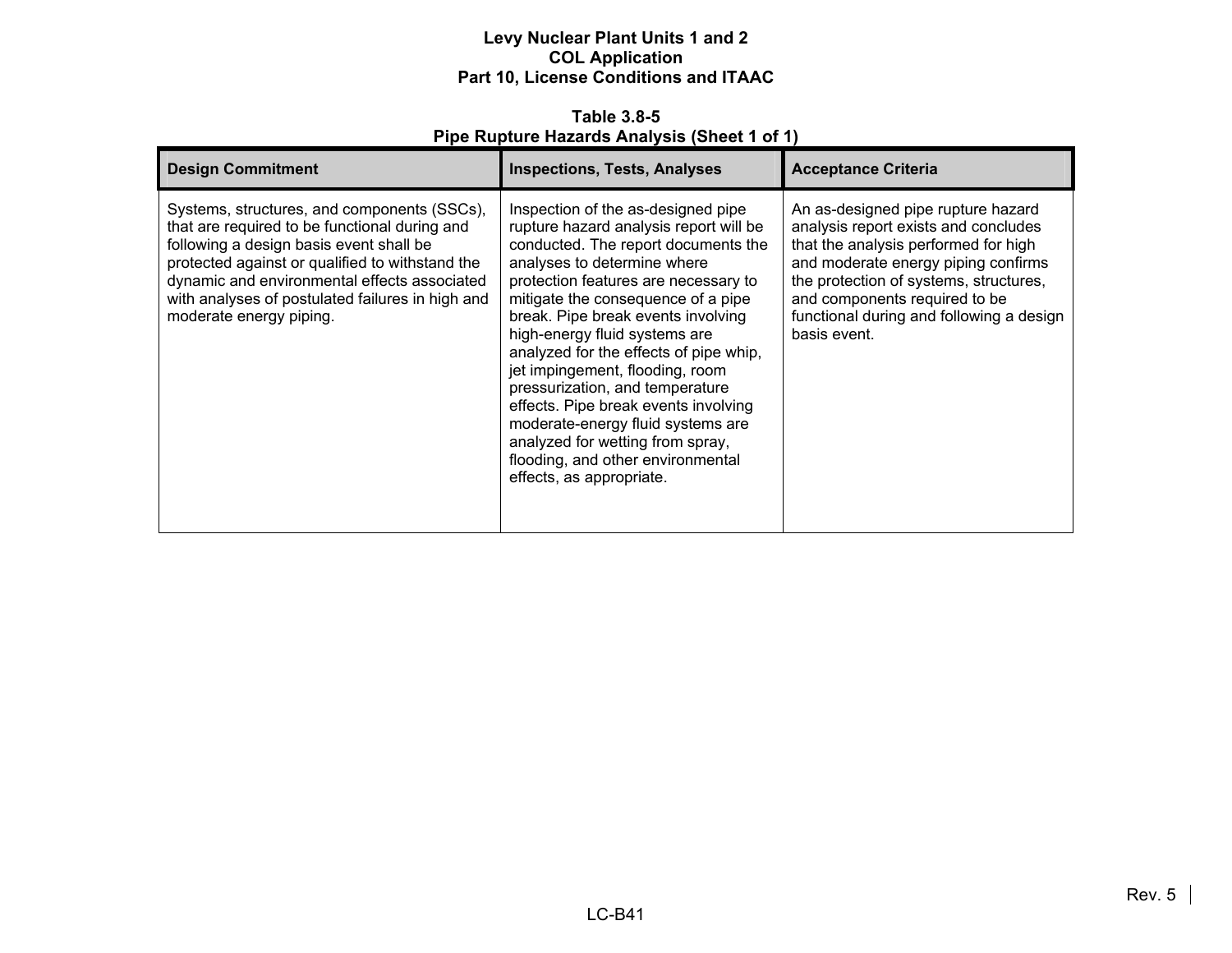**Table 3.8-5**
**Pipe Rupture Hazards Analysis (Sheet 1 of 1)**

| Design Commitment | Inspections, Tests, Analyses | Acceptance Criteria |
|---|---|---|
| Systems, structures, and components (SSCs), that are required to be functional during and following a design basis event shall be protected against or qualified to withstand the dynamic and environmental effects associated with analyses of postulated failures in high and moderate energy piping. | Inspection of the as-designed pipe rupture hazard analysis report will be conducted. The report documents the analyses to determine where protection features are necessary to mitigate the consequence of a pipe break. Pipe break events involving high-energy fluid systems are analyzed for the effects of pipe whip, jet impingement, flooding, room pressurization, and temperature effects. Pipe break events involving moderate-energy fluid systems are analyzed for wetting from spray, flooding, and other environmental effects, as appropriate. | An as-designed pipe rupture hazard analysis report exists and concludes that the analysis performed for high and moderate energy piping confirms the protection of systems, structures, and components required to be functional during and following a design basis event. |

Rev. 5

LC-B41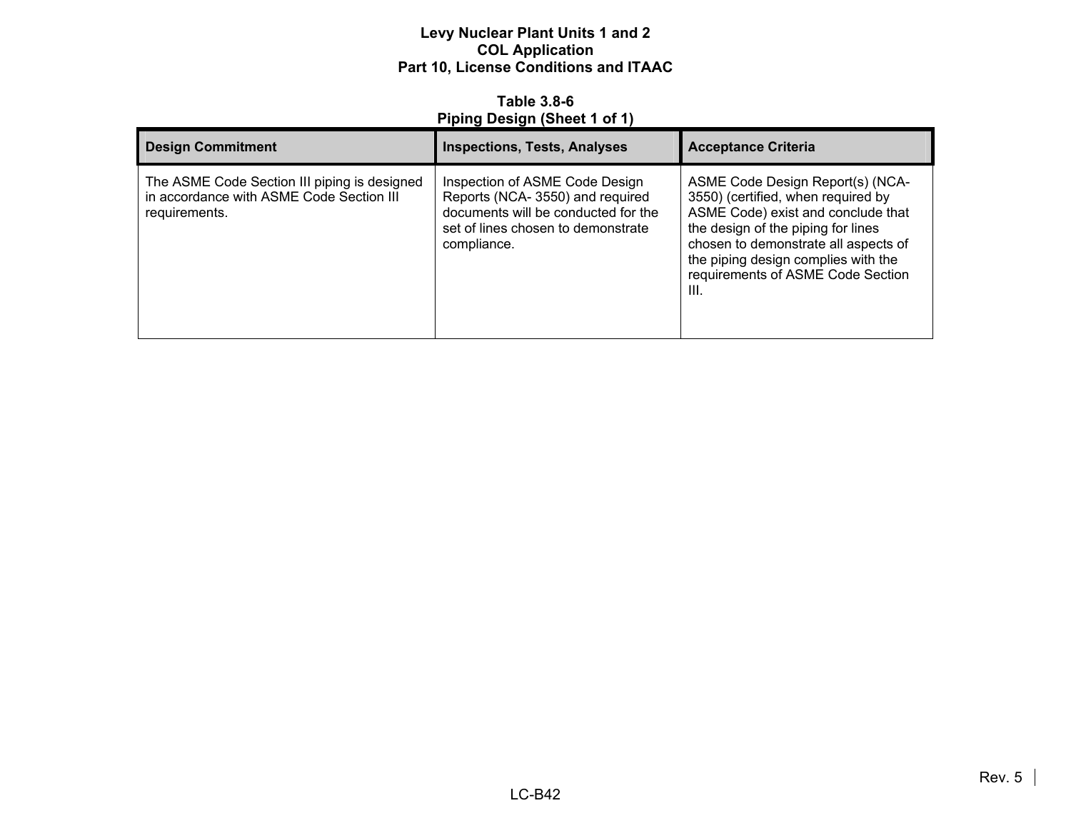**Table 3.8-6**
**Piping Design (Sheet 1 of 1)**

| Design Commitment | Inspections, Tests, Analyses | Acceptance Criteria |
|---|---|---|
| The ASME Code Section III piping is designed in accordance with ASME Code Section III requirements. | Inspection of ASME Code Design Reports (NCA- 3550) and required documents will be conducted for the set of lines chosen to demonstrate compliance. | ASME Code Design Report(s) (NCA-3550) (certified, when required by ASME Code) exist and conclude that the design of the piping for lines chosen to demonstrate all aspects of the piping design complies with the requirements of ASME Code Section III. |